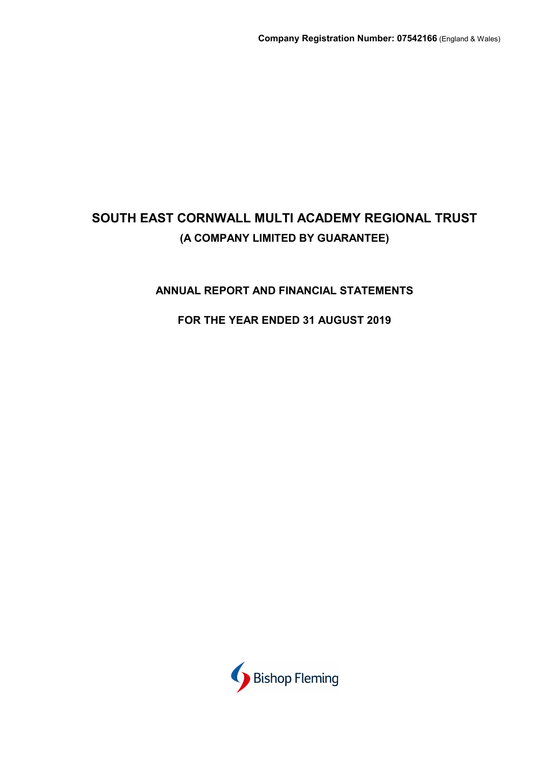**Company Registration Number: 07542166** (England & Wales)

# SOUTH EAST CORNWALL MULTI ACADEMY REGIONAL TRUST

## (A COMPANY LIMITED BY GUARANTEE)

## ANNUAL REPORT AND FINANCIAL STATEMENTS

## FOR THE YEAR ENDED 31 AUGUST 2019

Bishop Fleming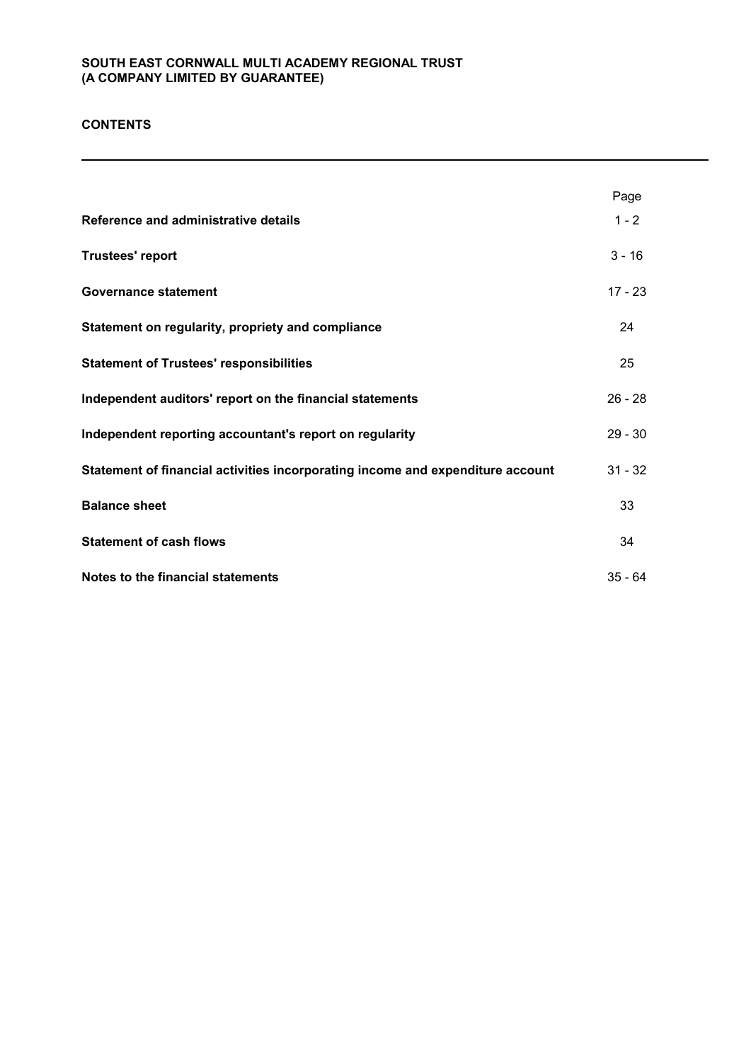**SOUTH EAST CORNWALL MULTI ACADEMY REGIONAL TRUST**
**(A COMPANY LIMITED BY GUARANTEE)**

# CONTENTS

| | Page |
|---|---|
| **Reference and administrative details** | 1 - 2 |
| **Trustees' report** | 3 - 16 |
| **Governance statement** | 17 - 23 |
| **Statement on regularity, propriety and compliance** | 24 |
| **Statement of Trustees' responsibilities** | 25 |
| **Independent auditors' report on the financial statements** | 26 - 28 |
| **Independent reporting accountant's report on regularity** | 29 - 30 |
| **Statement of financial activities incorporating income and expenditure account** | 31 - 32 |
| **Balance sheet** | 33 |
| **Statement of cash flows** | 34 |
| **Notes to the financial statements** | 35 - 64 |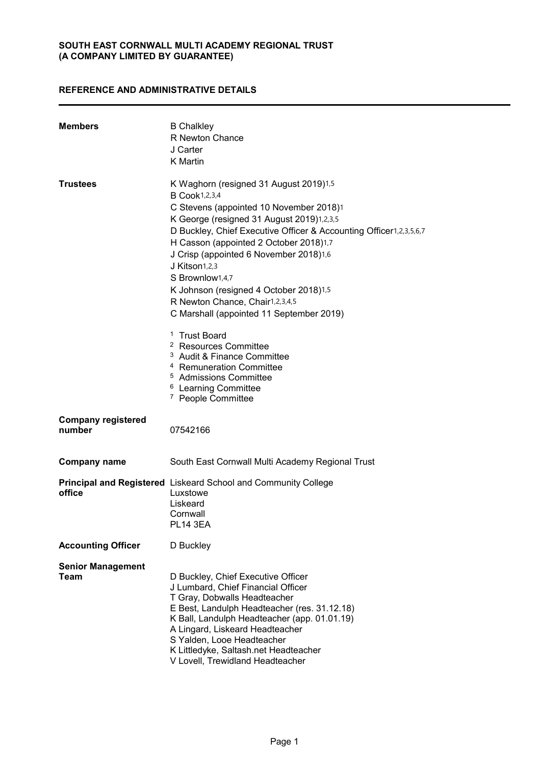**SOUTH EAST CORNWALL MULTI ACADEMY REGIONAL TRUST**
**(A COMPANY LIMITED BY GUARANTEE)**

## REFERENCE AND ADMINISTRATIVE DETAILS

| | |
|---|---|
| **Members** | B Chalkley<br>R Newton Chance<br>J Carter<br>K Martin |
| **Trustees** | K Waghorn (resigned 31 August 2019)[1,5]<br>B Cook[1,2,3,4]<br>C Stevens (appointed 10 November 2018)[1]<br>K George (resigned 31 August 2019)[1,2,3,5]<br>D Buckley, Chief Executive Officer & Accounting Officer[1,2,3,5,6,7]<br>H Casson (appointed 2 October 2018)[1,7]<br>J Crisp (appointed 6 November 2018)[1,6]<br>J Kitson[1,2,3]<br>S Brownlow[1,4,7]<br>K Johnson (resigned 4 October 2018)[1,5]<br>R Newton Chance, Chair[1,2,3,4,5]<br>C Marshall (appointed 11 September 2019)<br><br>[1] Trust Board<br>[2] Resources Committee<br>[3] Audit & Finance Committee<br>[4] Remuneration Committee<br>[5] Admissions Committee<br>[6] Learning Committee<br>[7] People Committee |
| **Company registered number** | 07542166 |
| **Company name** | South East Cornwall Multi Academy Regional Trust |
| **Principal and Registered office** | Liskeard School and Community College<br>Luxstowe<br>Liskeard<br>Cornwall<br>PL14 3EA |
| **Accounting Officer** | D Buckley |
| **Senior Management Team** | D Buckley, Chief Executive Officer<br>J Lumbard, Chief Financial Officer<br>T Gray, Dobwalls Headteacher<br>E Best, Landulph Headteacher (res. 31.12.18)<br>K Ball, Landulph Headteacher (app. 01.01.19)<br>A Lingard, Liskeard Headteacher<br>S Yalden, Looe Headteacher<br>K Littledyke, Saltash.net Headteacher<br>V Lovell, Trewidland Headteacher |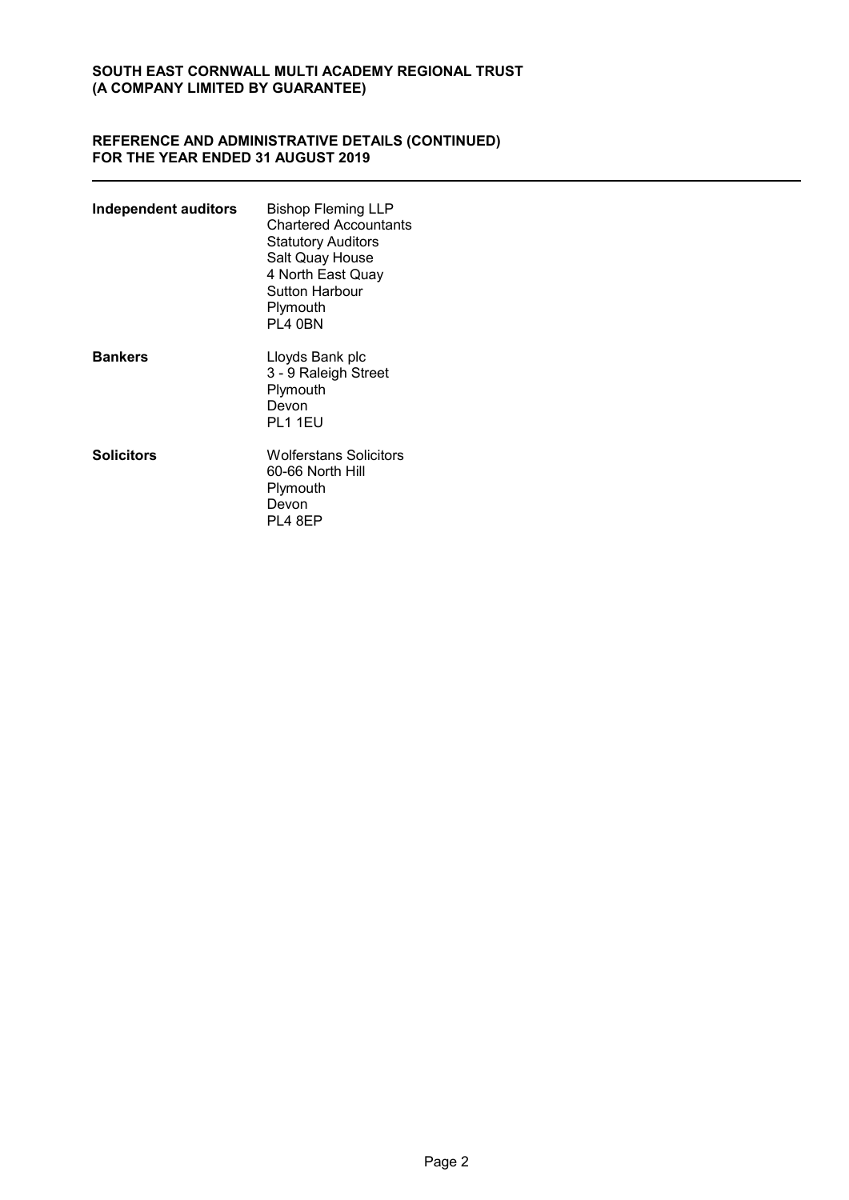**SOUTH EAST CORNWALL MULTI ACADEMY REGIONAL TRUST**
**(A COMPANY LIMITED BY GUARANTEE)**

## REFERENCE AND ADMINISTRATIVE DETAILS (CONTINUED)
## FOR THE YEAR ENDED 31 AUGUST 2019

---

| | |
|---|---|
| **Independent auditors** | Bishop Fleming LLP<br>Chartered Accountants<br>Statutory Auditors<br>Salt Quay House<br>4 North East Quay<br>Sutton Harbour<br>Plymouth<br>PL4 0BN |
| **Bankers** | Lloyds Bank plc<br>3 - 9 Raleigh Street<br>Plymouth<br>Devon<br>PL1 1EU |
| **Solicitors** | Wolferstans Solicitors<br>60-66 North Hill<br>Plymouth<br>Devon<br>PL4 8EP |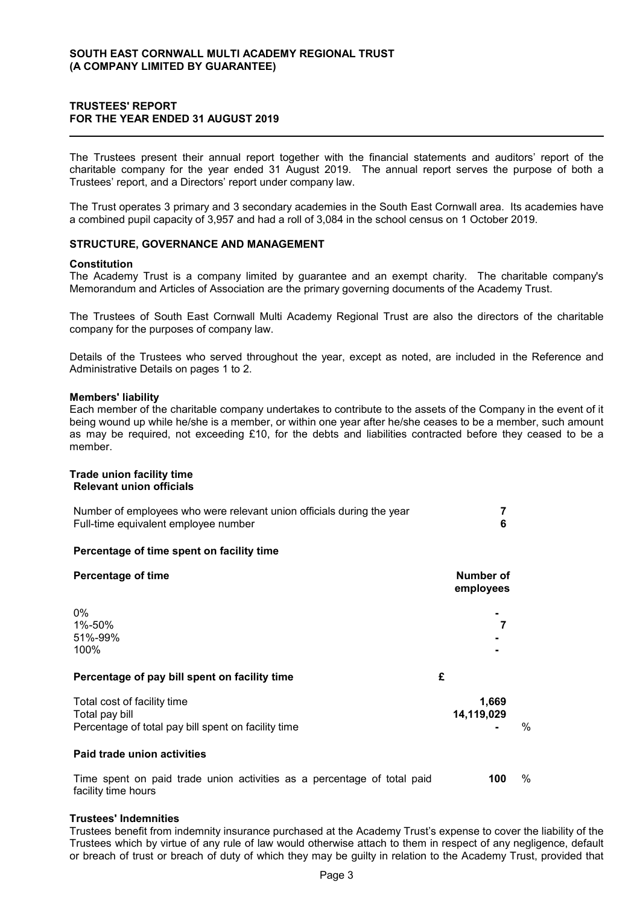**SOUTH EAST CORNWALL MULTI ACADEMY REGIONAL TRUST**
**(A COMPANY LIMITED BY GUARANTEE)**

# TRUSTEES' REPORT FOR THE YEAR ENDED 31 AUGUST 2019

The Trustees present their annual report together with the financial statements and auditors' report of the charitable company for the year ended 31 August 2019. The annual report serves the purpose of both a Trustees' report, and a Directors' report under company law.

The Trust operates 3 primary and 3 secondary academies in the South East Cornwall area. Its academies have a combined pupil capacity of 3,957 and had a roll of 3,084 in the school census on 1 October 2019.

## STRUCTURE, GOVERNANCE AND MANAGEMENT

### Constitution

The Academy Trust is a company limited by guarantee and an exempt charity. The charitable company's Memorandum and Articles of Association are the primary governing documents of the Academy Trust.

The Trustees of South East Cornwall Multi Academy Regional Trust are also the directors of the charitable company for the purposes of company law.

Details of the Trustees who served throughout the year, except as noted, are included in the Reference and Administrative Details on pages 1 to 2.

### Members' liability

Each member of the charitable company undertakes to contribute to the assets of the Company in the event of it being wound up while he/she is a member, or within one year after he/she ceases to be a member, such amount as may be required, not exceeding £10, for the debts and liabilities contracted before they ceased to be a member.

### Trade union facility time

**Relevant union officials**

| | |
|---|---|
| Number of employees who were relevant union officials during the year | **7** |
| Full-time equivalent employee number | **6** |

**Percentage of time spent on facility time**

| Percentage of time | Number of employees |
|---|---|
| 0% | - |
| 1%-50% | 7 |
| 51%-99% | - |
| 100% | - |

**Percentage of pay bill spent on facility time**

| | £ | |
|---|---|---|
| Total cost of facility time | **1,669** | |
| Total pay bill | **14,119,029** | |
| Percentage of total pay bill spent on facility time | **-** | % |

**Paid trade union activities**

| | | |
|---|---|---|
| Time spent on paid trade union activities as a percentage of total paid facility time hours | **100** | % |

### Trustees' Indemnities

Trustees benefit from indemnity insurance purchased at the Academy Trust's expense to cover the liability of the Trustees which by virtue of any rule of law would otherwise attach to them in respect of any negligence, default or breach of trust or breach of duty of which they may be guilty in relation to the Academy Trust, provided that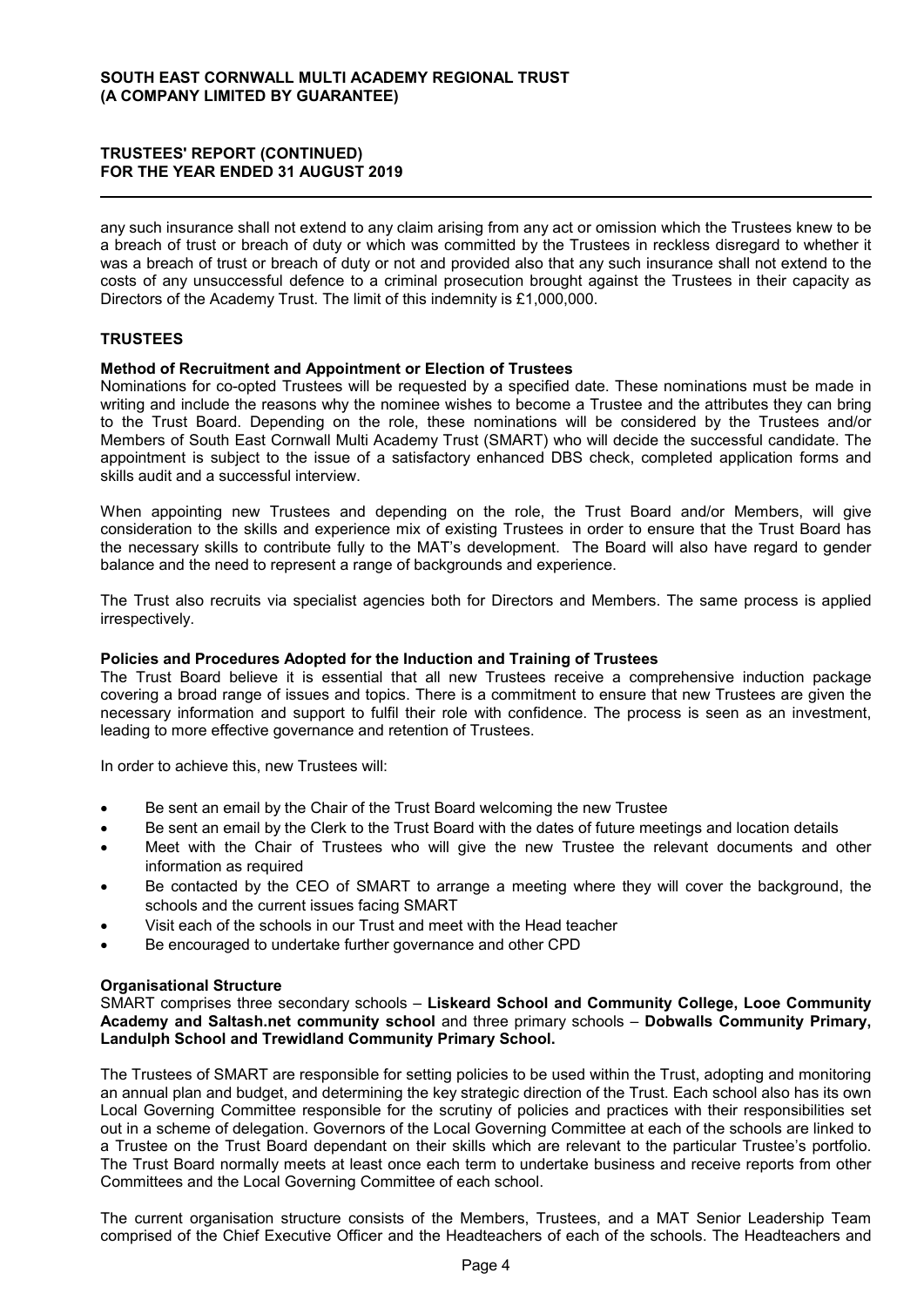any such insurance shall not extend to any claim arising from any act or omission which the Trustees knew to be a breach of trust or breach of duty or which was committed by the Trustees in reckless disregard to whether it was a breach of trust or breach of duty or not and provided also that any such insurance shall not extend to the costs of any unsuccessful defence to a criminal prosecution brought against the Trustees in their capacity as Directors of the Academy Trust. The limit of this indemnity is £1,000,000.

## TRUSTEES

### Method of Recruitment and Appointment or Election of Trustees

Nominations for co-opted Trustees will be requested by a specified date. These nominations must be made in writing and include the reasons why the nominee wishes to become a Trustee and the attributes they can bring to the Trust Board. Depending on the role, these nominations will be considered by the Trustees and/or Members of South East Cornwall Multi Academy Trust (SMART) who will decide the successful candidate. The appointment is subject to the issue of a satisfactory enhanced DBS check, completed application forms and skills audit and a successful interview.

When appointing new Trustees and depending on the role, the Trust Board and/or Members, will give consideration to the skills and experience mix of existing Trustees in order to ensure that the Trust Board has the necessary skills to contribute fully to the MAT's development. The Board will also have regard to gender balance and the need to represent a range of backgrounds and experience.

The Trust also recruits via specialist agencies both for Directors and Members. The same process is applied irrespectively.

### Policies and Procedures Adopted for the Induction and Training of Trustees

The Trust Board believe it is essential that all new Trustees receive a comprehensive induction package covering a broad range of issues and topics. There is a commitment to ensure that new Trustees are given the necessary information and support to fulfil their role with confidence. The process is seen as an investment, leading to more effective governance and retention of Trustees.

In order to achieve this, new Trustees will:

- Be sent an email by the Chair of the Trust Board welcoming the new Trustee
- Be sent an email by the Clerk to the Trust Board with the dates of future meetings and location details
- Meet with the Chair of Trustees who will give the new Trustee the relevant documents and other information as required
- Be contacted by the CEO of SMART to arrange a meeting where they will cover the background, the schools and the current issues facing SMART
- Visit each of the schools in our Trust and meet with the Head teacher
- Be encouraged to undertake further governance and other CPD

### Organisational Structure

SMART comprises three secondary schools – **Liskeard School and Community College, Looe Community Academy and Saltash.net community school** and three primary schools – **Dobwalls Community Primary, Landulph School and Trewidland Community Primary School.**

The Trustees of SMART are responsible for setting policies to be used within the Trust, adopting and monitoring an annual plan and budget, and determining the key strategic direction of the Trust. Each school also has its own Local Governing Committee responsible for the scrutiny of policies and practices with their responsibilities set out in a scheme of delegation. Governors of the Local Governing Committee at each of the schools are linked to a Trustee on the Trust Board dependant on their skills which are relevant to the particular Trustee's portfolio. The Trust Board normally meets at least once each term to undertake business and receive reports from other Committees and the Local Governing Committee of each school.

The current organisation structure consists of the Members, Trustees, and a MAT Senior Leadership Team comprised of the Chief Executive Officer and the Headteachers of each of the schools. The Headteachers and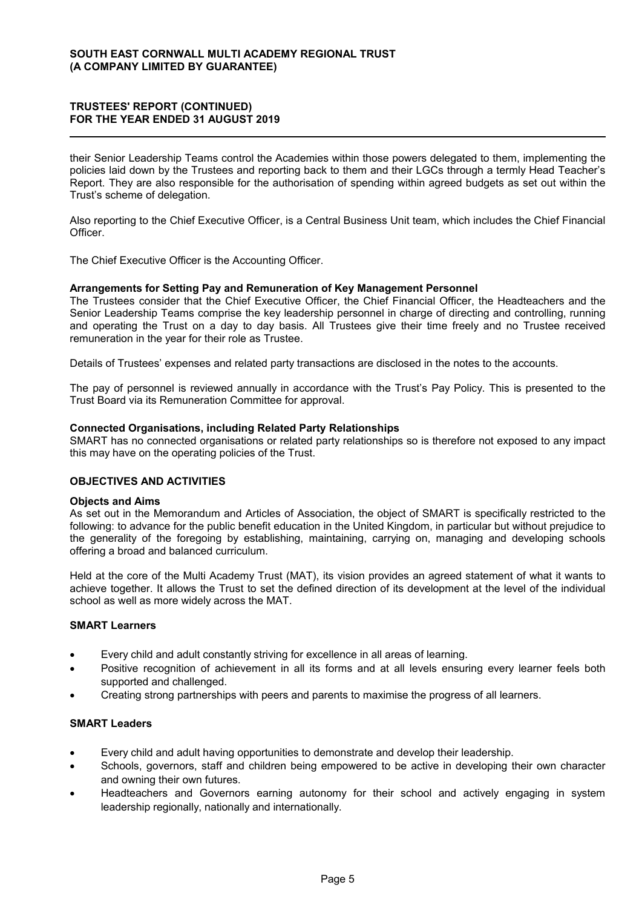their Senior Leadership Teams control the Academies within those powers delegated to them, implementing the policies laid down by the Trustees and reporting back to them and their LGCs through a termly Head Teacher's Report. They are also responsible for the authorisation of spending within agreed budgets as set out within the Trust's scheme of delegation.

Also reporting to the Chief Executive Officer, is a Central Business Unit team, which includes the Chief Financial Officer.

The Chief Executive Officer is the Accounting Officer.

**Arrangements for Setting Pay and Remuneration of Key Management Personnel**

The Trustees consider that the Chief Executive Officer, the Chief Financial Officer, the Headteachers and the Senior Leadership Teams comprise the key leadership personnel in charge of directing and controlling, running and operating the Trust on a day to day basis. All Trustees give their time freely and no Trustee received remuneration in the year for their role as Trustee.

Details of Trustees' expenses and related party transactions are disclosed in the notes to the accounts.

The pay of personnel is reviewed annually in accordance with the Trust's Pay Policy. This is presented to the Trust Board via its Remuneration Committee for approval.

**Connected Organisations, including Related Party Relationships**

SMART has no connected organisations or related party relationships so is therefore not exposed to any impact this may have on the operating policies of the Trust.

## OBJECTIVES AND ACTIVITIES

**Objects and Aims**

As set out in the Memorandum and Articles of Association, the object of SMART is specifically restricted to the following: to advance for the public benefit education in the United Kingdom, in particular but without prejudice to the generality of the foregoing by establishing, maintaining, carrying on, managing and developing schools offering a broad and balanced curriculum.

Held at the core of the Multi Academy Trust (MAT), its vision provides an agreed statement of what it wants to achieve together. It allows the Trust to set the defined direction of its development at the level of the individual school as well as more widely across the MAT.

**SMART Learners**

- Every child and adult constantly striving for excellence in all areas of learning.
- Positive recognition of achievement in all its forms and at all levels ensuring every learner feels both supported and challenged.
- Creating strong partnerships with peers and parents to maximise the progress of all learners.

**SMART Leaders**

- Every child and adult having opportunities to demonstrate and develop their leadership.
- Schools, governors, staff and children being empowered to be active in developing their own character and owning their own futures.
- Headteachers and Governors earning autonomy for their school and actively engaging in system leadership regionally, nationally and internationally.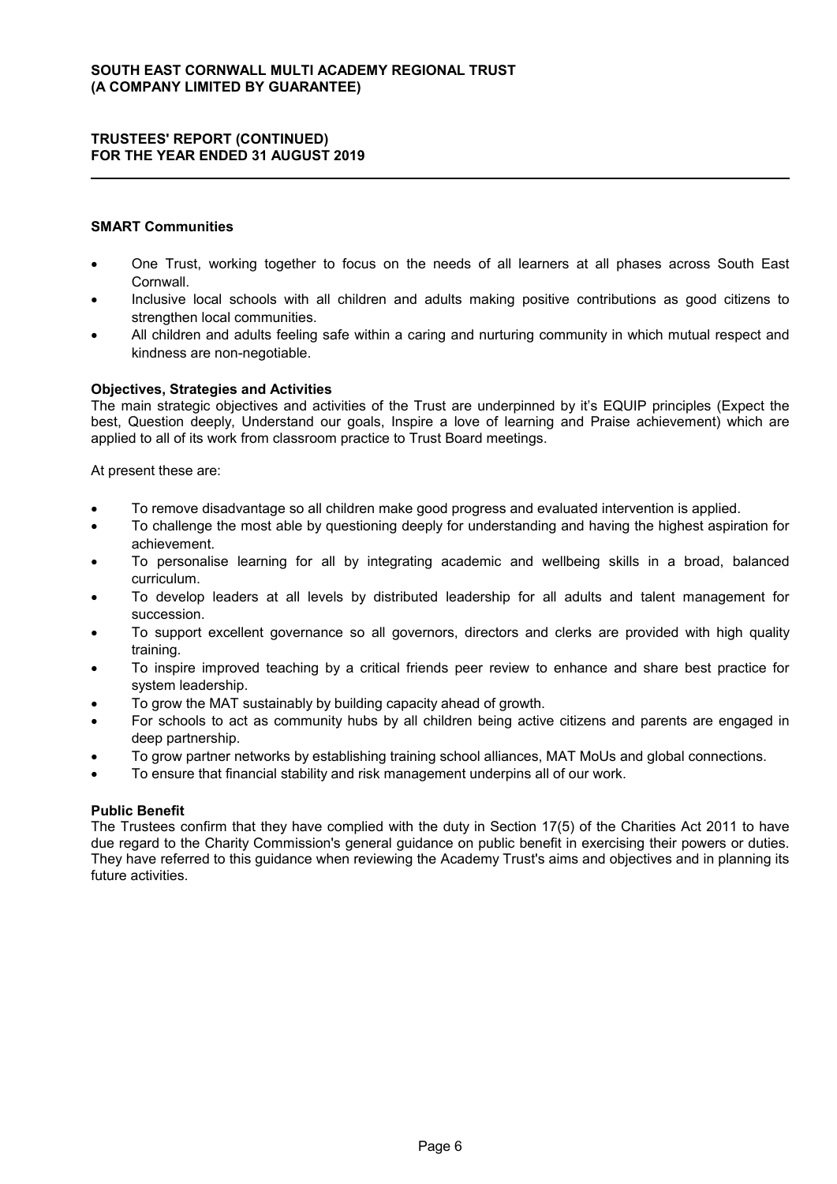**SMART Communities**

- One Trust, working together to focus on the needs of all learners at all phases across South East Cornwall.
- Inclusive local schools with all children and adults making positive contributions as good citizens to strengthen local communities.
- All children and adults feeling safe within a caring and nurturing community in which mutual respect and kindness are non-negotiable.

**Objectives, Strategies and Activities**

The main strategic objectives and activities of the Trust are underpinned by it's EQUIP principles (Expect the best, Question deeply, Understand our goals, Inspire a love of learning and Praise achievement) which are applied to all of its work from classroom practice to Trust Board meetings.

At present these are:

- To remove disadvantage so all children make good progress and evaluated intervention is applied.
- To challenge the most able by questioning deeply for understanding and having the highest aspiration for achievement.
- To personalise learning for all by integrating academic and wellbeing skills in a broad, balanced curriculum.
- To develop leaders at all levels by distributed leadership for all adults and talent management for succession.
- To support excellent governance so all governors, directors and clerks are provided with high quality training.
- To inspire improved teaching by a critical friends peer review to enhance and share best practice for system leadership.
- To grow the MAT sustainably by building capacity ahead of growth.
- For schools to act as community hubs by all children being active citizens and parents are engaged in deep partnership.
- To grow partner networks by establishing training school alliances, MAT MoUs and global connections.
- To ensure that financial stability and risk management underpins all of our work.

**Public Benefit**

The Trustees confirm that they have complied with the duty in Section 17(5) of the Charities Act 2011 to have due regard to the Charity Commission's general guidance on public benefit in exercising their powers or duties. They have referred to this guidance when reviewing the Academy Trust's aims and objectives and in planning its future activities.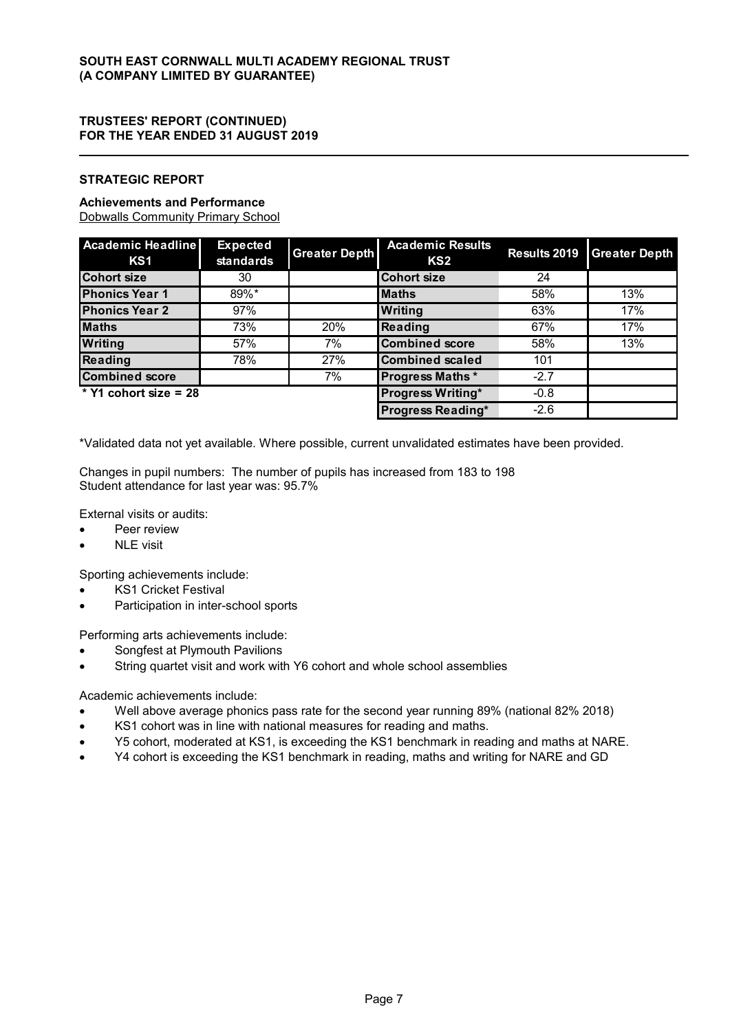SOUTH EAST CORNWALL MULTI ACADEMY REGIONAL TRUST
(A COMPANY LIMITED BY GUARANTEE)

TRUSTEES' REPORT (CONTINUED)
FOR THE YEAR ENDED 31 AUGUST 2019

## STRATEGIC REPORT

### Achievements and Performance

Dobwalls Community Primary School

| Academic Headline KS1 | Expected standards | Greater Depth | Academic Results KS2 | Results 2019 | Greater Depth |
|---|---|---|---|---|---|
| Cohort size | 30 | | Cohort size | 24 | |
| Phonics Year 1 | 89%* | | Maths | 58% | 13% |
| Phonics Year 2 | 97% | | Writing | 63% | 17% |
| Maths | 73% | 20% | Reading | 67% | 17% |
| Writing | 57% | 7% | Combined score | 58% | 13% |
| Reading | 78% | 27% | Combined scaled | 101 | |
| Combined score | | 7% | Progress Maths * | -2.7 | |
| * Y1 cohort size = 28 | | | Progress Writing* | -0.8 | |
| | | | Progress Reading* | -2.6 | |

*Validated data not yet available. Where possible, current unvalidated estimates have been provided.

Changes in pupil numbers: The number of pupils has increased from 183 to 198
Student attendance for last year was: 95.7%

External visits or audits:

- Peer review
- NLE visit

Sporting achievements include:

- KS1 Cricket Festival
- Participation in inter-school sports

Performing arts achievements include:

- Songfest at Plymouth Pavilions
- String quartet visit and work with Y6 cohort and whole school assemblies

Academic achievements include:

- Well above average phonics pass rate for the second year running 89% (national 82% 2018)
- KS1 cohort was in line with national measures for reading and maths.
- Y5 cohort, moderated at KS1, is exceeding the KS1 benchmark in reading and maths at NARE.
- Y4 cohort is exceeding the KS1 benchmark in reading, maths and writing for NARE and GD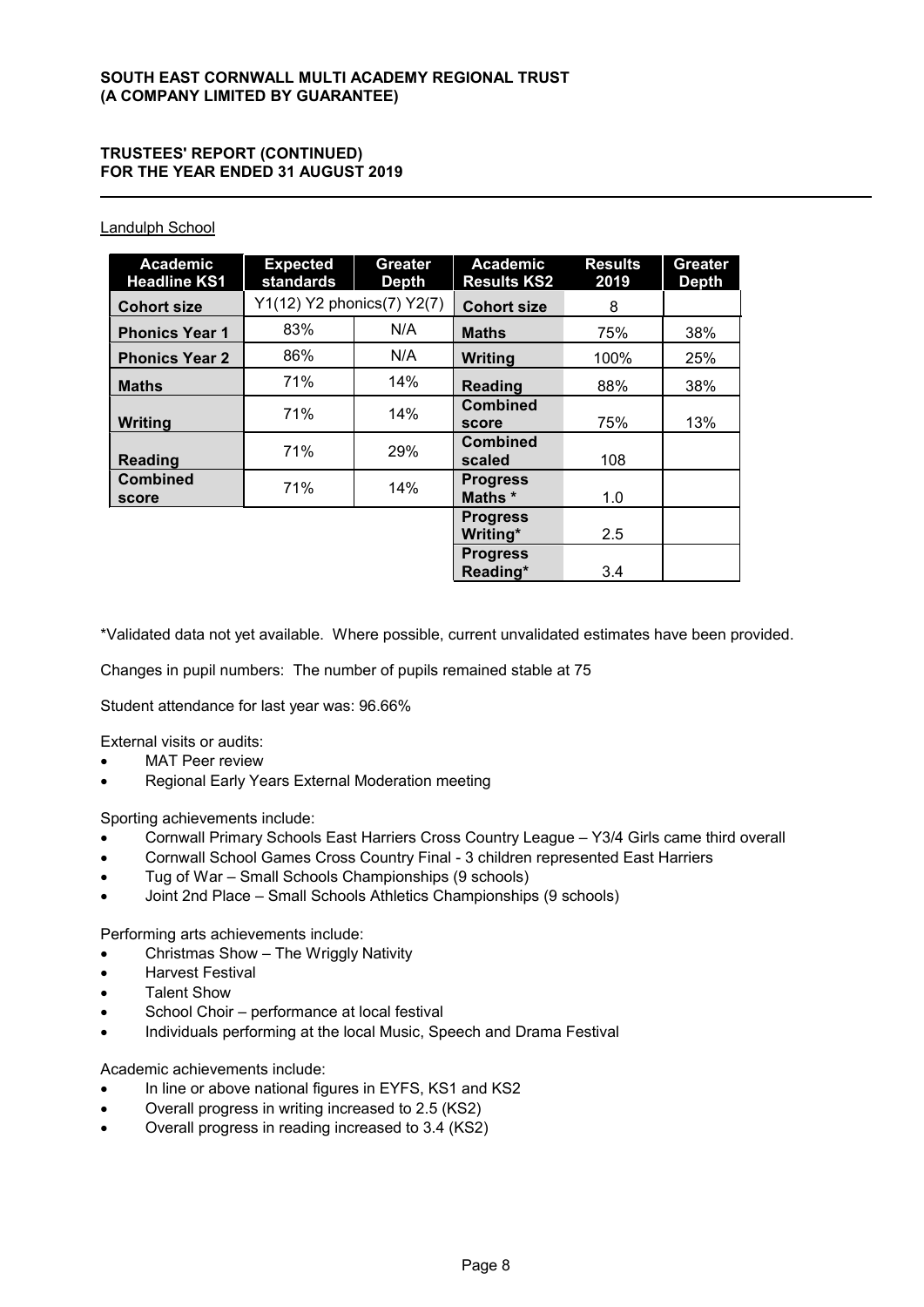Landulph School

| Academic Headline KS1 | Expected standards | Greater Depth | Academic Results KS2 | Results 2019 | Greater Depth |
|---|---|---|---|---|---|
| Cohort size | Y1(12) Y2 phonics(7) Y2(7) | | Cohort size | 8 | |
| Phonics Year 1 | 83% | N/A | Maths | 75% | 38% |
| Phonics Year 2 | 86% | N/A | Writing | 100% | 25% |
| Maths | 71% | 14% | Reading | 88% | 38% |
| Writing | 71% | 14% | Combined score | 75% | 13% |
| Reading | 71% | 29% | Combined scaled | 108 | |
| Combined score | 71% | 14% | Progress Maths * | 1.0 | |
| | | | Progress Writing* | 2.5 | |
| | | | Progress Reading* | 3.4 | |

*Validated data not yet available. Where possible, current unvalidated estimates have been provided.

Changes in pupil numbers: The number of pupils remained stable at 75

Student attendance for last year was: 96.66%

External visits or audits:

- MAT Peer review
- Regional Early Years External Moderation meeting

Sporting achievements include:

- Cornwall Primary Schools East Harriers Cross Country League – Y3/4 Girls came third overall
- Cornwall School Games Cross Country Final - 3 children represented East Harriers
- Tug of War – Small Schools Championships (9 schools)
- Joint 2nd Place – Small Schools Athletics Championships (9 schools)

Performing arts achievements include:

- Christmas Show – The Wriggly Nativity
- Harvest Festival
- Talent Show
- School Choir – performance at local festival
- Individuals performing at the local Music, Speech and Drama Festival

Academic achievements include:

- In line or above national figures in EYFS, KS1 and KS2
- Overall progress in writing increased to 2.5 (KS2)
- Overall progress in reading increased to 3.4 (KS2)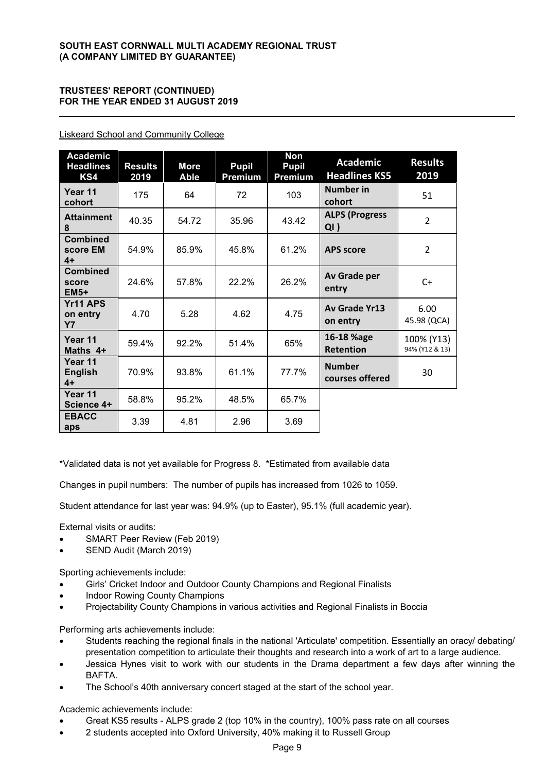Liskeard School and Community College

| Academic Headlines KS4 | Results 2019 | More Able | Pupil Premium | Non Pupil Premium | Academic Headlines KS5 | Results 2019 |
|---|---|---|---|---|---|---|
| Year 11 cohort | 175 | 64 | 72 | 103 | Number in cohort | 51 |
| Attainment 8 | 40.35 | 54.72 | 35.96 | 43.42 | ALPS (Progress QI ) | 2 |
| Combined score EM 4+ | 54.9% | 85.9% | 45.8% | 61.2% | APS score | 2 |
| Combined score EM5+ | 24.6% | 57.8% | 22.2% | 26.2% | Av Grade per entry | C+ |
| Yr11 APS on entry Y7 | 4.70 | 5.28 | 4.62 | 4.75 | Av Grade Yr13 on entry | 6.00 45.98 (QCA) |
| Year 11 Maths 4+ | 59.4% | 92.2% | 51.4% | 65% | 16-18 %age Retention | 100% (Y13) 94% (Y12 & 13) |
| Year 11 English 4+ | 70.9% | 93.8% | 61.1% | 77.7% | Number courses offered | 30 |
| Year 11 Science 4+ | 58.8% | 95.2% | 48.5% | 65.7% | | |
| EBACC aps | 3.39 | 4.81 | 2.96 | 3.69 | | |

*Validated data is not yet available for Progress 8. *Estimated from available data

Changes in pupil numbers: The number of pupils has increased from 1026 to 1059.

Student attendance for last year was: 94.9% (up to Easter), 95.1% (full academic year).

External visits or audits:

- SMART Peer Review (Feb 2019)
- SEND Audit (March 2019)

Sporting achievements include:

- Girls' Cricket Indoor and Outdoor County Champions and Regional Finalists
- Indoor Rowing County Champions
- Projectability County Champions in various activities and Regional Finalists in Boccia

Performing arts achievements include:

- Students reaching the regional finals in the national 'Articulate' competition. Essentially an oracy/ debating/ presentation competition to articulate their thoughts and research into a work of art to a large audience.
- Jessica Hynes visit to work with our students in the Drama department a few days after winning the BAFTA.
- The School's 40th anniversary concert staged at the start of the school year.

Academic achievements include:

- Great KS5 results - ALPS grade 2 (top 10% in the country), 100% pass rate on all courses
- 2 students accepted into Oxford University, 40% making it to Russell Group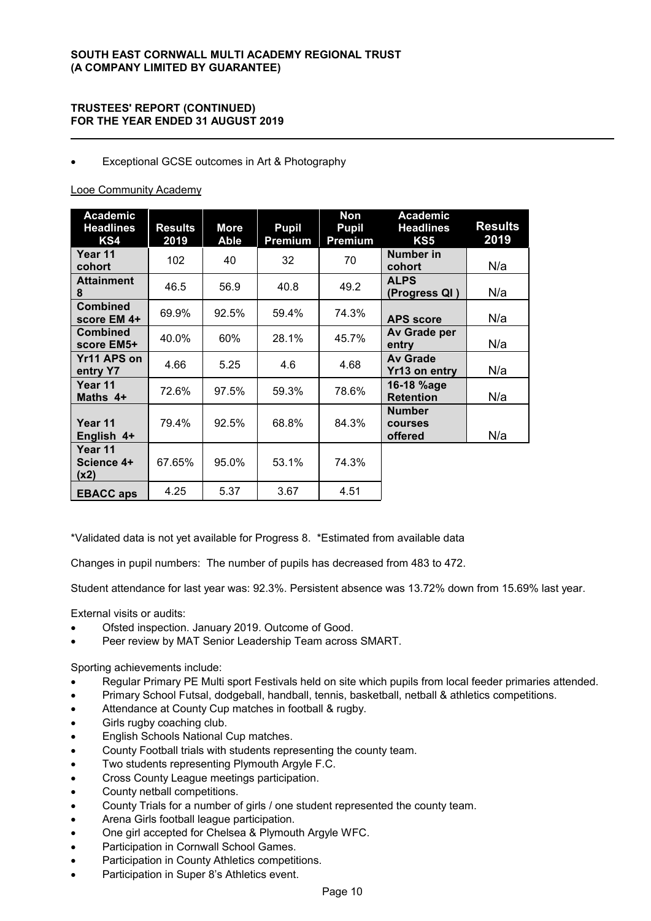- Exceptional GCSE outcomes in Art & Photography

Looe Community Academy

| Academic Headlines KS4 | Results 2019 | More Able | Pupil Premium | Non Pupil Premium | Academic Headlines KS5 | Results 2019 |
|---|---|---|---|---|---|---|
| Year 11 cohort | 102 | 40 | 32 | 70 | Number in cohort | N/a |
| Attainment 8 | 46.5 | 56.9 | 40.8 | 49.2 | ALPS (Progress QI ) | N/a |
| Combined score EM 4+ | 69.9% | 92.5% | 59.4% | 74.3% | APS score | N/a |
| Combined score EM5+ | 40.0% | 60% | 28.1% | 45.7% | Av Grade per entry | N/a |
| Yr11 APS on entry Y7 | 4.66 | 5.25 | 4.6 | 4.68 | Av Grade Yr13 on entry | N/a |
| Year 11 Maths 4+ | 72.6% | 97.5% | 59.3% | 78.6% | 16-18 %age Retention | N/a |
| Year 11 English 4+ | 79.4% | 92.5% | 68.8% | 84.3% | Number courses offered | N/a |
| Year 11 Science 4+ (x2) | 67.65% | 95.0% | 53.1% | 74.3% | | |
| EBACC aps | 4.25 | 5.37 | 3.67 | 4.51 | | |

*Validated data is not yet available for Progress 8. *Estimated from available data

Changes in pupil numbers: The number of pupils has decreased from 483 to 472.

Student attendance for last year was: 92.3%. Persistent absence was 13.72% down from 15.69% last year.

External visits or audits:

- Ofsted inspection. January 2019. Outcome of Good.
- Peer review by MAT Senior Leadership Team across SMART.

Sporting achievements include:

- Regular Primary PE Multi sport Festivals held on site which pupils from local feeder primaries attended.
- Primary School Futsal, dodgeball, handball, tennis, basketball, netball & athletics competitions.
- Attendance at County Cup matches in football & rugby.
- Girls rugby coaching club.
- English Schools National Cup matches.
- County Football trials with students representing the county team.
- Two students representing Plymouth Argyle F.C.
- Cross County League meetings participation.
- County netball competitions.
- County Trials for a number of girls / one student represented the county team.
- Arena Girls football league participation.
- One girl accepted for Chelsea & Plymouth Argyle WFC.
- Participation in Cornwall School Games.
- Participation in County Athletics competitions.
- Participation in Super 8's Athletics event.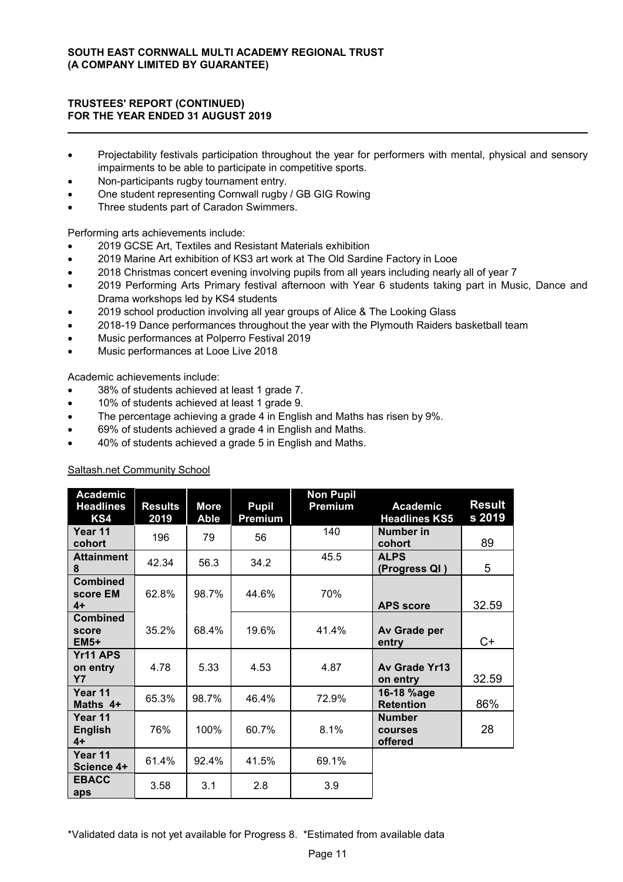- Projectability festivals participation throughout the year for performers with mental, physical and sensory impairments to be able to participate in competitive sports.
- Non-participants rugby tournament entry.
- One student representing Cornwall rugby / GB GIG Rowing
- Three students part of Caradon Swimmers.

Performing arts achievements include:

- 2019 GCSE Art, Textiles and Resistant Materials exhibition
- 2019 Marine Art exhibition of KS3 art work at The Old Sardine Factory in Looe
- 2018 Christmas concert evening involving pupils from all years including nearly all of year 7
- 2019 Performing Arts Primary festival afternoon with Year 6 students taking part in Music, Dance and Drama workshops led by KS4 students
- 2019 school production involving all year groups of Alice & The Looking Glass
- 2018-19 Dance performances throughout the year with the Plymouth Raiders basketball team
- Music performances at Polperro Festival 2019
- Music performances at Looe Live 2018

Academic achievements include:

- 38% of students achieved at least 1 grade 7.
- 10% of students achieved at least 1 grade 9.
- The percentage achieving a grade 4 in English and Maths has risen by 9%.
- 69% of students achieved a grade 4 in English and Maths.
- 40% of students achieved a grade 5 in English and Maths.

Saltash.net Community School

| Academic Headlines KS4 | Results 2019 | More Able | Pupil Premium | Non Pupil Premium | Academic Headlines KS5 | Results 2019 |
|---|---|---|---|---|---|---|
| Year 11 cohort | 196 | 79 | 56 | 140 | Number in cohort | 89 |
| Attainment 8 | 42.34 | 56.3 | 34.2 | 45.5 | ALPS (Progress QI ) | 5 |
| Combined score EM 4+ | 62.8% | 98.7% | 44.6% | 70% | APS score | 32.59 |
| Combined score EM5+ | 35.2% | 68.4% | 19.6% | 41.4% | Av Grade per entry | C+ |
| Yr11 APS on entry Y7 | 4.78 | 5.33 | 4.53 | 4.87 | Av Grade Yr13 on entry | 32.59 |
| Year 11 Maths 4+ | 65.3% | 98.7% | 46.4% | 72.9% | 16-18 %age Retention | 86% |
| Year 11 English 4+ | 76% | 100% | 60.7% | 8.1% | Number courses offered | 28 |
| Year 11 Science 4+ | 61.4% | 92.4% | 41.5% | 69.1% | | |
| EBACC aps | 3.58 | 3.1 | 2.8 | 3.9 | | |

*Validated data is not yet available for Progress 8. *Estimated from available data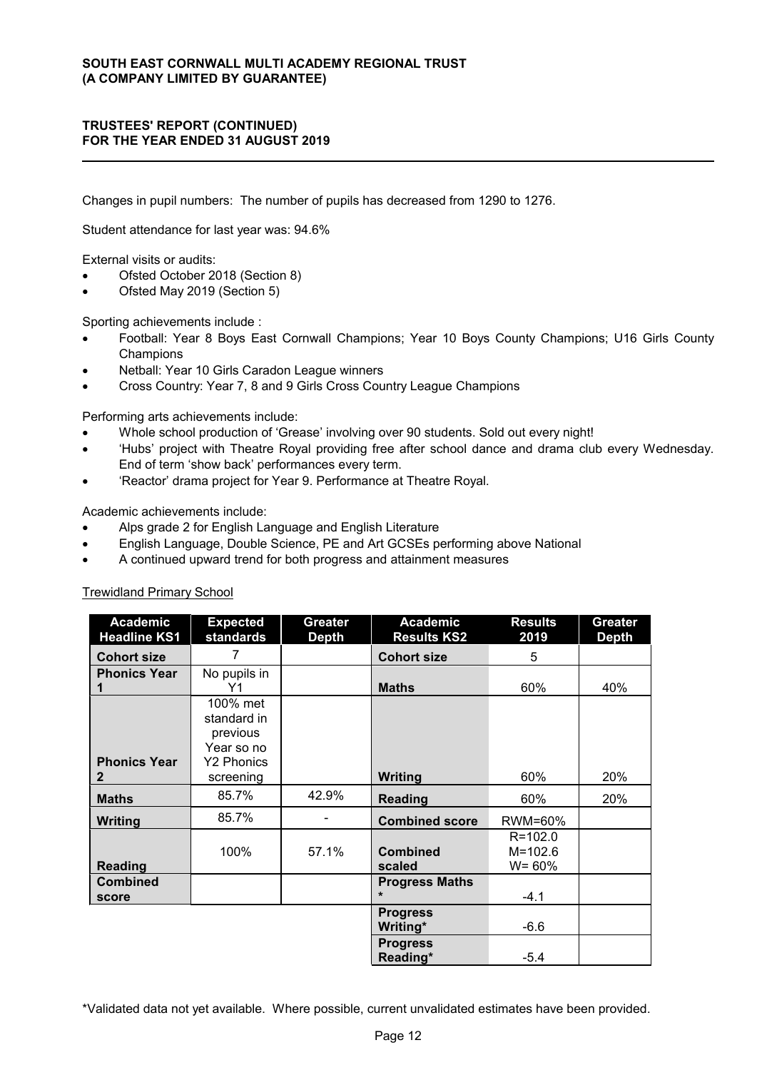Changes in pupil numbers: The number of pupils has decreased from 1290 to 1276.

Student attendance for last year was: 94.6%

External visits or audits:

- Ofsted October 2018 (Section 8)
- Ofsted May 2019 (Section 5)

Sporting achievements include :

- Football: Year 8 Boys East Cornwall Champions; Year 10 Boys County Champions; U16 Girls County Champions
- Netball: Year 10 Girls Caradon League winners
- Cross Country: Year 7, 8 and 9 Girls Cross Country League Champions

Performing arts achievements include:

- Whole school production of 'Grease' involving over 90 students. Sold out every night!
- 'Hubs' project with Theatre Royal providing free after school dance and drama club every Wednesday. End of term 'show back' performances every term.
- 'Reactor' drama project for Year 9. Performance at Theatre Royal.

Academic achievements include:

- Alps grade 2 for English Language and English Literature
- English Language, Double Science, PE and Art GCSEs performing above National
- A continued upward trend for both progress and attainment measures

Trewidland Primary School

| Academic Headline KS1 | Expected standards | Greater Depth | Academic Results KS2 | Results 2019 | Greater Depth |
|---|---|---|---|---|---|
| Cohort size | 7 | | Cohort size | 5 | |
| Phonics Year 1 | No pupils in Y1 | | Maths | 60% | 40% |
| Phonics Year 2 | 100% met standard in previous Year so no Y2 Phonics screening | | Writing | 60% | 20% |
| Maths | 85.7% | 42.9% | Reading | 60% | 20% |
| Writing | 85.7% | - | Combined score | RWM=60% | |
| Reading | 100% | 57.1% | Combined scaled | R=102.0 M=102.6 W= 60% | |
| Combined score | | | Progress Maths * | -4.1 | |
| | | | Progress Writing* | -6.6 | |
| | | | Progress Reading* | -5.4 | |

*Validated data not yet available. Where possible, current unvalidated estimates have been provided.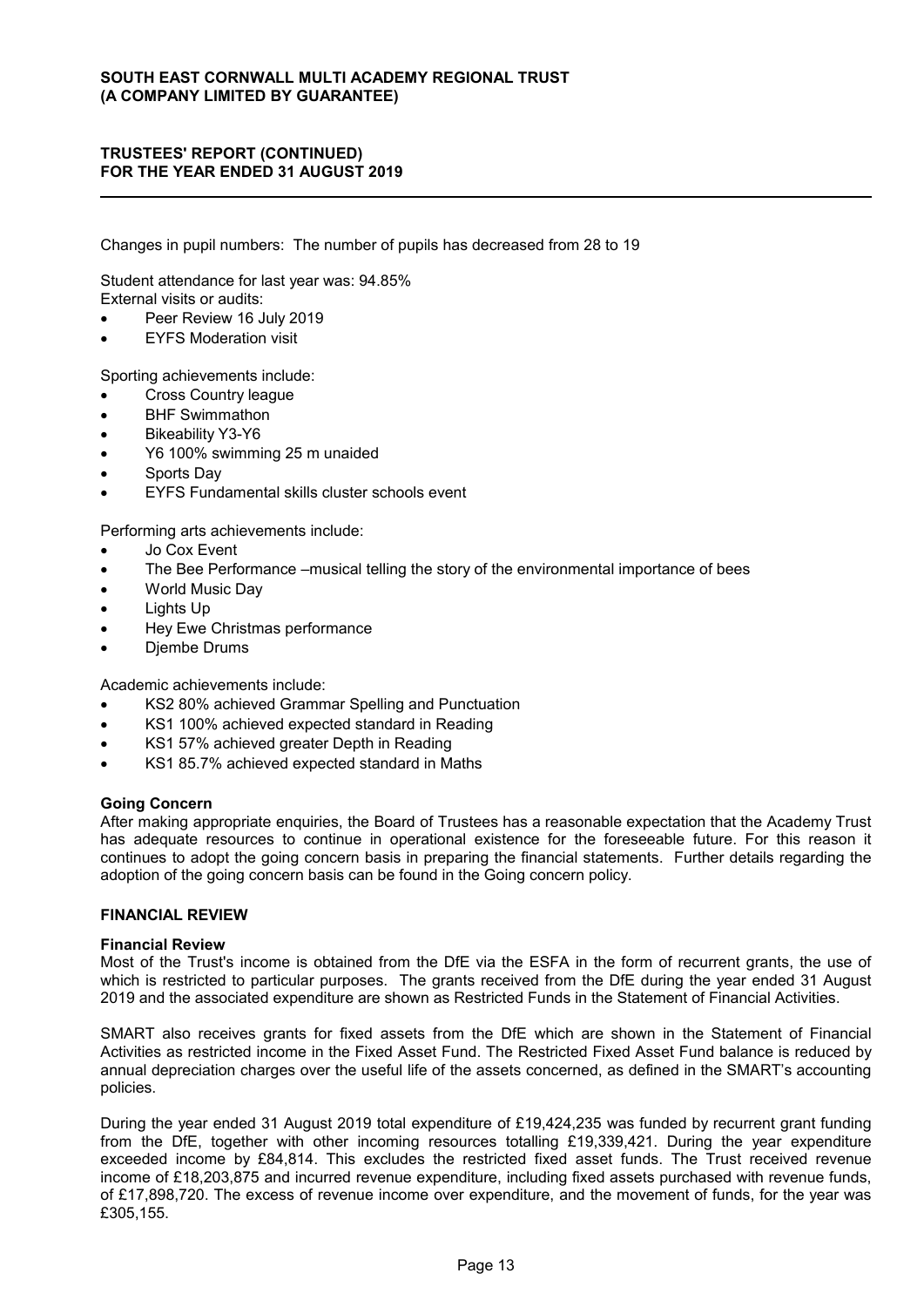Changes in pupil numbers: The number of pupils has decreased from 28 to 19

Student attendance for last year was: 94.85%
External visits or audits:

- Peer Review 16 July 2019
- EYFS Moderation visit

Sporting achievements include:

- Cross Country league
- BHF Swimmathon
- Bikeability Y3-Y6
- Y6 100% swimming 25 m unaided
- Sports Day
- EYFS Fundamental skills cluster schools event

Performing arts achievements include:

- Jo Cox Event
- The Bee Performance –musical telling the story of the environmental importance of bees
- World Music Day
- Lights Up
- Hey Ewe Christmas performance
- Djembe Drums

Academic achievements include:

- KS2 80% achieved Grammar Spelling and Punctuation
- KS1 100% achieved expected standard in Reading
- KS1 57% achieved greater Depth in Reading
- KS1 85.7% achieved expected standard in Maths

### Going Concern

After making appropriate enquiries, the Board of Trustees has a reasonable expectation that the Academy Trust has adequate resources to continue in operational existence for the foreseeable future. For this reason it continues to adopt the going concern basis in preparing the financial statements. Further details regarding the adoption of the going concern basis can be found in the Going concern policy.

## FINANCIAL REVIEW

### Financial Review

Most of the Trust's income is obtained from the DfE via the ESFA in the form of recurrent grants, the use of which is restricted to particular purposes. The grants received from the DfE during the year ended 31 August 2019 and the associated expenditure are shown as Restricted Funds in the Statement of Financial Activities.

SMART also receives grants for fixed assets from the DfE which are shown in the Statement of Financial Activities as restricted income in the Fixed Asset Fund. The Restricted Fixed Asset Fund balance is reduced by annual depreciation charges over the useful life of the assets concerned, as defined in the SMART's accounting policies.

During the year ended 31 August 2019 total expenditure of £19,424,235 was funded by recurrent grant funding from the DfE, together with other incoming resources totalling £19,339,421. During the year expenditure exceeded income by £84,814. This excludes the restricted fixed asset funds. The Trust received revenue income of £18,203,875 and incurred revenue expenditure, including fixed assets purchased with revenue funds, of £17,898,720. The excess of revenue income over expenditure, and the movement of funds, for the year was £305,155.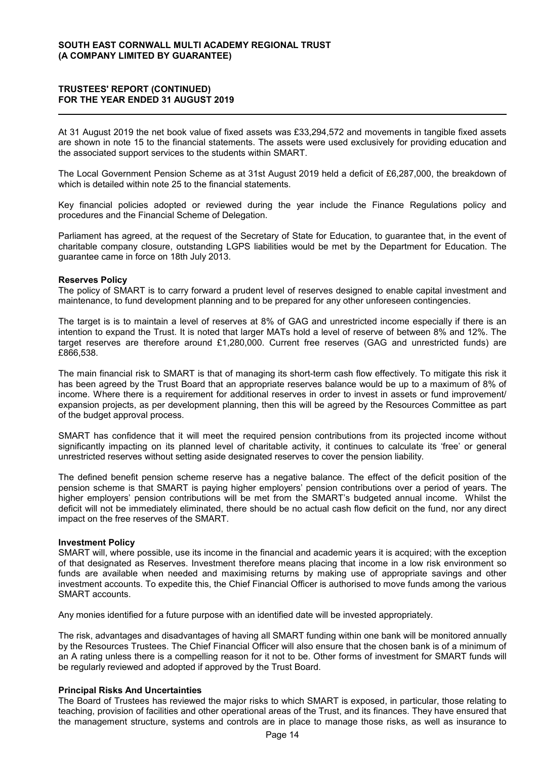At 31 August 2019 the net book value of fixed assets was £33,294,572 and movements in tangible fixed assets are shown in note 15 to the financial statements. The assets were used exclusively for providing education and the associated support services to the students within SMART.

The Local Government Pension Scheme as at 31st August 2019 held a deficit of £6,287,000, the breakdown of which is detailed within note 25 to the financial statements.

Key financial policies adopted or reviewed during the year include the Finance Regulations policy and procedures and the Financial Scheme of Delegation.

Parliament has agreed, at the request of the Secretary of State for Education, to guarantee that, in the event of charitable company closure, outstanding LGPS liabilities would be met by the Department for Education. The guarantee came in force on 18th July 2013.

**Reserves Policy**

The policy of SMART is to carry forward a prudent level of reserves designed to enable capital investment and maintenance, to fund development planning and to be prepared for any other unforeseen contingencies.

The target is is to maintain a level of reserves at 8% of GAG and unrestricted income especially if there is an intention to expand the Trust. It is noted that larger MATs hold a level of reserve of between 8% and 12%. The target reserves are therefore around £1,280,000. Current free reserves (GAG and unrestricted funds) are £866,538.

The main financial risk to SMART is that of managing its short-term cash flow effectively. To mitigate this risk it has been agreed by the Trust Board that an appropriate reserves balance would be up to a maximum of 8% of income. Where there is a requirement for additional reserves in order to invest in assets or fund improvement/ expansion projects, as per development planning, then this will be agreed by the Resources Committee as part of the budget approval process.

SMART has confidence that it will meet the required pension contributions from its projected income without significantly impacting on its planned level of charitable activity, it continues to calculate its 'free' or general unrestricted reserves without setting aside designated reserves to cover the pension liability.

The defined benefit pension scheme reserve has a negative balance. The effect of the deficit position of the pension scheme is that SMART is paying higher employers' pension contributions over a period of years. The higher employers' pension contributions will be met from the SMART's budgeted annual income. Whilst the deficit will not be immediately eliminated, there should be no actual cash flow deficit on the fund, nor any direct impact on the free reserves of the SMART.

**Investment Policy**

SMART will, where possible, use its income in the financial and academic years it is acquired; with the exception of that designated as Reserves. Investment therefore means placing that income in a low risk environment so funds are available when needed and maximising returns by making use of appropriate savings and other investment accounts. To expedite this, the Chief Financial Officer is authorised to move funds among the various SMART accounts.

Any monies identified for a future purpose with an identified date will be invested appropriately.

The risk, advantages and disadvantages of having all SMART funding within one bank will be monitored annually by the Resources Trustees. The Chief Financial Officer will also ensure that the chosen bank is of a minimum of an A rating unless there is a compelling reason for it not to be. Other forms of investment for SMART funds will be regularly reviewed and adopted if approved by the Trust Board.

**Principal Risks And Uncertainties**

The Board of Trustees has reviewed the major risks to which SMART is exposed, in particular, those relating to teaching, provision of facilities and other operational areas of the Trust, and its finances. They have ensured that the management structure, systems and controls are in place to manage those risks, as well as insurance to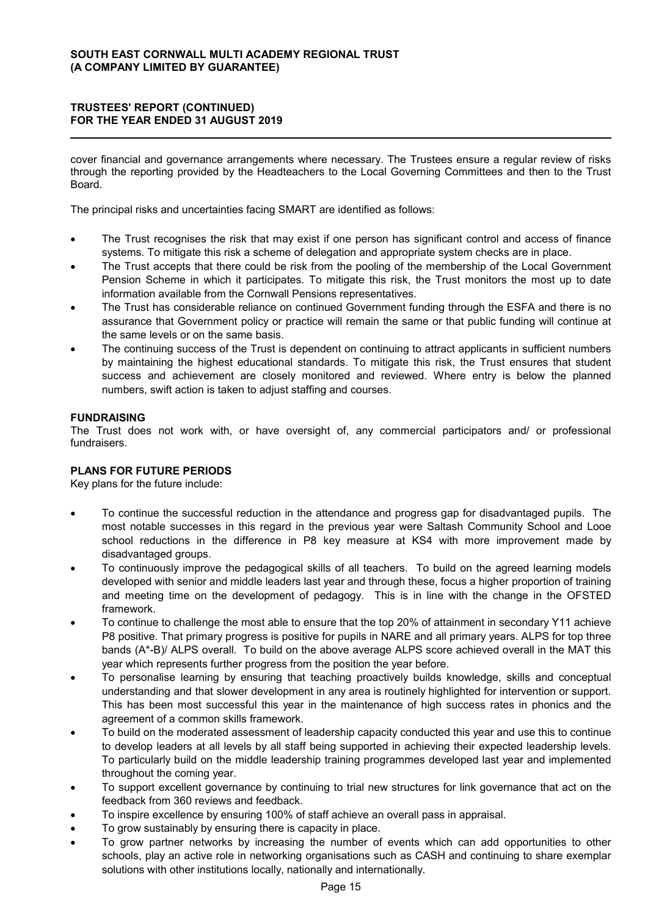cover financial and governance arrangements where necessary. The Trustees ensure a regular review of risks through the reporting provided by the Headteachers to the Local Governing Committees and then to the Trust Board.

The principal risks and uncertainties facing SMART are identified as follows:

- The Trust recognises the risk that may exist if one person has significant control and access of finance systems. To mitigate this risk a scheme of delegation and appropriate system checks are in place.
- The Trust accepts that there could be risk from the pooling of the membership of the Local Government Pension Scheme in which it participates. To mitigate this risk, the Trust monitors the most up to date information available from the Cornwall Pensions representatives.
- The Trust has considerable reliance on continued Government funding through the ESFA and there is no assurance that Government policy or practice will remain the same or that public funding will continue at the same levels or on the same basis.
- The continuing success of the Trust is dependent on continuing to attract applicants in sufficient numbers by maintaining the highest educational standards. To mitigate this risk, the Trust ensures that student success and achievement are closely monitored and reviewed. Where entry is below the planned numbers, swift action is taken to adjust staffing and courses.

**FUNDRAISING**

The Trust does not work with, or have oversight of, any commercial participators and/ or professional fundraisers.

**PLANS FOR FUTURE PERIODS**

Key plans for the future include:

- To continue the successful reduction in the attendance and progress gap for disadvantaged pupils. The most notable successes in this regard in the previous year were Saltash Community School and Looe school reductions in the difference in P8 key measure at KS4 with more improvement made by disadvantaged groups.
- To continuously improve the pedagogical skills of all teachers. To build on the agreed learning models developed with senior and middle leaders last year and through these, focus a higher proportion of training and meeting time on the development of pedagogy. This is in line with the change in the OFSTED framework.
- To continue to challenge the most able to ensure that the top 20% of attainment in secondary Y11 achieve P8 positive. That primary progress is positive for pupils in NARE and all primary years. ALPS for top three bands (A*-B)/ ALPS overall. To build on the above average ALPS score achieved overall in the MAT this year which represents further progress from the position the year before.
- To personalise learning by ensuring that teaching proactively builds knowledge, skills and conceptual understanding and that slower development in any area is routinely highlighted for intervention or support. This has been most successful this year in the maintenance of high success rates in phonics and the agreement of a common skills framework.
- To build on the moderated assessment of leadership capacity conducted this year and use this to continue to develop leaders at all levels by all staff being supported in achieving their expected leadership levels. To particularly build on the middle leadership training programmes developed last year and implemented throughout the coming year.
- To support excellent governance by continuing to trial new structures for link governance that act on the feedback from 360 reviews and feedback.
- To inspire excellence by ensuring 100% of staff achieve an overall pass in appraisal.
- To grow sustainably by ensuring there is capacity in place.
- To grow partner networks by increasing the number of events which can add opportunities to other schools, play an active role in networking organisations such as CASH and continuing to share exemplar solutions with other institutions locally, nationally and internationally.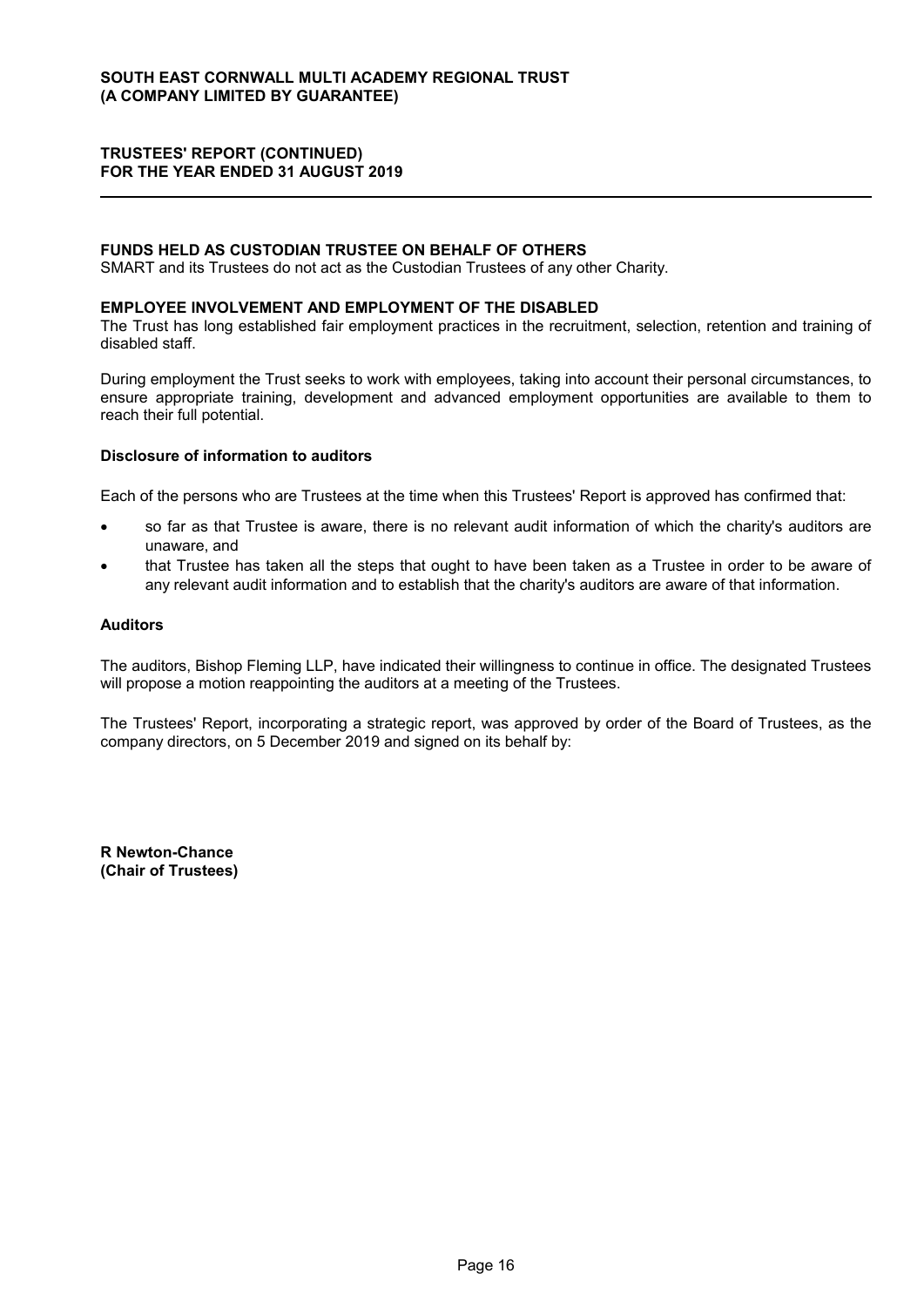## FUNDS HELD AS CUSTODIAN TRUSTEE ON BEHALF OF OTHERS

SMART and its Trustees do not act as the Custodian Trustees of any other Charity.

## EMPLOYEE INVOLVEMENT AND EMPLOYMENT OF THE DISABLED

The Trust has long established fair employment practices in the recruitment, selection, retention and training of disabled staff.

During employment the Trust seeks to work with employees, taking into account their personal circumstances, to ensure appropriate training, development and advanced employment opportunities are available to them to reach their full potential.

### Disclosure of information to auditors

Each of the persons who are Trustees at the time when this Trustees' Report is approved has confirmed that:

- so far as that Trustee is aware, there is no relevant audit information of which the charity's auditors are unaware, and
- that Trustee has taken all the steps that ought to have been taken as a Trustee in order to be aware of any relevant audit information and to establish that the charity's auditors are aware of that information.

### Auditors

The auditors, Bishop Fleming LLP, have indicated their willingness to continue in office. The designated Trustees will propose a motion reappointing the auditors at a meeting of the Trustees.

The Trustees' Report, incorporating a strategic report, was approved by order of the Board of Trustees, as the company directors, on 5 December 2019 and signed on its behalf by:

**R Newton-Chance**
**(Chair of Trustees)**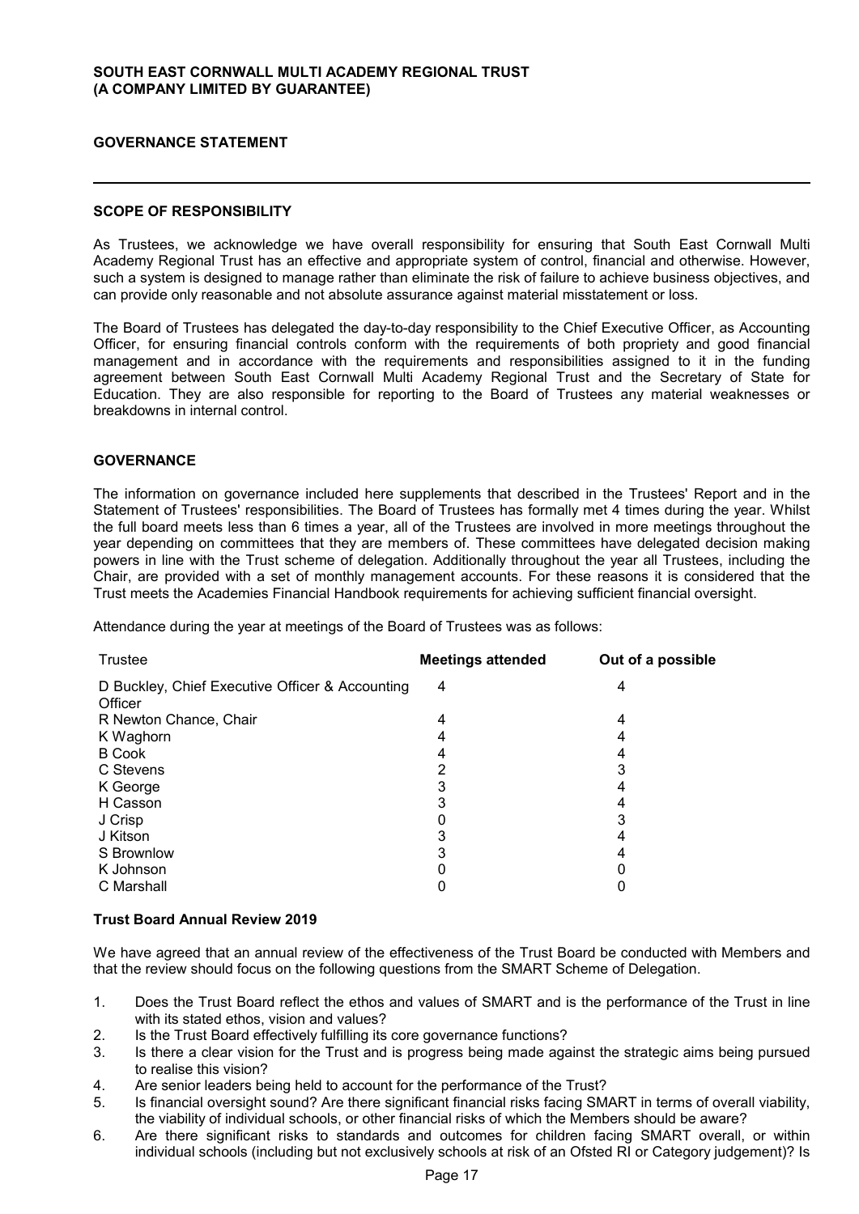## GOVERNANCE STATEMENT

### SCOPE OF RESPONSIBILITY

As Trustees, we acknowledge we have overall responsibility for ensuring that South East Cornwall Multi Academy Regional Trust has an effective and appropriate system of control, financial and otherwise. However, such a system is designed to manage rather than eliminate the risk of failure to achieve business objectives, and can provide only reasonable and not absolute assurance against material misstatement or loss.

The Board of Trustees has delegated the day-to-day responsibility to the Chief Executive Officer, as Accounting Officer, for ensuring financial controls conform with the requirements of both propriety and good financial management and in accordance with the requirements and responsibilities assigned to it in the funding agreement between South East Cornwall Multi Academy Regional Trust and the Secretary of State for Education. They are also responsible for reporting to the Board of Trustees any material weaknesses or breakdowns in internal control.

### GOVERNANCE

The information on governance included here supplements that described in the Trustees' Report and in the Statement of Trustees' responsibilities. The Board of Trustees has formally met 4 times during the year. Whilst the full board meets less than 6 times a year, all of the Trustees are involved in more meetings throughout the year depending on committees that they are members of. These committees have delegated decision making powers in line with the Trust scheme of delegation. Additionally throughout the year all Trustees, including the Chair, are provided with a set of monthly management accounts. For these reasons it is considered that the Trust meets the Academies Financial Handbook requirements for achieving sufficient financial oversight.

Attendance during the year at meetings of the Board of Trustees was as follows:

| Trustee | Meetings attended | Out of a possible |
|---|---|---|
| D Buckley, Chief Executive Officer & Accounting Officer | 4 | 4 |
| R Newton Chance, Chair | 4 | 4 |
| K Waghorn | 4 | 4 |
| B Cook | 4 | 4 |
| C Stevens | 2 | 3 |
| K George | 3 | 4 |
| H Casson | 3 | 4 |
| J Crisp | 0 | 3 |
| J Kitson | 3 | 4 |
| S Brownlow | 3 | 4 |
| K Johnson | 0 | 0 |
| C Marshall | 0 | 0 |

**Trust Board Annual Review 2019**

We have agreed that an annual review of the effectiveness of the Trust Board be conducted with Members and that the review should focus on the following questions from the SMART Scheme of Delegation.

1. Does the Trust Board reflect the ethos and values of SMART and is the performance of the Trust in line with its stated ethos, vision and values?
2. Is the Trust Board effectively fulfilling its core governance functions?
3. Is there a clear vision for the Trust and is progress being made against the strategic aims being pursued to realise this vision?
4. Are senior leaders being held to account for the performance of the Trust?
5. Is financial oversight sound? Are there significant financial risks facing SMART in terms of overall viability, the viability of individual schools, or other financial risks of which the Members should be aware?
6. Are there significant risks to standards and outcomes for children facing SMART overall, or within individual schools (including but not exclusively schools at risk of an Ofsted RI or Category judgement)? Is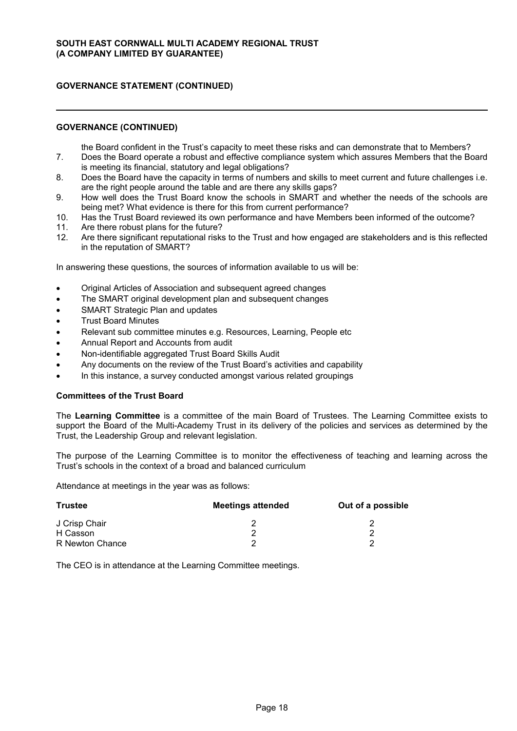## GOVERNANCE STATEMENT (CONTINUED)

### GOVERNANCE (CONTINUED)

the Board confident in the Trust's capacity to meet these risks and can demonstrate that to Members?

7. Does the Board operate a robust and effective compliance system which assures Members that the Board is meeting its financial, statutory and legal obligations?
8. Does the Board have the capacity in terms of numbers and skills to meet current and future challenges i.e. are the right people around the table and are there any skills gaps?
9. How well does the Trust Board know the schools in SMART and whether the needs of the schools are being met? What evidence is there for this from current performance?
10. Has the Trust Board reviewed its own performance and have Members been informed of the outcome?
11. Are there robust plans for the future?
12. Are there significant reputational risks to the Trust and how engaged are stakeholders and is this reflected in the reputation of SMART?

In answering these questions, the sources of information available to us will be:

- Original Articles of Association and subsequent agreed changes
- The SMART original development plan and subsequent changes
- SMART Strategic Plan and updates
- Trust Board Minutes
- Relevant sub committee minutes e.g. Resources, Learning, People etc
- Annual Report and Accounts from audit
- Non-identifiable aggregated Trust Board Skills Audit
- Any documents on the review of the Trust Board's activities and capability
- In this instance, a survey conducted amongst various related groupings

**Committees of the Trust Board**

The **Learning Committee** is a committee of the main Board of Trustees. The Learning Committee exists to support the Board of the Multi-Academy Trust in its delivery of the policies and services as determined by the Trust, the Leadership Group and relevant legislation.

The purpose of the Learning Committee is to monitor the effectiveness of teaching and learning across the Trust's schools in the context of a broad and balanced curriculum

Attendance at meetings in the year was as follows:

| Trustee | Meetings attended | Out of a possible |
|---|---|---|
| J Crisp Chair | 2 | 2 |
| H Casson | 2 | 2 |
| R Newton Chance | 2 | 2 |

The CEO is in attendance at the Learning Committee meetings.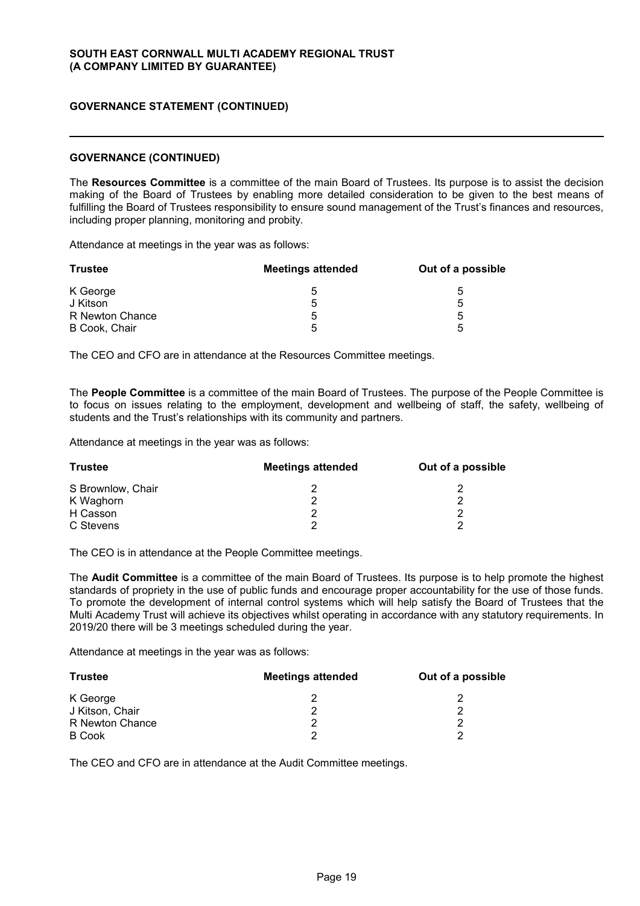## GOVERNANCE STATEMENT (CONTINUED)

### GOVERNANCE (CONTINUED)

The **Resources Committee** is a committee of the main Board of Trustees. Its purpose is to assist the decision making of the Board of Trustees by enabling more detailed consideration to be given to the best means of fulfilling the Board of Trustees responsibility to ensure sound management of the Trust's finances and resources, including proper planning, monitoring and probity.

Attendance at meetings in the year was as follows:

| Trustee | Meetings attended | Out of a possible |
|---|---|---|
| K George | 5 | 5 |
| J Kitson | 5 | 5 |
| R Newton Chance | 5 | 5 |
| B Cook, Chair | 5 | 5 |

The CEO and CFO are in attendance at the Resources Committee meetings.

The **People Committee** is a committee of the main Board of Trustees. The purpose of the People Committee is to focus on issues relating to the employment, development and wellbeing of staff, the safety, wellbeing of students and the Trust's relationships with its community and partners.

Attendance at meetings in the year was as follows:

| Trustee | Meetings attended | Out of a possible |
|---|---|---|
| S Brownlow, Chair | 2 | 2 |
| K Waghorn | 2 | 2 |
| H Casson | 2 | 2 |
| C Stevens | 2 | 2 |

The CEO is in attendance at the People Committee meetings.

The **Audit Committee** is a committee of the main Board of Trustees. Its purpose is to help promote the highest standards of propriety in the use of public funds and encourage proper accountability for the use of those funds. To promote the development of internal control systems which will help satisfy the Board of Trustees that the Multi Academy Trust will achieve its objectives whilst operating in accordance with any statutory requirements. In 2019/20 there will be 3 meetings scheduled during the year.

Attendance at meetings in the year was as follows:

| Trustee | Meetings attended | Out of a possible |
|---|---|---|
| K George | 2 | 2 |
| J Kitson, Chair | 2 | 2 |
| R Newton Chance | 2 | 2 |
| B Cook | 2 | 2 |

The CEO and CFO are in attendance at the Audit Committee meetings.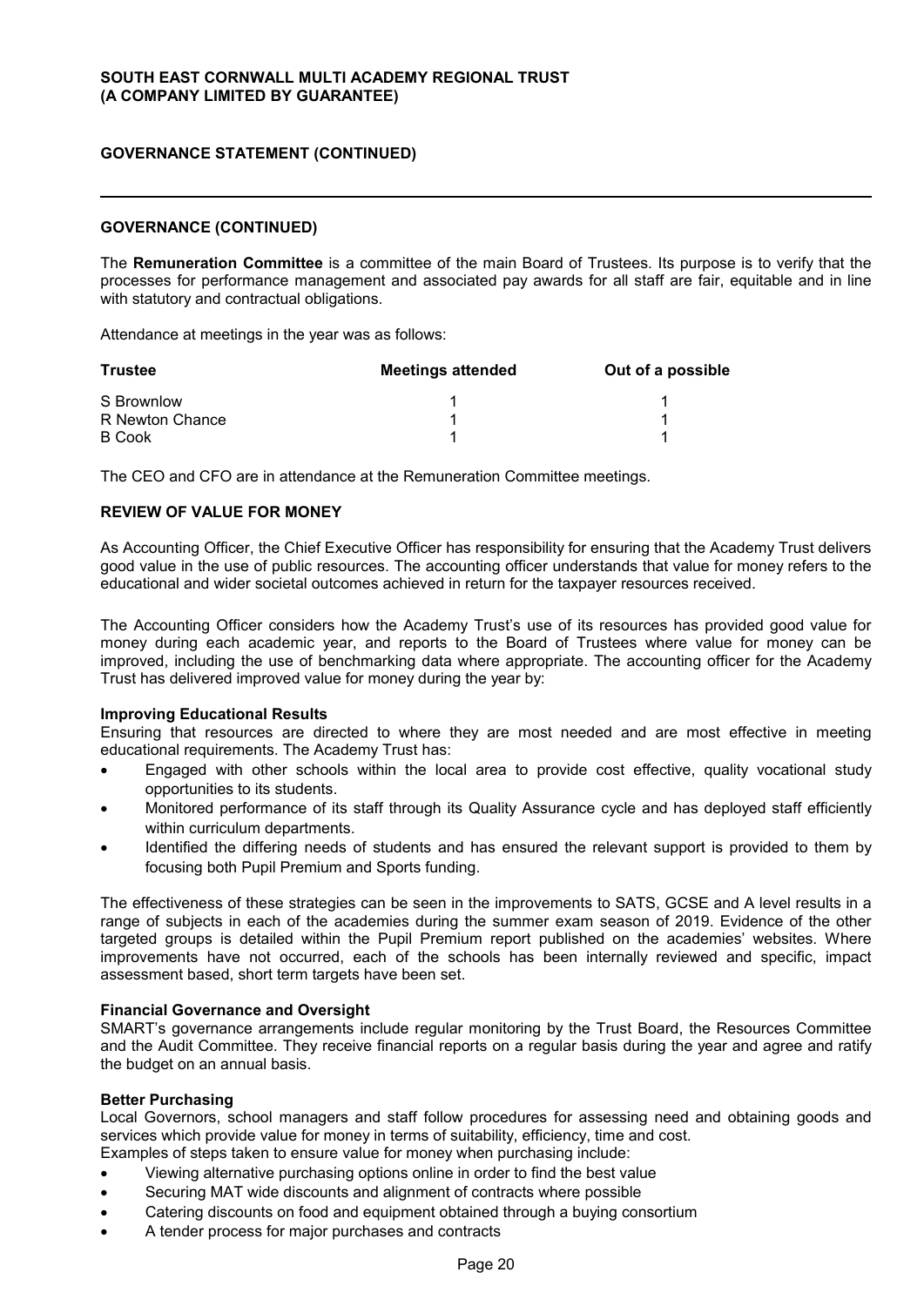## GOVERNANCE (CONTINUED)

The **Remuneration Committee** is a committee of the main Board of Trustees. Its purpose is to verify that the processes for performance management and associated pay awards for all staff are fair, equitable and in line with statutory and contractual obligations.

Attendance at meetings in the year was as follows:

| Trustee | Meetings attended | Out of a possible |
|---|---|---|
| S Brownlow | 1 | 1 |
| R Newton Chance | 1 | 1 |
| B Cook | 1 | 1 |

The CEO and CFO are in attendance at the Remuneration Committee meetings.

## REVIEW OF VALUE FOR MONEY

As Accounting Officer, the Chief Executive Officer has responsibility for ensuring that the Academy Trust delivers good value in the use of public resources. The accounting officer understands that value for money refers to the educational and wider societal outcomes achieved in return for the taxpayer resources received.

The Accounting Officer considers how the Academy Trust's use of its resources has provided good value for money during each academic year, and reports to the Board of Trustees where value for money can be improved, including the use of benchmarking data where appropriate. The accounting officer for the Academy Trust has delivered improved value for money during the year by:

**Improving Educational Results**

Ensuring that resources are directed to where they are most needed and are most effective in meeting educational requirements. The Academy Trust has:

- Engaged with other schools within the local area to provide cost effective, quality vocational study opportunities to its students.
- Monitored performance of its staff through its Quality Assurance cycle and has deployed staff efficiently within curriculum departments.
- Identified the differing needs of students and has ensured the relevant support is provided to them by focusing both Pupil Premium and Sports funding.

The effectiveness of these strategies can be seen in the improvements to SATS, GCSE and A level results in a range of subjects in each of the academies during the summer exam season of 2019. Evidence of the other targeted groups is detailed within the Pupil Premium report published on the academies' websites. Where improvements have not occurred, each of the schools has been internally reviewed and specific, impact assessment based, short term targets have been set.

**Financial Governance and Oversight**

SMART's governance arrangements include regular monitoring by the Trust Board, the Resources Committee and the Audit Committee. They receive financial reports on a regular basis during the year and agree and ratify the budget on an annual basis.

**Better Purchasing**

Local Governors, school managers and staff follow procedures for assessing need and obtaining goods and services which provide value for money in terms of suitability, efficiency, time and cost.

Examples of steps taken to ensure value for money when purchasing include:

- Viewing alternative purchasing options online in order to find the best value
- Securing MAT wide discounts and alignment of contracts where possible
- Catering discounts on food and equipment obtained through a buying consortium
- A tender process for major purchases and contracts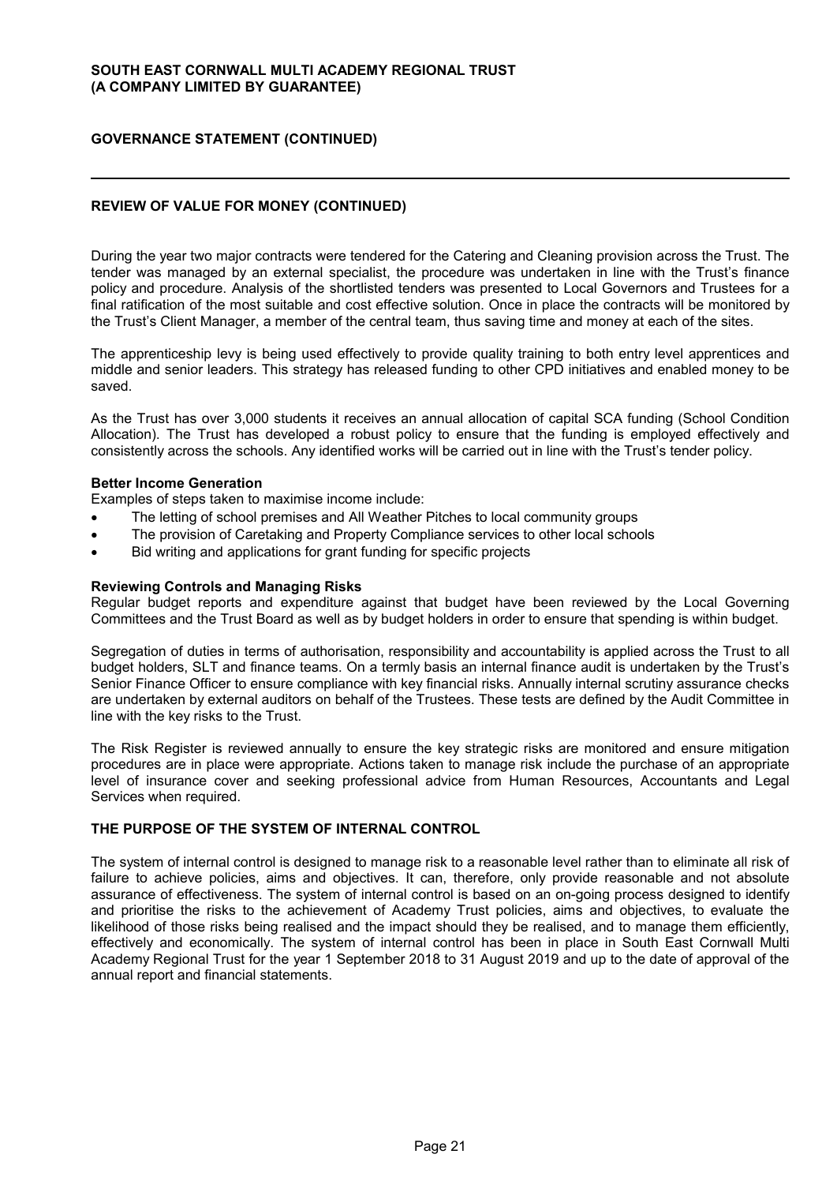## GOVERNANCE STATEMENT (CONTINUED)

### REVIEW OF VALUE FOR MONEY (CONTINUED)

During the year two major contracts were tendered for the Catering and Cleaning provision across the Trust. The tender was managed by an external specialist, the procedure was undertaken in line with the Trust's finance policy and procedure. Analysis of the shortlisted tenders was presented to Local Governors and Trustees for a final ratification of the most suitable and cost effective solution. Once in place the contracts will be monitored by the Trust's Client Manager, a member of the central team, thus saving time and money at each of the sites.

The apprenticeship levy is being used effectively to provide quality training to both entry level apprentices and middle and senior leaders. This strategy has released funding to other CPD initiatives and enabled money to be saved.

As the Trust has over 3,000 students it receives an annual allocation of capital SCA funding (School Condition Allocation). The Trust has developed a robust policy to ensure that the funding is employed effectively and consistently across the schools. Any identified works will be carried out in line with the Trust's tender policy.

**Better Income Generation**

Examples of steps taken to maximise income include:

- The letting of school premises and All Weather Pitches to local community groups
- The provision of Caretaking and Property Compliance services to other local schools
- Bid writing and applications for grant funding for specific projects

**Reviewing Controls and Managing Risks**

Regular budget reports and expenditure against that budget have been reviewed by the Local Governing Committees and the Trust Board as well as by budget holders in order to ensure that spending is within budget.

Segregation of duties in terms of authorisation, responsibility and accountability is applied across the Trust to all budget holders, SLT and finance teams. On a termly basis an internal finance audit is undertaken by the Trust's Senior Finance Officer to ensure compliance with key financial risks. Annually internal scrutiny assurance checks are undertaken by external auditors on behalf of the Trustees. These tests are defined by the Audit Committee in line with the key risks to the Trust.

The Risk Register is reviewed annually to ensure the key strategic risks are monitored and ensure mitigation procedures are in place were appropriate. Actions taken to manage risk include the purchase of an appropriate level of insurance cover and seeking professional advice from Human Resources, Accountants and Legal Services when required.

### THE PURPOSE OF THE SYSTEM OF INTERNAL CONTROL

The system of internal control is designed to manage risk to a reasonable level rather than to eliminate all risk of failure to achieve policies, aims and objectives. It can, therefore, only provide reasonable and not absolute assurance of effectiveness. The system of internal control is based on an on-going process designed to identify and prioritise the risks to the achievement of Academy Trust policies, aims and objectives, to evaluate the likelihood of those risks being realised and the impact should they be realised, and to manage them efficiently, effectively and economically. The system of internal control has been in place in South East Cornwall Multi Academy Regional Trust for the year 1 September 2018 to 31 August 2019 and up to the date of approval of the annual report and financial statements.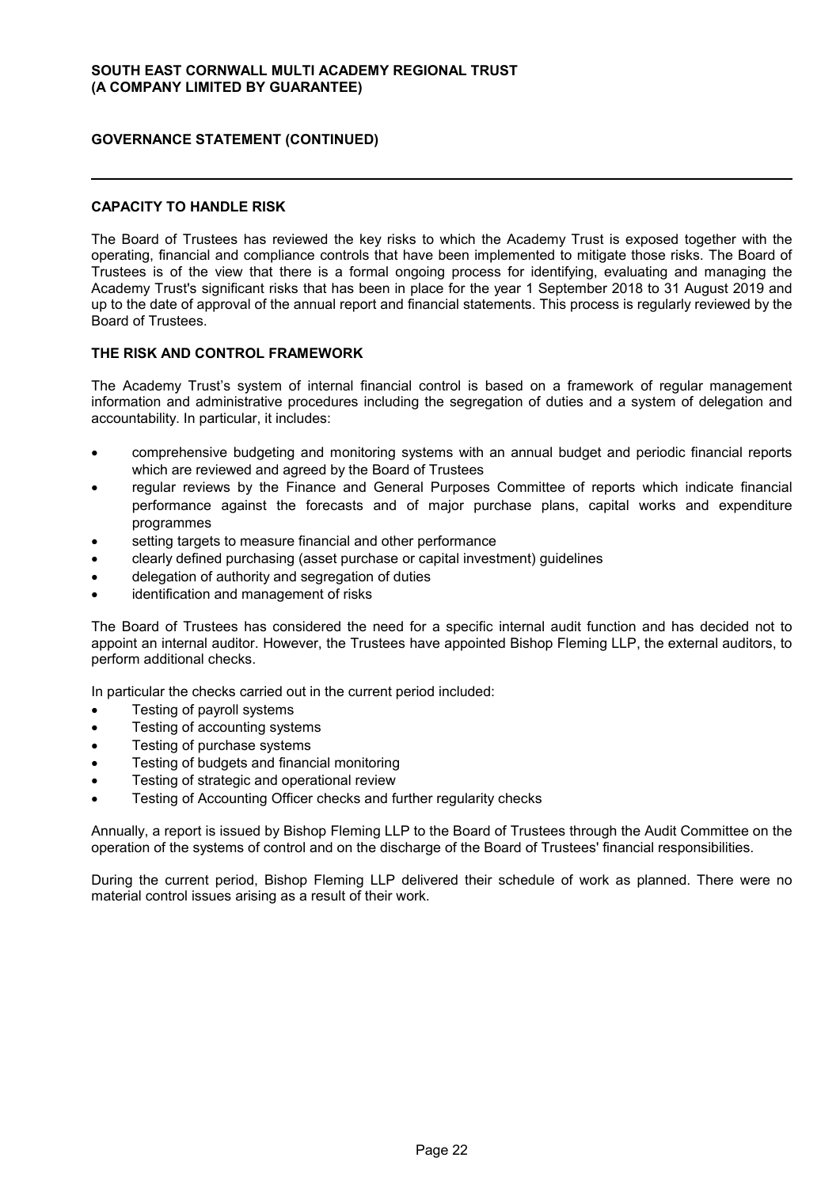## CAPACITY TO HANDLE RISK

The Board of Trustees has reviewed the key risks to which the Academy Trust is exposed together with the operating, financial and compliance controls that have been implemented to mitigate those risks. The Board of Trustees is of the view that there is a formal ongoing process for identifying, evaluating and managing the Academy Trust's significant risks that has been in place for the year 1 September 2018 to 31 August 2019 and up to the date of approval of the annual report and financial statements. This process is regularly reviewed by the Board of Trustees.

## THE RISK AND CONTROL FRAMEWORK

The Academy Trust's system of internal financial control is based on a framework of regular management information and administrative procedures including the segregation of duties and a system of delegation and accountability. In particular, it includes:

- comprehensive budgeting and monitoring systems with an annual budget and periodic financial reports which are reviewed and agreed by the Board of Trustees
- regular reviews by the Finance and General Purposes Committee of reports which indicate financial performance against the forecasts and of major purchase plans, capital works and expenditure programmes
- setting targets to measure financial and other performance
- clearly defined purchasing (asset purchase or capital investment) guidelines
- delegation of authority and segregation of duties
- identification and management of risks

The Board of Trustees has considered the need for a specific internal audit function and has decided not to appoint an internal auditor. However, the Trustees have appointed Bishop Fleming LLP, the external auditors, to perform additional checks.

In particular the checks carried out in the current period included:

- Testing of payroll systems
- Testing of accounting systems
- Testing of purchase systems
- Testing of budgets and financial monitoring
- Testing of strategic and operational review
- Testing of Accounting Officer checks and further regularity checks

Annually, a report is issued by Bishop Fleming LLP to the Board of Trustees through the Audit Committee on the operation of the systems of control and on the discharge of the Board of Trustees' financial responsibilities.

During the current period, Bishop Fleming LLP delivered their schedule of work as planned. There were no material control issues arising as a result of their work.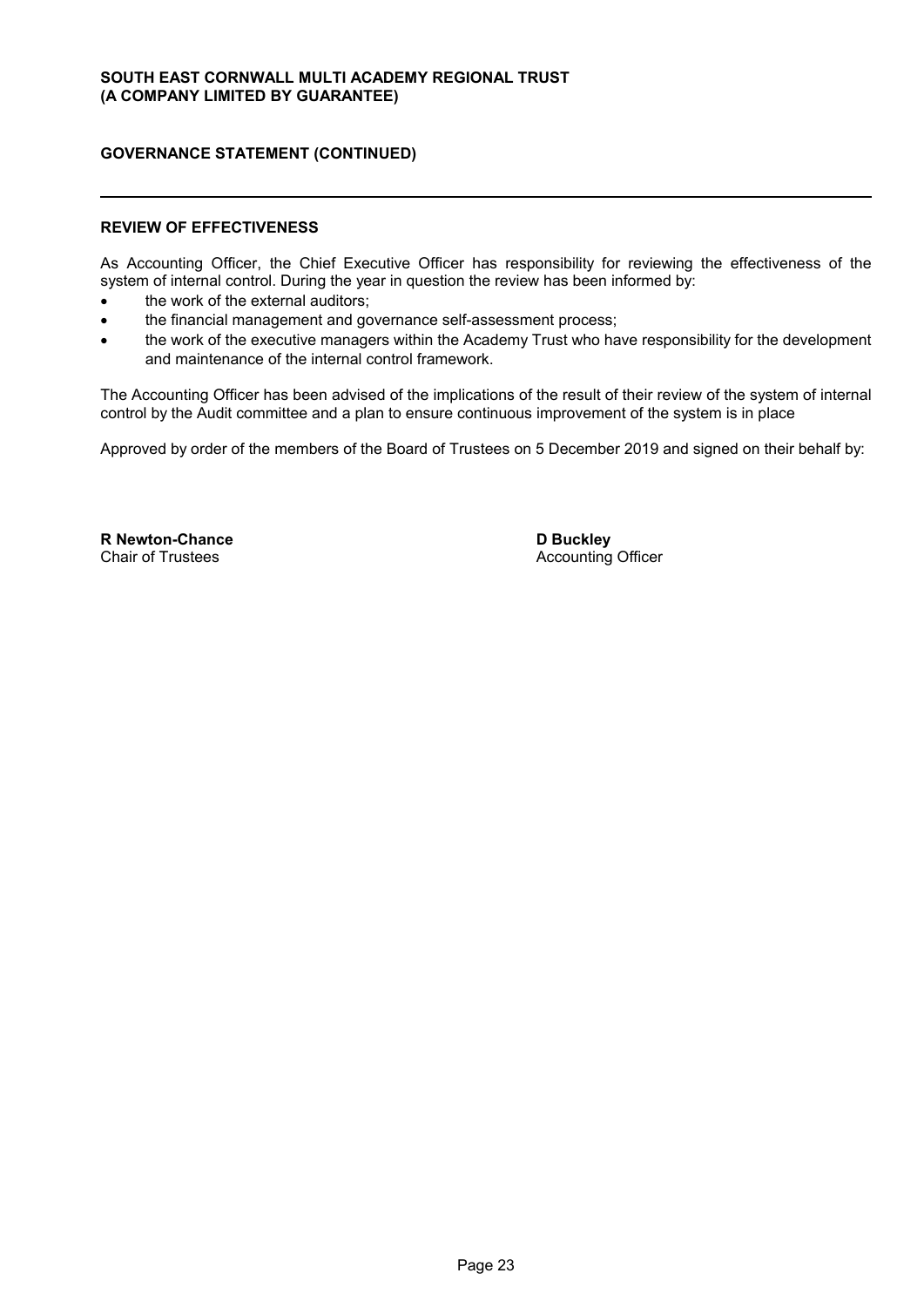## REVIEW OF EFFECTIVENESS

As Accounting Officer, the Chief Executive Officer has responsibility for reviewing the effectiveness of the system of internal control. During the year in question the review has been informed by:

- the work of the external auditors;
- the financial management and governance self-assessment process;
- the work of the executive managers within the Academy Trust who have responsibility for the development and maintenance of the internal control framework.

The Accounting Officer has been advised of the implications of the result of their review of the system of internal control by the Audit committee and a plan to ensure continuous improvement of the system is in place

Approved by order of the members of the Board of Trustees on 5 December 2019 and signed on their behalf by:

**R Newton-Chance**
Chair of Trustees

**D Buckley**
Accounting Officer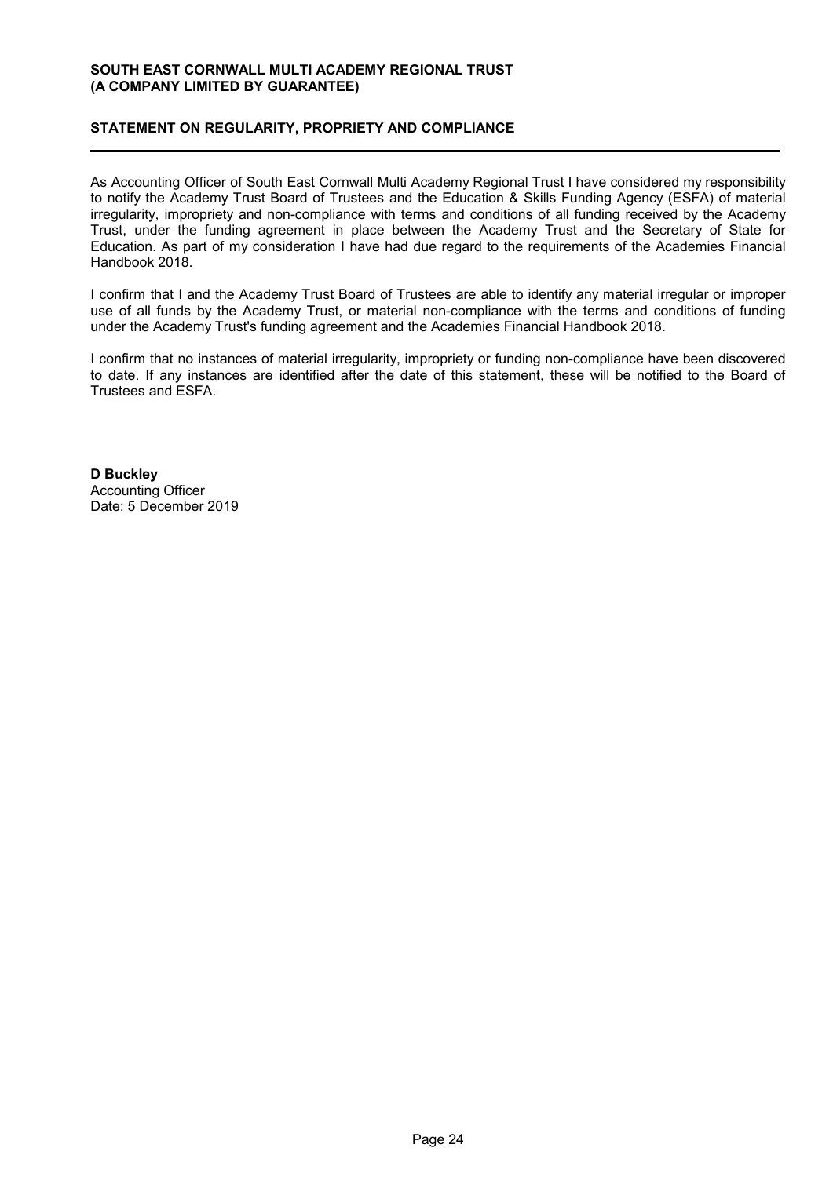## STATEMENT ON REGULARITY, PROPRIETY AND COMPLIANCE

As Accounting Officer of South East Cornwall Multi Academy Regional Trust I have considered my responsibility to notify the Academy Trust Board of Trustees and the Education & Skills Funding Agency (ESFA) of material irregularity, impropriety and non-compliance with terms and conditions of all funding received by the Academy Trust, under the funding agreement in place between the Academy Trust and the Secretary of State for Education. As part of my consideration I have had due regard to the requirements of the Academies Financial Handbook 2018.

I confirm that I and the Academy Trust Board of Trustees are able to identify any material irregular or improper use of all funds by the Academy Trust, or material non-compliance with the terms and conditions of funding under the Academy Trust's funding agreement and the Academies Financial Handbook 2018.

I confirm that no instances of material irregularity, impropriety or funding non-compliance have been discovered to date. If any instances are identified after the date of this statement, these will be notified to the Board of Trustees and ESFA.

**D Buckley**
Accounting Officer
Date: 5 December 2019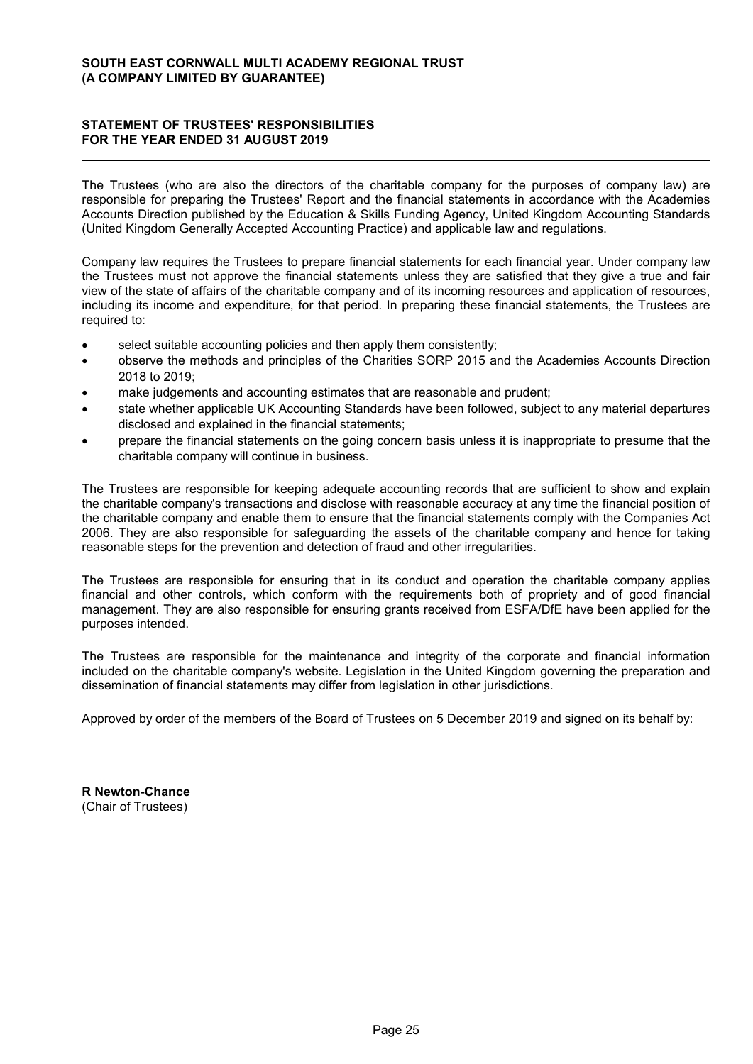**SOUTH EAST CORNWALL MULTI ACADEMY REGIONAL TRUST**
**(A COMPANY LIMITED BY GUARANTEE)**

## STATEMENT OF TRUSTEES' RESPONSIBILITIES FOR THE YEAR ENDED 31 AUGUST 2019

The Trustees (who are also the directors of the charitable company for the purposes of company law) are responsible for preparing the Trustees' Report and the financial statements in accordance with the Academies Accounts Direction published by the Education & Skills Funding Agency, United Kingdom Accounting Standards (United Kingdom Generally Accepted Accounting Practice) and applicable law and regulations.

Company law requires the Trustees to prepare financial statements for each financial year. Under company law the Trustees must not approve the financial statements unless they are satisfied that they give a true and fair view of the state of affairs of the charitable company and of its incoming resources and application of resources, including its income and expenditure, for that period. In preparing these financial statements, the Trustees are required to:

- select suitable accounting policies and then apply them consistently;
- observe the methods and principles of the Charities SORP 2015 and the Academies Accounts Direction 2018 to 2019;
- make judgements and accounting estimates that are reasonable and prudent;
- state whether applicable UK Accounting Standards have been followed, subject to any material departures disclosed and explained in the financial statements;
- prepare the financial statements on the going concern basis unless it is inappropriate to presume that the charitable company will continue in business.

The Trustees are responsible for keeping adequate accounting records that are sufficient to show and explain the charitable company's transactions and disclose with reasonable accuracy at any time the financial position of the charitable company and enable them to ensure that the financial statements comply with the Companies Act 2006. They are also responsible for safeguarding the assets of the charitable company and hence for taking reasonable steps for the prevention and detection of fraud and other irregularities.

The Trustees are responsible for ensuring that in its conduct and operation the charitable company applies financial and other controls, which conform with the requirements both of propriety and of good financial management. They are also responsible for ensuring grants received from ESFA/DfE have been applied for the purposes intended.

The Trustees are responsible for the maintenance and integrity of the corporate and financial information included on the charitable company's website. Legislation in the United Kingdom governing the preparation and dissemination of financial statements may differ from legislation in other jurisdictions.

Approved by order of the members of the Board of Trustees on 5 December 2019 and signed on its behalf by:

**R Newton-Chance**
(Chair of Trustees)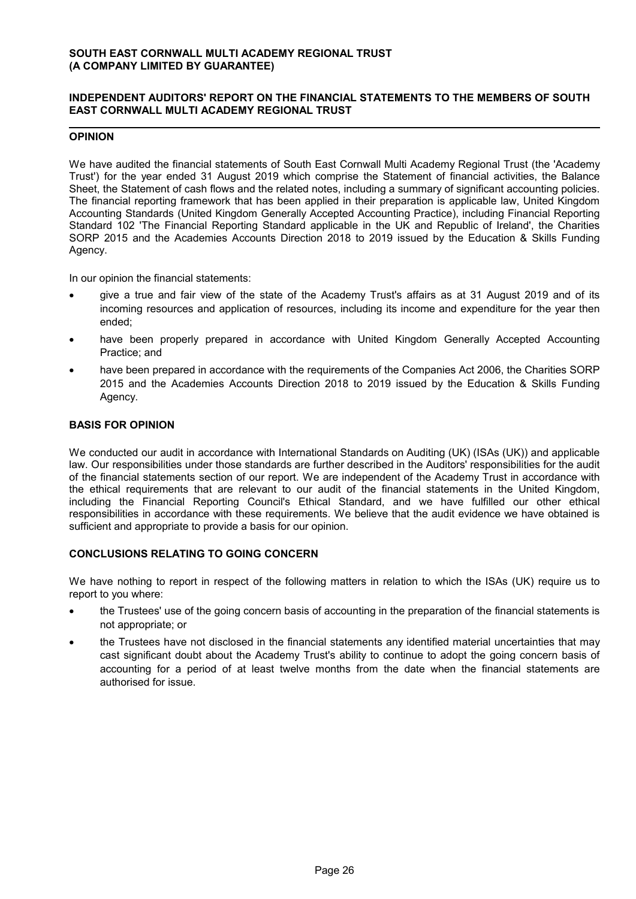**SOUTH EAST CORNWALL MULTI ACADEMY REGIONAL TRUST**
**(A COMPANY LIMITED BY GUARANTEE)**

## INDEPENDENT AUDITORS' REPORT ON THE FINANCIAL STATEMENTS TO THE MEMBERS OF SOUTH EAST CORNWALL MULTI ACADEMY REGIONAL TRUST

### OPINION

We have audited the financial statements of South East Cornwall Multi Academy Regional Trust (the 'Academy Trust') for the year ended 31 August 2019 which comprise the Statement of financial activities, the Balance Sheet, the Statement of cash flows and the related notes, including a summary of significant accounting policies. The financial reporting framework that has been applied in their preparation is applicable law, United Kingdom Accounting Standards (United Kingdom Generally Accepted Accounting Practice), including Financial Reporting Standard 102 'The Financial Reporting Standard applicable in the UK and Republic of Ireland', the Charities SORP 2015 and the Academies Accounts Direction 2018 to 2019 issued by the Education & Skills Funding Agency.

In our opinion the financial statements:

- give a true and fair view of the state of the Academy Trust's affairs as at 31 August 2019 and of its incoming resources and application of resources, including its income and expenditure for the year then ended;
- have been properly prepared in accordance with United Kingdom Generally Accepted Accounting Practice; and
- have been prepared in accordance with the requirements of the Companies Act 2006, the Charities SORP 2015 and the Academies Accounts Direction 2018 to 2019 issued by the Education & Skills Funding Agency.

### BASIS FOR OPINION

We conducted our audit in accordance with International Standards on Auditing (UK) (ISAs (UK)) and applicable law. Our responsibilities under those standards are further described in the Auditors' responsibilities for the audit of the financial statements section of our report. We are independent of the Academy Trust in accordance with the ethical requirements that are relevant to our audit of the financial statements in the United Kingdom, including the Financial Reporting Council's Ethical Standard, and we have fulfilled our other ethical responsibilities in accordance with these requirements. We believe that the audit evidence we have obtained is sufficient and appropriate to provide a basis for our opinion.

### CONCLUSIONS RELATING TO GOING CONCERN

We have nothing to report in respect of the following matters in relation to which the ISAs (UK) require us to report to you where:

- the Trustees' use of the going concern basis of accounting in the preparation of the financial statements is not appropriate; or
- the Trustees have not disclosed in the financial statements any identified material uncertainties that may cast significant doubt about the Academy Trust's ability to continue to adopt the going concern basis of accounting for a period of at least twelve months from the date when the financial statements are authorised for issue.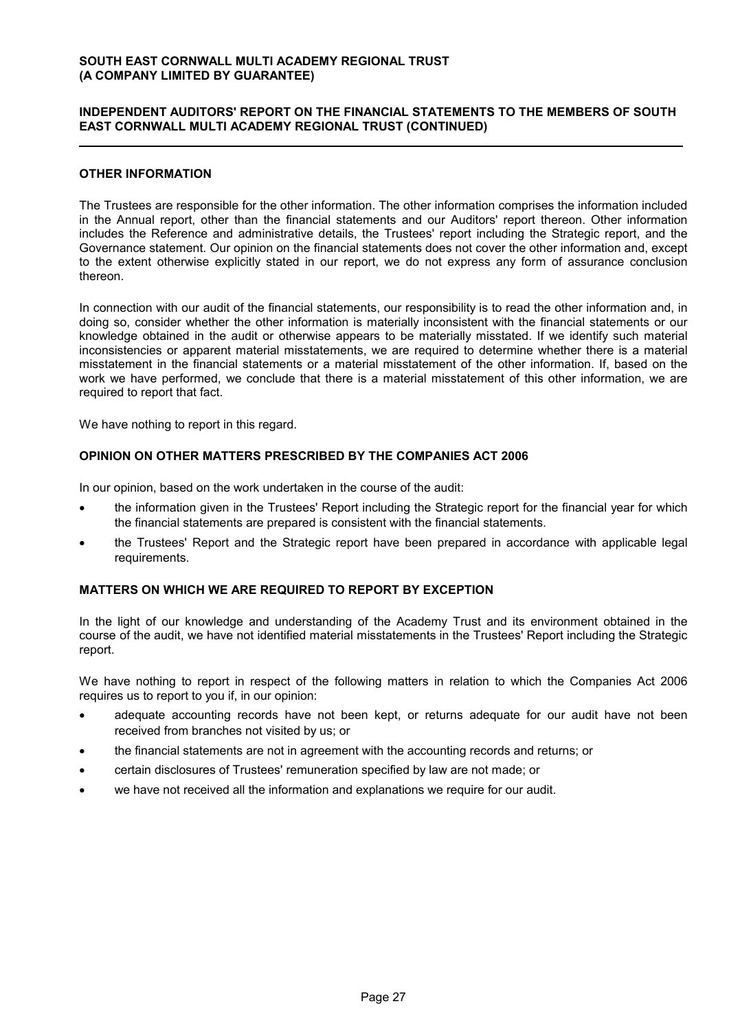## OTHER INFORMATION

The Trustees are responsible for the other information. The other information comprises the information included in the Annual report, other than the financial statements and our Auditors' report thereon. Other information includes the Reference and administrative details, the Trustees' report including the Strategic report, and the Governance statement. Our opinion on the financial statements does not cover the other information and, except to the extent otherwise explicitly stated in our report, we do not express any form of assurance conclusion thereon.

In connection with our audit of the financial statements, our responsibility is to read the other information and, in doing so, consider whether the other information is materially inconsistent with the financial statements or our knowledge obtained in the audit or otherwise appears to be materially misstated. If we identify such material inconsistencies or apparent material misstatements, we are required to determine whether there is a material misstatement in the financial statements or a material misstatement of the other information. If, based on the work we have performed, we conclude that there is a material misstatement of this other information, we are required to report that fact.

We have nothing to report in this regard.

## OPINION ON OTHER MATTERS PRESCRIBED BY THE COMPANIES ACT 2006

In our opinion, based on the work undertaken in the course of the audit:

- the information given in the Trustees' Report including the Strategic report for the financial year for which the financial statements are prepared is consistent with the financial statements.
- the Trustees' Report and the Strategic report have been prepared in accordance with applicable legal requirements.

## MATTERS ON WHICH WE ARE REQUIRED TO REPORT BY EXCEPTION

In the light of our knowledge and understanding of the Academy Trust and its environment obtained in the course of the audit, we have not identified material misstatements in the Trustees' Report including the Strategic report.

We have nothing to report in respect of the following matters in relation to which the Companies Act 2006 requires us to report to you if, in our opinion:

- adequate accounting records have not been kept, or returns adequate for our audit have not been received from branches not visited by us; or
- the financial statements are not in agreement with the accounting records and returns; or
- certain disclosures of Trustees' remuneration specified by law are not made; or
- we have not received all the information and explanations we require for our audit.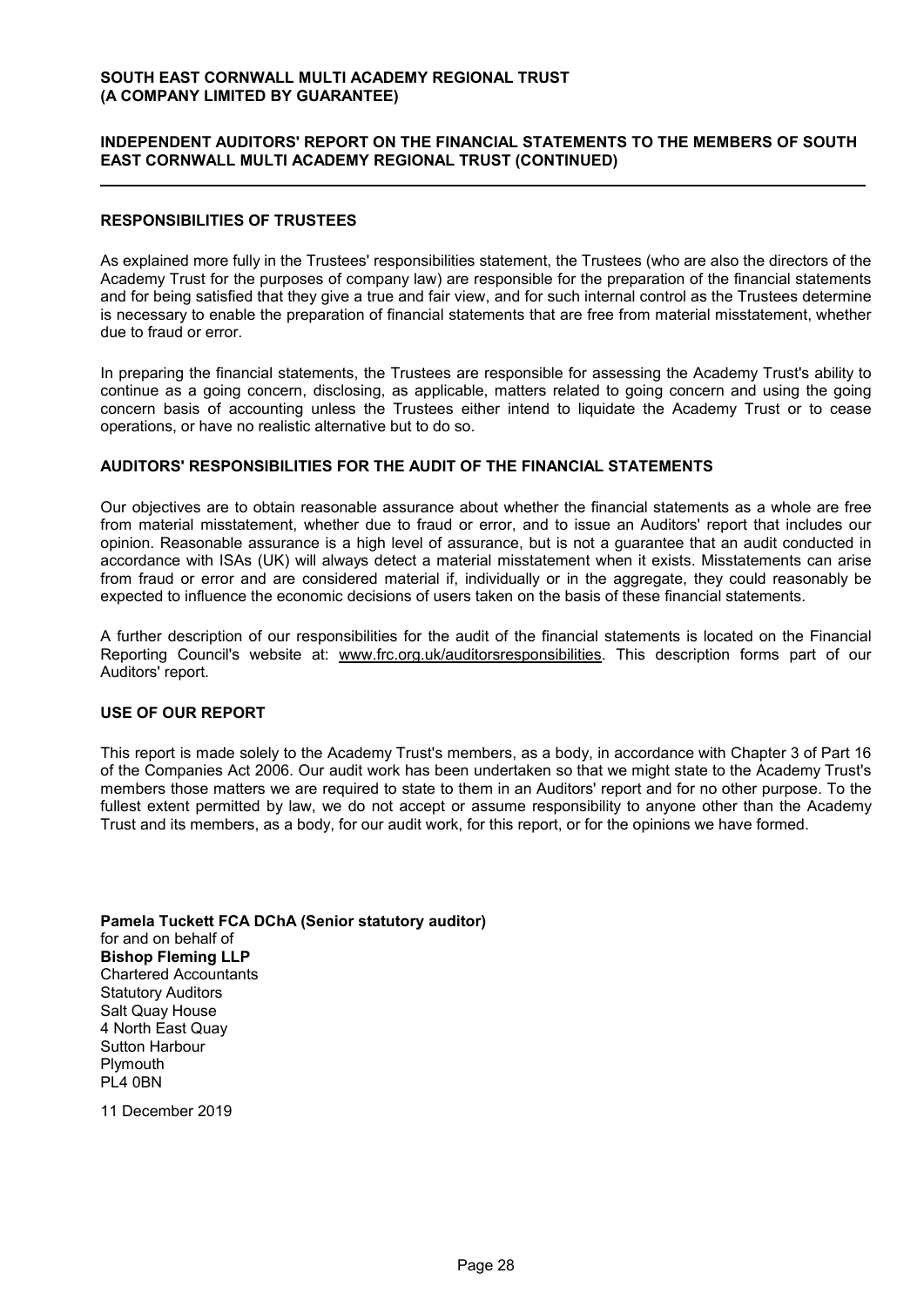## RESPONSIBILITIES OF TRUSTEES

As explained more fully in the Trustees' responsibilities statement, the Trustees (who are also the directors of the Academy Trust for the purposes of company law) are responsible for the preparation of the financial statements and for being satisfied that they give a true and fair view, and for such internal control as the Trustees determine is necessary to enable the preparation of financial statements that are free from material misstatement, whether due to fraud or error.

In preparing the financial statements, the Trustees are responsible for assessing the Academy Trust's ability to continue as a going concern, disclosing, as applicable, matters related to going concern and using the going concern basis of accounting unless the Trustees either intend to liquidate the Academy Trust or to cease operations, or have no realistic alternative but to do so.

## AUDITORS' RESPONSIBILITIES FOR THE AUDIT OF THE FINANCIAL STATEMENTS

Our objectives are to obtain reasonable assurance about whether the financial statements as a whole are free from material misstatement, whether due to fraud or error, and to issue an Auditors' report that includes our opinion. Reasonable assurance is a high level of assurance, but is not a guarantee that an audit conducted in accordance with ISAs (UK) will always detect a material misstatement when it exists. Misstatements can arise from fraud or error and are considered material if, individually or in the aggregate, they could reasonably be expected to influence the economic decisions of users taken on the basis of these financial statements.

A further description of our responsibilities for the audit of the financial statements is located on the Financial Reporting Council's website at: www.frc.org.uk/auditorsresponsibilities. This description forms part of our Auditors' report.

## USE OF OUR REPORT

This report is made solely to the Academy Trust's members, as a body, in accordance with Chapter 3 of Part 16 of the Companies Act 2006. Our audit work has been undertaken so that we might state to the Academy Trust's members those matters we are required to state to them in an Auditors' report and for no other purpose. To the fullest extent permitted by law, we do not accept or assume responsibility to anyone other than the Academy Trust and its members, as a body, for our audit work, for this report, or for the opinions we have formed.

**Pamela Tuckett FCA DChA (Senior statutory auditor)**
for and on behalf of
**Bishop Fleming LLP**
Chartered Accountants
Statutory Auditors
Salt Quay House
4 North East Quay
Sutton Harbour
Plymouth
PL4 0BN

11 December 2019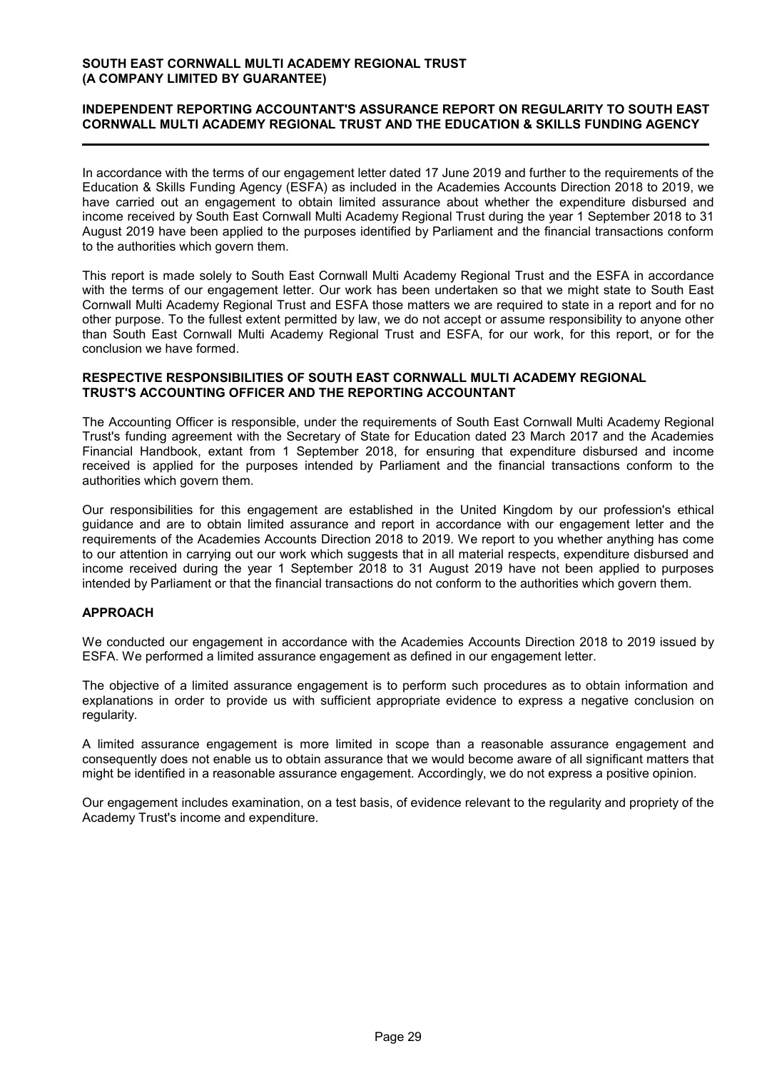## INDEPENDENT REPORTING ACCOUNTANT'S ASSURANCE REPORT ON REGULARITY TO SOUTH EAST CORNWALL MULTI ACADEMY REGIONAL TRUST AND THE EDUCATION & SKILLS FUNDING AGENCY

In accordance with the terms of our engagement letter dated 17 June 2019 and further to the requirements of the Education & Skills Funding Agency (ESFA) as included in the Academies Accounts Direction 2018 to 2019, we have carried out an engagement to obtain limited assurance about whether the expenditure disbursed and income received by South East Cornwall Multi Academy Regional Trust during the year 1 September 2018 to 31 August 2019 have been applied to the purposes identified by Parliament and the financial transactions conform to the authorities which govern them.

This report is made solely to South East Cornwall Multi Academy Regional Trust and the ESFA in accordance with the terms of our engagement letter. Our work has been undertaken so that we might state to South East Cornwall Multi Academy Regional Trust and ESFA those matters we are required to state in a report and for no other purpose. To the fullest extent permitted by law, we do not accept or assume responsibility to anyone other than South East Cornwall Multi Academy Regional Trust and ESFA, for our work, for this report, or for the conclusion we have formed.

### RESPECTIVE RESPONSIBILITIES OF SOUTH EAST CORNWALL MULTI ACADEMY REGIONAL TRUST'S ACCOUNTING OFFICER AND THE REPORTING ACCOUNTANT

The Accounting Officer is responsible, under the requirements of South East Cornwall Multi Academy Regional Trust's funding agreement with the Secretary of State for Education dated 23 March 2017 and the Academies Financial Handbook, extant from 1 September 2018, for ensuring that expenditure disbursed and income received is applied for the purposes intended by Parliament and the financial transactions conform to the authorities which govern them.

Our responsibilities for this engagement are established in the United Kingdom by our profession's ethical guidance and are to obtain limited assurance and report in accordance with our engagement letter and the requirements of the Academies Accounts Direction 2018 to 2019. We report to you whether anything has come to our attention in carrying out our work which suggests that in all material respects, expenditure disbursed and income received during the year 1 September 2018 to 31 August 2019 have not been applied to purposes intended by Parliament or that the financial transactions do not conform to the authorities which govern them.

### APPROACH

We conducted our engagement in accordance with the Academies Accounts Direction 2018 to 2019 issued by ESFA. We performed a limited assurance engagement as defined in our engagement letter.

The objective of a limited assurance engagement is to perform such procedures as to obtain information and explanations in order to provide us with sufficient appropriate evidence to express a negative conclusion on regularity.

A limited assurance engagement is more limited in scope than a reasonable assurance engagement and consequently does not enable us to obtain assurance that we would become aware of all significant matters that might be identified in a reasonable assurance engagement. Accordingly, we do not express a positive opinion.

Our engagement includes examination, on a test basis, of evidence relevant to the regularity and propriety of the Academy Trust's income and expenditure.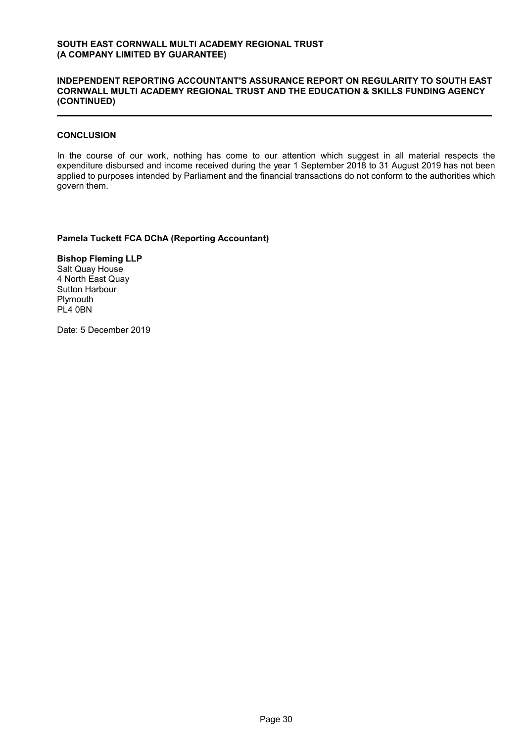## CONCLUSION

In the course of our work, nothing has come to our attention which suggest in all material respects the expenditure disbursed and income received during the year 1 September 2018 to 31 August 2019 has not been applied to purposes intended by Parliament and the financial transactions do not conform to the authorities which govern them.

**Pamela Tuckett FCA DChA (Reporting Accountant)**

**Bishop Fleming LLP**
Salt Quay House
4 North East Quay
Sutton Harbour
Plymouth
PL4 0BN

Date: 5 December 2019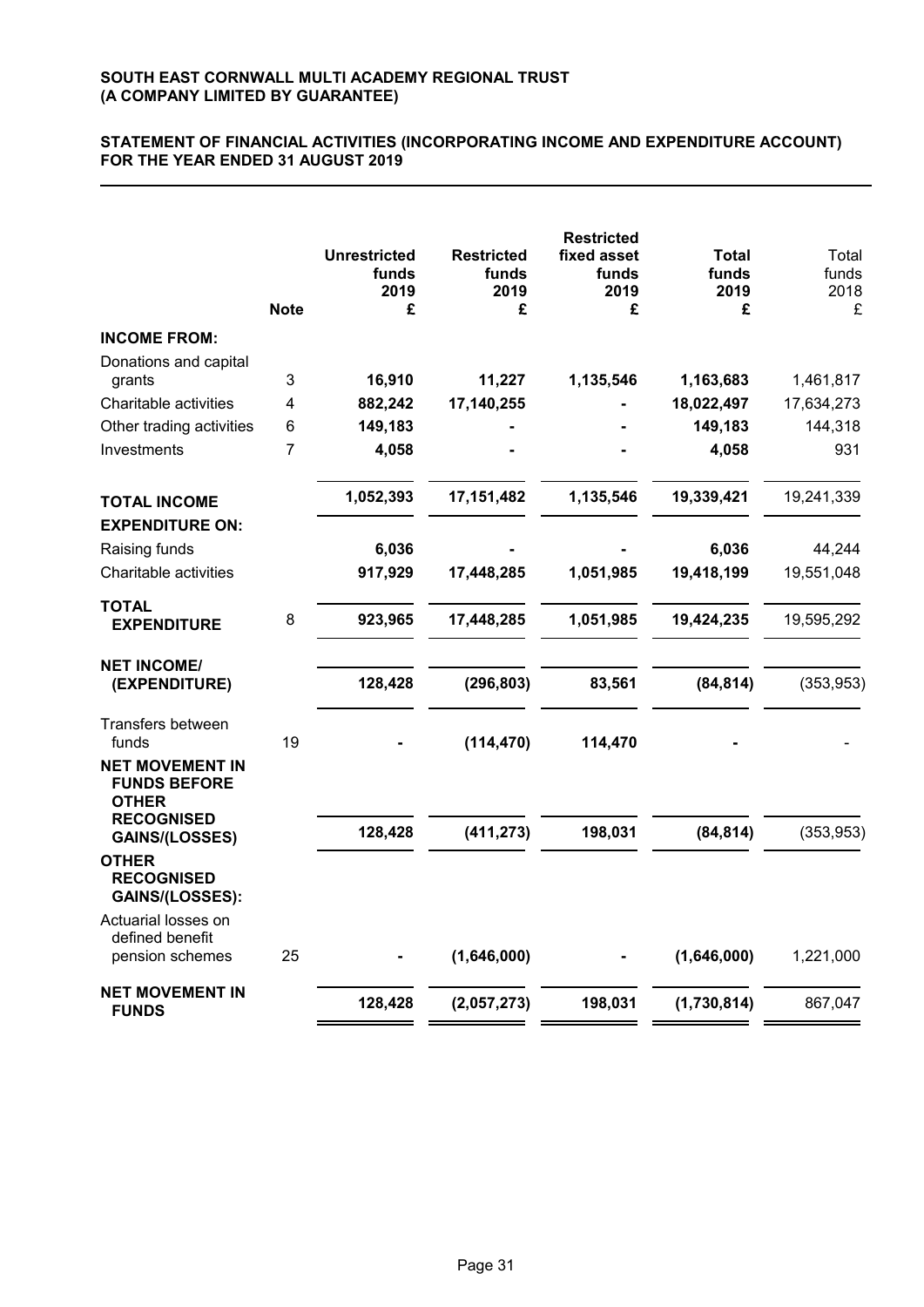**SOUTH EAST CORNWALL MULTI ACADEMY REGIONAL TRUST**
**(A COMPANY LIMITED BY GUARANTEE)**

**STATEMENT OF FINANCIAL ACTIVITIES (INCORPORATING INCOME AND EXPENDITURE ACCOUNT) FOR THE YEAR ENDED 31 AUGUST 2019**

| | Note | Unrestricted funds 2019 £ | Restricted funds 2019 £ | Restricted fixed asset funds 2019 £ | Total funds 2019 £ | Total funds 2018 £ |
|---|---|---|---|---|---|---|
| **INCOME FROM:** | | | | | | |
| Donations and capital grants | 3 | **16,910** | **11,227** | **1,135,546** | **1,163,683** | 1,461,817 |
| Charitable activities | 4 | **882,242** | **17,140,255** | **-** | **18,022,497** | 17,634,273 |
| Other trading activities | 6 | **149,183** | **-** | **-** | **149,183** | 144,318 |
| Investments | 7 | **4,058** | **-** | **-** | **4,058** | 931 |
| **TOTAL INCOME** | | **1,052,393** | **17,151,482** | **1,135,546** | **19,339,421** | 19,241,339 |
| **EXPENDITURE ON:** | | | | | | |
| Raising funds | | **6,036** | **-** | **-** | **6,036** | 44,244 |
| Charitable activities | | **917,929** | **17,448,285** | **1,051,985** | **19,418,199** | 19,551,048 |
| **TOTAL EXPENDITURE** | 8 | **923,965** | **17,448,285** | **1,051,985** | **19,424,235** | 19,595,292 |
| **NET INCOME/ (EXPENDITURE)** | | **128,428** | **(296,803)** | **83,561** | **(84,814)** | (353,953) |
| Transfers between funds | 19 | **-** | **(114,470)** | **114,470** | **-** | - |
| **NET MOVEMENT IN FUNDS BEFORE OTHER RECOGNISED GAINS/(LOSSES)** | | **128,428** | **(411,273)** | **198,031** | **(84,814)** | (353,953) |
| **OTHER RECOGNISED GAINS/(LOSSES):** | | | | | | |
| Actuarial losses on defined benefit pension schemes | 25 | **-** | **(1,646,000)** | **-** | **(1,646,000)** | 1,221,000 |
| **NET MOVEMENT IN FUNDS** | | **128,428** | **(2,057,273)** | **198,031** | **(1,730,814)** | 867,047 |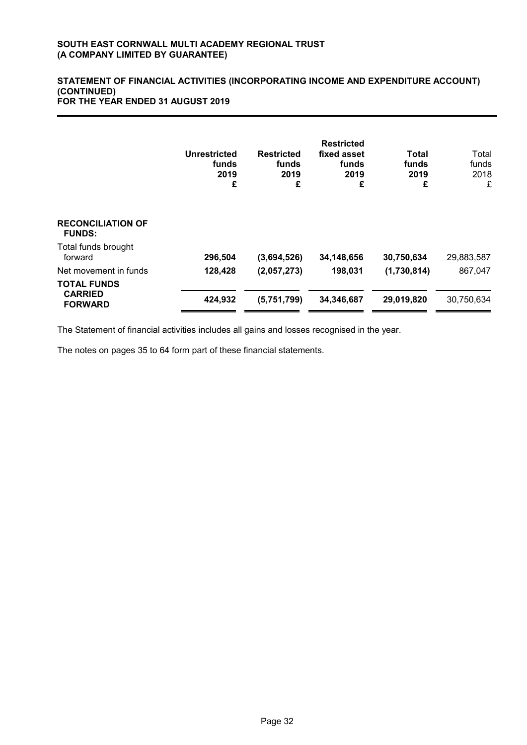**SOUTH EAST CORNWALL MULTI ACADEMY REGIONAL TRUST**
**(A COMPANY LIMITED BY GUARANTEE)**

## STATEMENT OF FINANCIAL ACTIVITIES (INCORPORATING INCOME AND EXPENDITURE ACCOUNT) (CONTINUED)
## FOR THE YEAR ENDED 31 AUGUST 2019

| | **Unrestricted funds 2019 £** | **Restricted funds 2019 £** | **Restricted fixed asset funds 2019 £** | **Total funds 2019 £** | Total funds 2018 £ |
|---|---|---|---|---|---|
| **RECONCILIATION OF FUNDS:** | | | | | |
| Total funds brought forward | **296,504** | **(3,694,526)** | **34,148,656** | **30,750,634** | 29,883,587 |
| Net movement in funds | **128,428** | **(2,057,273)** | **198,031** | **(1,730,814)** | 867,047 |
| **TOTAL FUNDS CARRIED FORWARD** | **424,932** | **(5,751,799)** | **34,346,687** | **29,019,820** | 30,750,634 |

The Statement of financial activities includes all gains and losses recognised in the year.

The notes on pages 35 to 64 form part of these financial statements.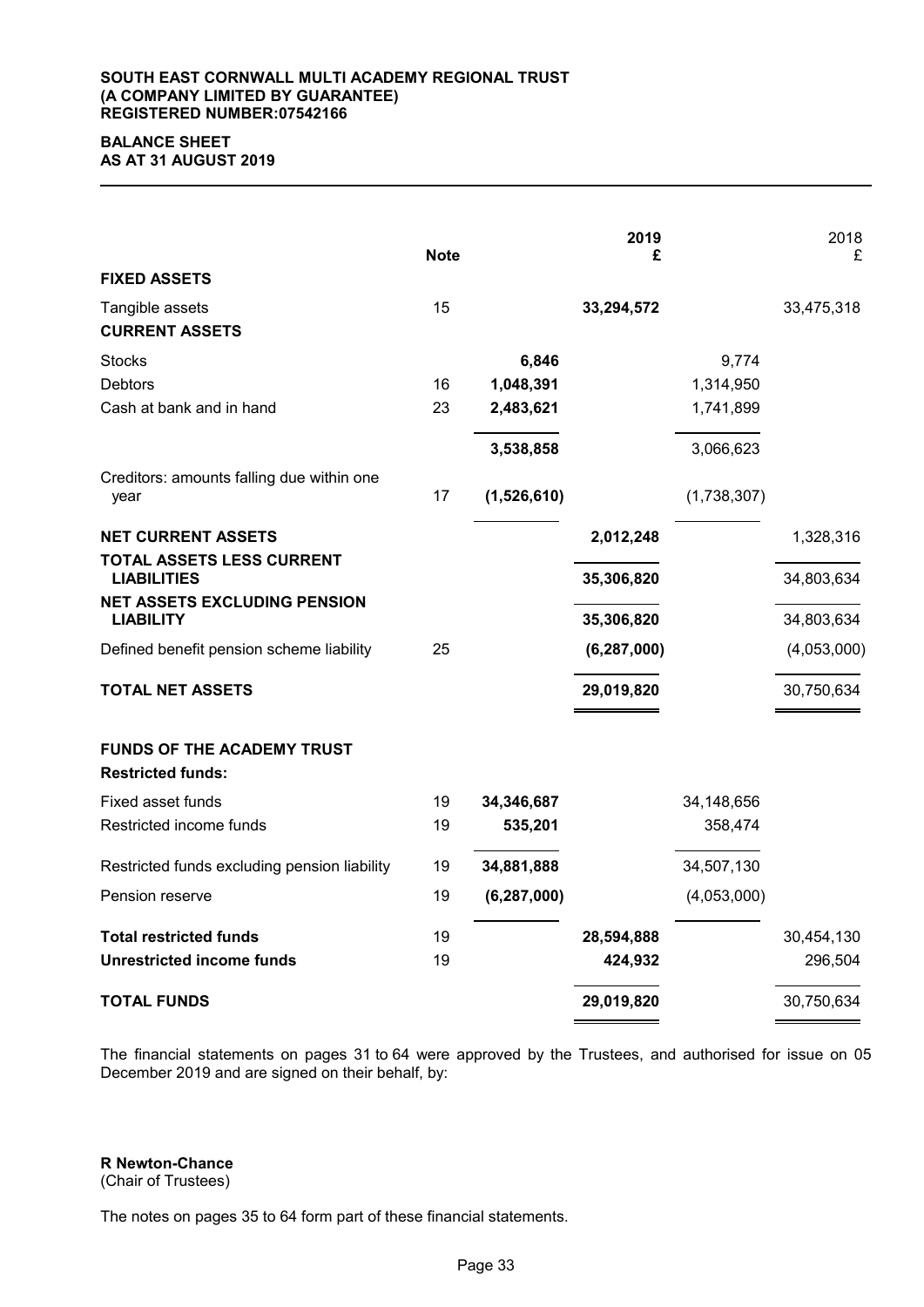**SOUTH EAST CORNWALL MULTI ACADEMY REGIONAL TRUST**
**(A COMPANY LIMITED BY GUARANTEE)**
**REGISTERED NUMBER:07542166**

# BALANCE SHEET
## AS AT 31 AUGUST 2019

| | Note | | 2019 £ | | 2018 £ |
|---|---|---|---|---|---|
| **FIXED ASSETS** | | | | | |
| Tangible assets | 15 | | **33,294,572** | | 33,475,318 |
| **CURRENT ASSETS** | | | | | |
| Stocks | | **6,846** | | 9,774 | |
| Debtors | 16 | **1,048,391** | | 1,314,950 | |
| Cash at bank and in hand | 23 | **2,483,621** | | 1,741,899 | |
| | | **3,538,858** | | 3,066,623 | |
| Creditors: amounts falling due within one year | 17 | **(1,526,610)** | | (1,738,307) | |
| **NET CURRENT ASSETS** | | | **2,012,248** | | 1,328,316 |
| **TOTAL ASSETS LESS CURRENT LIABILITIES** | | | **35,306,820** | | 34,803,634 |
| **NET ASSETS EXCLUDING PENSION LIABILITY** | | | **35,306,820** | | 34,803,634 |
| Defined benefit pension scheme liability | 25 | | **(6,287,000)** | | (4,053,000) |
| **TOTAL NET ASSETS** | | | **29,019,820** | | 30,750,634 |
| | | | | | |
| **FUNDS OF THE ACADEMY TRUST** | | | | | |
| **Restricted funds:** | | | | | |
| Fixed asset funds | 19 | **34,346,687** | | 34,148,656 | |
| Restricted income funds | 19 | **535,201** | | 358,474 | |
| Restricted funds excluding pension liability | 19 | **34,881,888** | | 34,507,130 | |
| Pension reserve | 19 | **(6,287,000)** | | (4,053,000) | |
| **Total restricted funds** | 19 | | **28,594,888** | | 30,454,130 |
| **Unrestricted income funds** | 19 | | **424,932** | | 296,504 |
| **TOTAL FUNDS** | | | **29,019,820** | | 30,750,634 |

The financial statements on pages 31 to 64 were approved by the Trustees, and authorised for issue on 05 December 2019 and are signed on their behalf, by:

**R Newton-Chance**
(Chair of Trustees)

The notes on pages 35 to 64 form part of these financial statements.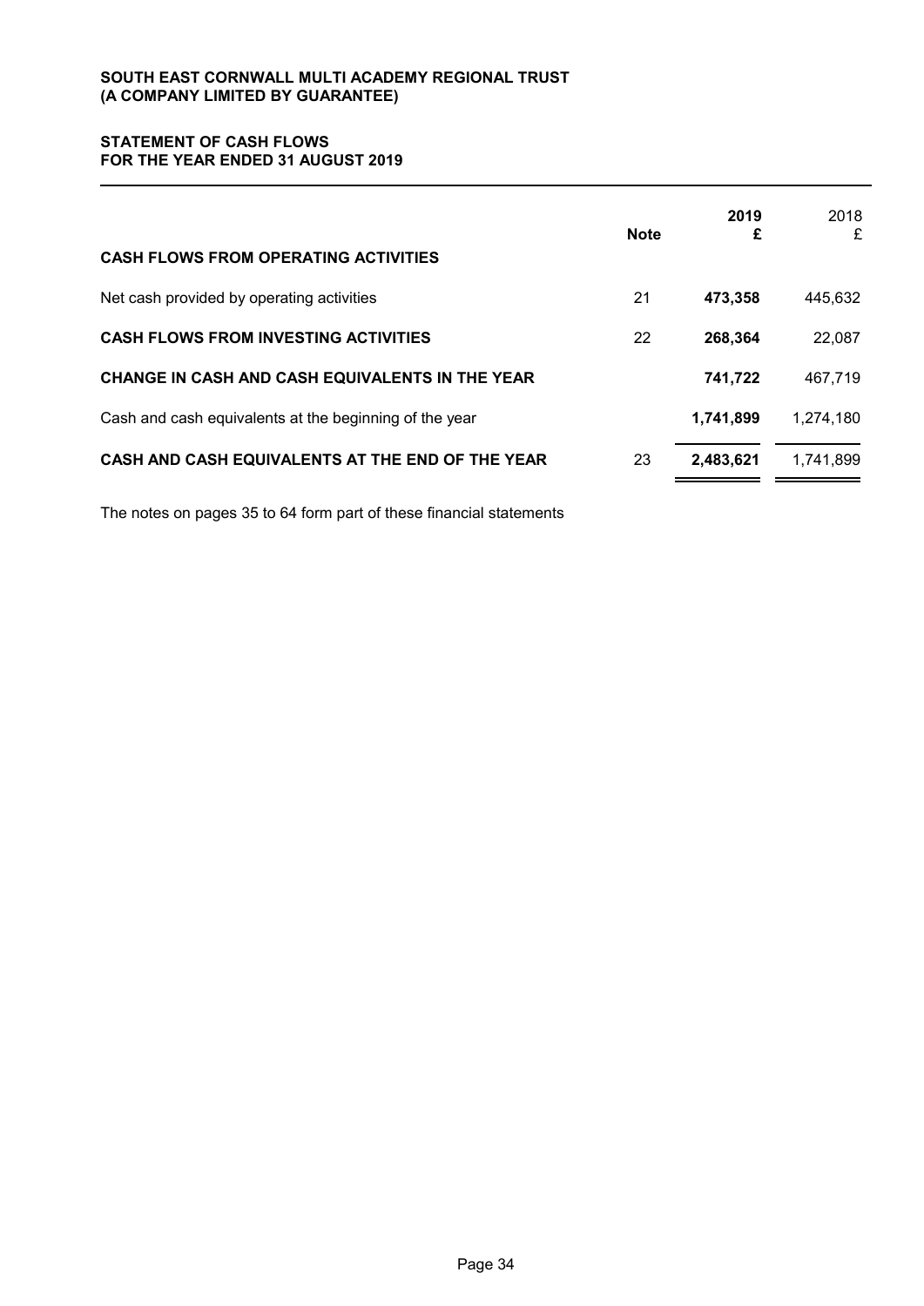**SOUTH EAST CORNWALL MULTI ACADEMY REGIONAL TRUST**
**(A COMPANY LIMITED BY GUARANTEE)**

# STATEMENT OF CASH FLOWS
## FOR THE YEAR ENDED 31 AUGUST 2019

| | Note | 2019 £ | 2018 £ |
|---|---|---|---|
| **CASH FLOWS FROM OPERATING ACTIVITIES** | | | |
| Net cash provided by operating activities | 21 | **473,358** | 445,632 |
| **CASH FLOWS FROM INVESTING ACTIVITIES** | 22 | **268,364** | 22,087 |
| **CHANGE IN CASH AND CASH EQUIVALENTS IN THE YEAR** | | **741,722** | 467,719 |
| Cash and cash equivalents at the beginning of the year | | **1,741,899** | 1,274,180 |
| **CASH AND CASH EQUIVALENTS AT THE END OF THE YEAR** | 23 | **2,483,621** | 1,741,899 |

The notes on pages 35 to 64 form part of these financial statements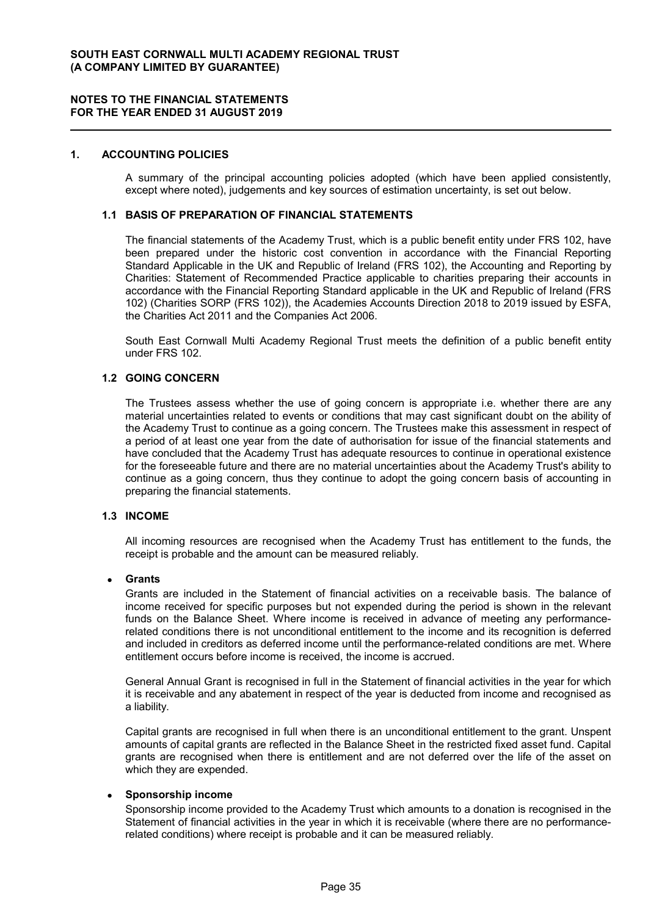**SOUTH EAST CORNWALL MULTI ACADEMY REGIONAL TRUST**
**(A COMPANY LIMITED BY GUARANTEE)**

**NOTES TO THE FINANCIAL STATEMENTS**
**FOR THE YEAR ENDED 31 AUGUST 2019**

## 1. ACCOUNTING POLICIES

A summary of the principal accounting policies adopted (which have been applied consistently, except where noted), judgements and key sources of estimation uncertainty, is set out below.

### 1.1 BASIS OF PREPARATION OF FINANCIAL STATEMENTS

The financial statements of the Academy Trust, which is a public benefit entity under FRS 102, have been prepared under the historic cost convention in accordance with the Financial Reporting Standard Applicable in the UK and Republic of Ireland (FRS 102), the Accounting and Reporting by Charities: Statement of Recommended Practice applicable to charities preparing their accounts in accordance with the Financial Reporting Standard applicable in the UK and Republic of Ireland (FRS 102) (Charities SORP (FRS 102)), the Academies Accounts Direction 2018 to 2019 issued by ESFA, the Charities Act 2011 and the Companies Act 2006.

South East Cornwall Multi Academy Regional Trust meets the definition of a public benefit entity under FRS 102.

### 1.2 GOING CONCERN

The Trustees assess whether the use of going concern is appropriate i.e. whether there are any material uncertainties related to events or conditions that may cast significant doubt on the ability of the Academy Trust to continue as a going concern. The Trustees make this assessment in respect of a period of at least one year from the date of authorisation for issue of the financial statements and have concluded that the Academy Trust has adequate resources to continue in operational existence for the foreseeable future and there are no material uncertainties about the Academy Trust's ability to continue as a going concern, thus they continue to adopt the going concern basis of accounting in preparing the financial statements.

### 1.3 INCOME

All incoming resources are recognised when the Academy Trust has entitlement to the funds, the receipt is probable and the amount can be measured reliably.

- **Grants**

Grants are included in the Statement of financial activities on a receivable basis. The balance of income received for specific purposes but not expended during the period is shown in the relevant funds on the Balance Sheet. Where income is received in advance of meeting any performance-related conditions there is not unconditional entitlement to the income and its recognition is deferred and included in creditors as deferred income until the performance-related conditions are met. Where entitlement occurs before income is received, the income is accrued.

General Annual Grant is recognised in full in the Statement of financial activities in the year for which it is receivable and any abatement in respect of the year is deducted from income and recognised as a liability.

Capital grants are recognised in full when there is an unconditional entitlement to the grant. Unspent amounts of capital grants are reflected in the Balance Sheet in the restricted fixed asset fund. Capital grants are recognised when there is entitlement and are not deferred over the life of the asset on which they are expended.

- **Sponsorship income**

Sponsorship income provided to the Academy Trust which amounts to a donation is recognised in the Statement of financial activities in the year in which it is receivable (where there are no performance-related conditions) where receipt is probable and it can be measured reliably.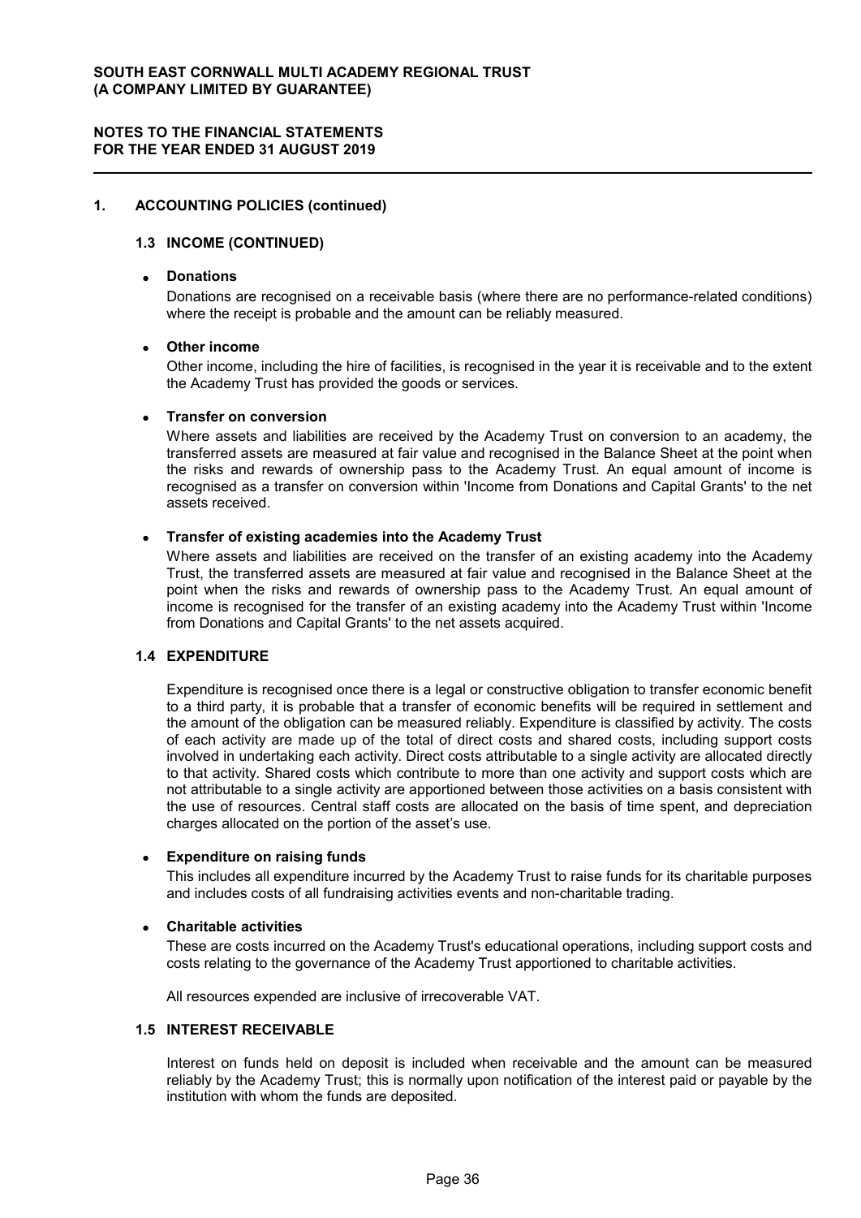## 1. ACCOUNTING POLICIES (continued)

### 1.3 INCOME (CONTINUED)

- **Donations**

  Donations are recognised on a receivable basis (where there are no performance-related conditions) where the receipt is probable and the amount can be reliably measured.

- **Other income**

  Other income, including the hire of facilities, is recognised in the year it is receivable and to the extent the Academy Trust has provided the goods or services.

- **Transfer on conversion**

  Where assets and liabilities are received by the Academy Trust on conversion to an academy, the transferred assets are measured at fair value and recognised in the Balance Sheet at the point when the risks and rewards of ownership pass to the Academy Trust. An equal amount of income is recognised as a transfer on conversion within 'Income from Donations and Capital Grants' to the net assets received.

- **Transfer of existing academies into the Academy Trust**

  Where assets and liabilities are received on the transfer of an existing academy into the Academy Trust, the transferred assets are measured at fair value and recognised in the Balance Sheet at the point when the risks and rewards of ownership pass to the Academy Trust. An equal amount of income is recognised for the transfer of an existing academy into the Academy Trust within 'Income from Donations and Capital Grants' to the net assets acquired.

### 1.4 EXPENDITURE

Expenditure is recognised once there is a legal or constructive obligation to transfer economic benefit to a third party, it is probable that a transfer of economic benefits will be required in settlement and the amount of the obligation can be measured reliably. Expenditure is classified by activity. The costs of each activity are made up of the total of direct costs and shared costs, including support costs involved in undertaking each activity. Direct costs attributable to a single activity are allocated directly to that activity. Shared costs which contribute to more than one activity and support costs which are not attributable to a single activity are apportioned between those activities on a basis consistent with the use of resources. Central staff costs are allocated on the basis of time spent, and depreciation charges allocated on the portion of the asset's use.

- **Expenditure on raising funds**

  This includes all expenditure incurred by the Academy Trust to raise funds for its charitable purposes and includes costs of all fundraising activities events and non-charitable trading.

- **Charitable activities**

  These are costs incurred on the Academy Trust's educational operations, including support costs and costs relating to the governance of the Academy Trust apportioned to charitable activities.

  All resources expended are inclusive of irrecoverable VAT.

### 1.5 INTEREST RECEIVABLE

Interest on funds held on deposit is included when receivable and the amount can be measured reliably by the Academy Trust; this is normally upon notification of the interest paid or payable by the institution with whom the funds are deposited.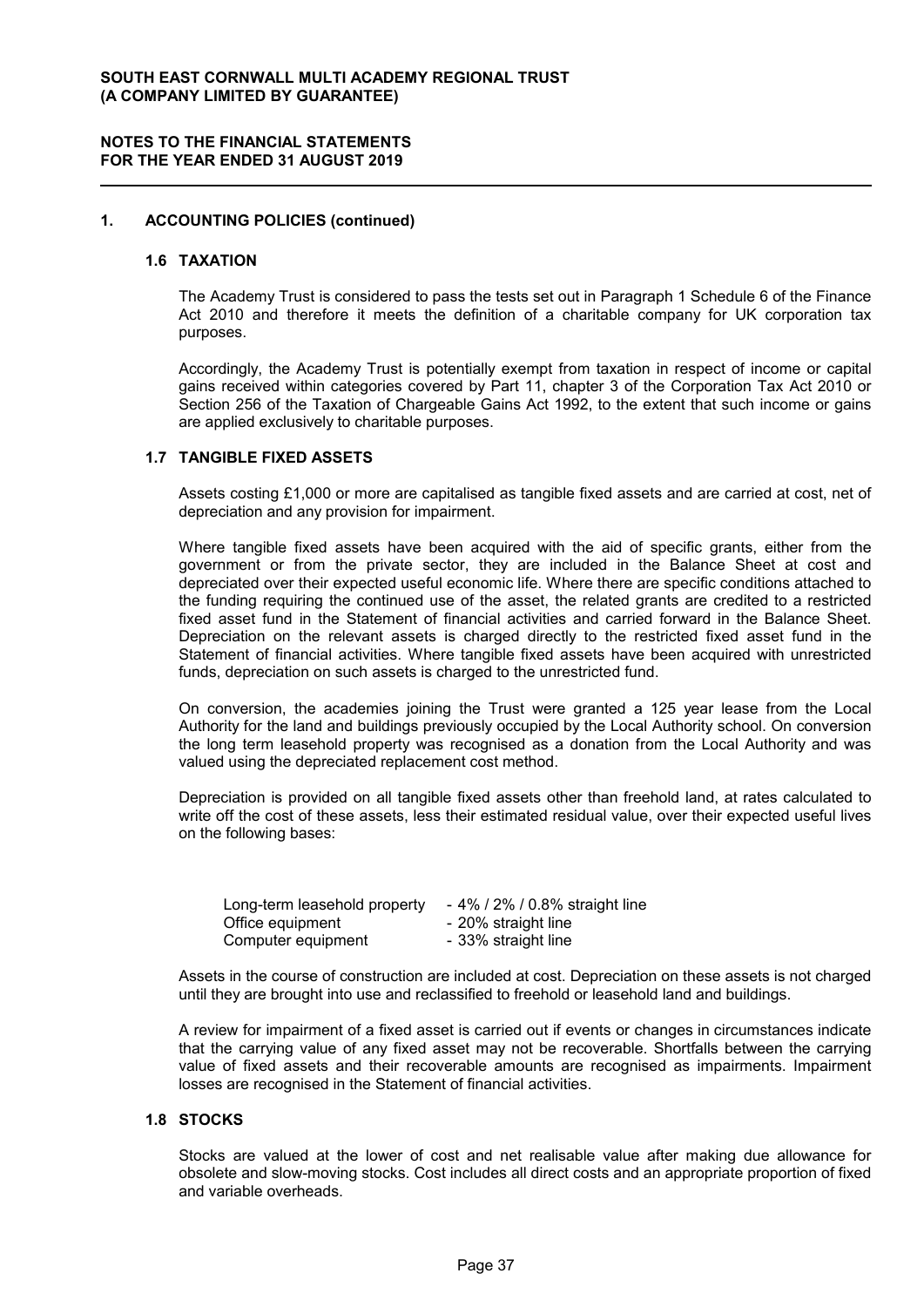**SOUTH EAST CORNWALL MULTI ACADEMY REGIONAL TRUST**
**(A COMPANY LIMITED BY GUARANTEE)**

**NOTES TO THE FINANCIAL STATEMENTS**
**FOR THE YEAR ENDED 31 AUGUST 2019**

## 1. ACCOUNTING POLICIES (continued)

### 1.6 TAXATION

The Academy Trust is considered to pass the tests set out in Paragraph 1 Schedule 6 of the Finance Act 2010 and therefore it meets the definition of a charitable company for UK corporation tax purposes.

Accordingly, the Academy Trust is potentially exempt from taxation in respect of income or capital gains received within categories covered by Part 11, chapter 3 of the Corporation Tax Act 2010 or Section 256 of the Taxation of Chargeable Gains Act 1992, to the extent that such income or gains are applied exclusively to charitable purposes.

### 1.7 TANGIBLE FIXED ASSETS

Assets costing £1,000 or more are capitalised as tangible fixed assets and are carried at cost, net of depreciation and any provision for impairment.

Where tangible fixed assets have been acquired with the aid of specific grants, either from the government or from the private sector, they are included in the Balance Sheet at cost and depreciated over their expected useful economic life. Where there are specific conditions attached to the funding requiring the continued use of the asset, the related grants are credited to a restricted fixed asset fund in the Statement of financial activities and carried forward in the Balance Sheet. Depreciation on the relevant assets is charged directly to the restricted fixed asset fund in the Statement of financial activities. Where tangible fixed assets have been acquired with unrestricted funds, depreciation on such assets is charged to the unrestricted fund.

On conversion, the academies joining the Trust were granted a 125 year lease from the Local Authority for the land and buildings previously occupied by the Local Authority school. On conversion the long term leasehold property was recognised as a donation from the Local Authority and was valued using the depreciated replacement cost method.

Depreciation is provided on all tangible fixed assets other than freehold land, at rates calculated to write off the cost of these assets, less their estimated residual value, over their expected useful lives on the following bases:

| | |
|---|---|
| Long-term leasehold property | - 4% / 2% / 0.8% straight line |
| Office equipment | - 20% straight line |
| Computer equipment | - 33% straight line |

Assets in the course of construction are included at cost. Depreciation on these assets is not charged until they are brought into use and reclassified to freehold or leasehold land and buildings.

A review for impairment of a fixed asset is carried out if events or changes in circumstances indicate that the carrying value of any fixed asset may not be recoverable. Shortfalls between the carrying value of fixed assets and their recoverable amounts are recognised as impairments. Impairment losses are recognised in the Statement of financial activities.

### 1.8 STOCKS

Stocks are valued at the lower of cost and net realisable value after making due allowance for obsolete and slow-moving stocks. Cost includes all direct costs and an appropriate proportion of fixed and variable overheads.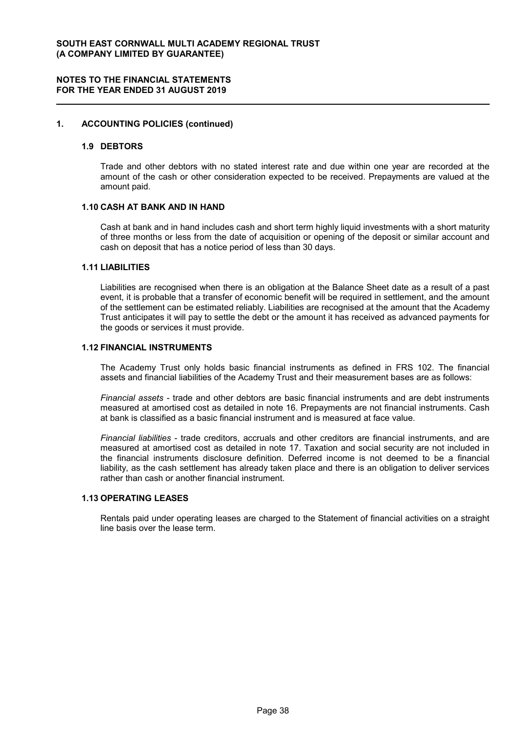## 1. ACCOUNTING POLICIES (continued)

### 1.9 DEBTORS

Trade and other debtors with no stated interest rate and due within one year are recorded at the amount of the cash or other consideration expected to be received. Prepayments are valued at the amount paid.

### 1.10 CASH AT BANK AND IN HAND

Cash at bank and in hand includes cash and short term highly liquid investments with a short maturity of three months or less from the date of acquisition or opening of the deposit or similar account and cash on deposit that has a notice period of less than 30 days.

### 1.11 LIABILITIES

Liabilities are recognised when there is an obligation at the Balance Sheet date as a result of a past event, it is probable that a transfer of economic benefit will be required in settlement, and the amount of the settlement can be estimated reliably. Liabilities are recognised at the amount that the Academy Trust anticipates it will pay to settle the debt or the amount it has received as advanced payments for the goods or services it must provide.

### 1.12 FINANCIAL INSTRUMENTS

The Academy Trust only holds basic financial instruments as defined in FRS 102. The financial assets and financial liabilities of the Academy Trust and their measurement bases are as follows:

*Financial assets* - trade and other debtors are basic financial instruments and are debt instruments measured at amortised cost as detailed in note 16. Prepayments are not financial instruments. Cash at bank is classified as a basic financial instrument and is measured at face value.

*Financial liabilities* - trade creditors, accruals and other creditors are financial instruments, and are measured at amortised cost as detailed in note 17. Taxation and social security are not included in the financial instruments disclosure definition. Deferred income is not deemed to be a financial liability, as the cash settlement has already taken place and there is an obligation to deliver services rather than cash or another financial instrument.

### 1.13 OPERATING LEASES

Rentals paid under operating leases are charged to the Statement of financial activities on a straight line basis over the lease term.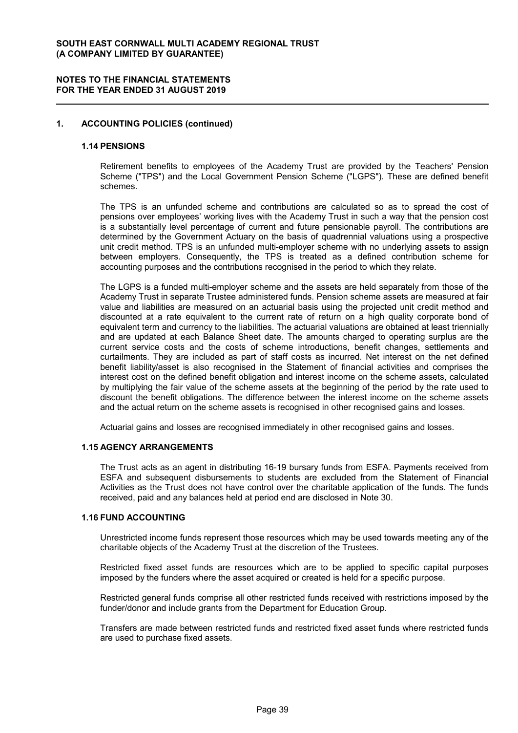## 1. ACCOUNTING POLICIES (continued)

### 1.14 PENSIONS

Retirement benefits to employees of the Academy Trust are provided by the Teachers' Pension Scheme ("TPS") and the Local Government Pension Scheme ("LGPS"). These are defined benefit schemes.

The TPS is an unfunded scheme and contributions are calculated so as to spread the cost of pensions over employees' working lives with the Academy Trust in such a way that the pension cost is a substantially level percentage of current and future pensionable payroll. The contributions are determined by the Government Actuary on the basis of quadrennial valuations using a prospective unit credit method. TPS is an unfunded multi-employer scheme with no underlying assets to assign between employers. Consequently, the TPS is treated as a defined contribution scheme for accounting purposes and the contributions recognised in the period to which they relate.

The LGPS is a funded multi-employer scheme and the assets are held separately from those of the Academy Trust in separate Trustee administered funds. Pension scheme assets are measured at fair value and liabilities are measured on an actuarial basis using the projected unit credit method and discounted at a rate equivalent to the current rate of return on a high quality corporate bond of equivalent term and currency to the liabilities. The actuarial valuations are obtained at least triennially and are updated at each Balance Sheet date. The amounts charged to operating surplus are the current service costs and the costs of scheme introductions, benefit changes, settlements and curtailments. They are included as part of staff costs as incurred. Net interest on the net defined benefit liability/asset is also recognised in the Statement of financial activities and comprises the interest cost on the defined benefit obligation and interest income on the scheme assets, calculated by multiplying the fair value of the scheme assets at the beginning of the period by the rate used to discount the benefit obligations. The difference between the interest income on the scheme assets and the actual return on the scheme assets is recognised in other recognised gains and losses.

Actuarial gains and losses are recognised immediately in other recognised gains and losses.

### 1.15 AGENCY ARRANGEMENTS

The Trust acts as an agent in distributing 16-19 bursary funds from ESFA. Payments received from ESFA and subsequent disbursements to students are excluded from the Statement of Financial Activities as the Trust does not have control over the charitable application of the funds. The funds received, paid and any balances held at period end are disclosed in Note 30.

### 1.16 FUND ACCOUNTING

Unrestricted income funds represent those resources which may be used towards meeting any of the charitable objects of the Academy Trust at the discretion of the Trustees.

Restricted fixed asset funds are resources which are to be applied to specific capital purposes imposed by the funders where the asset acquired or created is held for a specific purpose.

Restricted general funds comprise all other restricted funds received with restrictions imposed by the funder/donor and include grants from the Department for Education Group.

Transfers are made between restricted funds and restricted fixed asset funds where restricted funds are used to purchase fixed assets.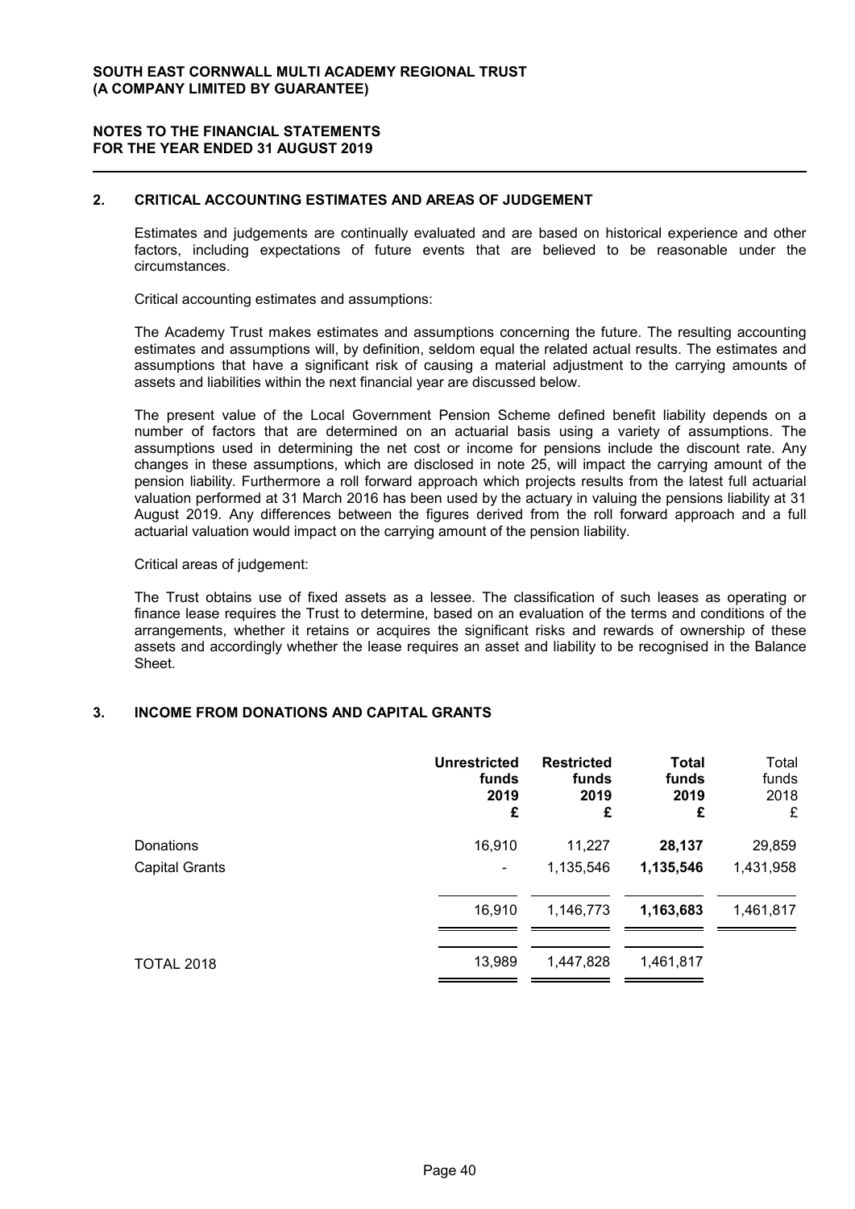## 2. CRITICAL ACCOUNTING ESTIMATES AND AREAS OF JUDGEMENT

Estimates and judgements are continually evaluated and are based on historical experience and other factors, including expectations of future events that are believed to be reasonable under the circumstances.

Critical accounting estimates and assumptions:

The Academy Trust makes estimates and assumptions concerning the future. The resulting accounting estimates and assumptions will, by definition, seldom equal the related actual results. The estimates and assumptions that have a significant risk of causing a material adjustment to the carrying amounts of assets and liabilities within the next financial year are discussed below.

The present value of the Local Government Pension Scheme defined benefit liability depends on a number of factors that are determined on an actuarial basis using a variety of assumptions. The assumptions used in determining the net cost or income for pensions include the discount rate. Any changes in these assumptions, which are disclosed in note 25, will impact the carrying amount of the pension liability. Furthermore a roll forward approach which projects results from the latest full actuarial valuation performed at 31 March 2016 has been used by the actuary in valuing the pensions liability at 31 August 2019. Any differences between the figures derived from the roll forward approach and a full actuarial valuation would impact on the carrying amount of the pension liability.

Critical areas of judgement:

The Trust obtains use of fixed assets as a lessee. The classification of such leases as operating or finance lease requires the Trust to determine, based on an evaluation of the terms and conditions of the arrangements, whether it retains or acquires the significant risks and rewards of ownership of these assets and accordingly whether the lease requires an asset and liability to be recognised in the Balance Sheet.

## 3. INCOME FROM DONATIONS AND CAPITAL GRANTS

| | **Unrestricted funds 2019 £** | **Restricted funds 2019 £** | **Total funds 2019 £** | Total funds 2018 £ |
|---|---|---|---|---|
| Donations | 16,910 | 11,227 | **28,137** | 29,859 |
| Capital Grants | - | 1,135,546 | **1,135,546** | 1,431,958 |
| | 16,910 | 1,146,773 | **1,163,683** | 1,461,817 |
| TOTAL 2018 | 13,989 | 1,447,828 | 1,461,817 | |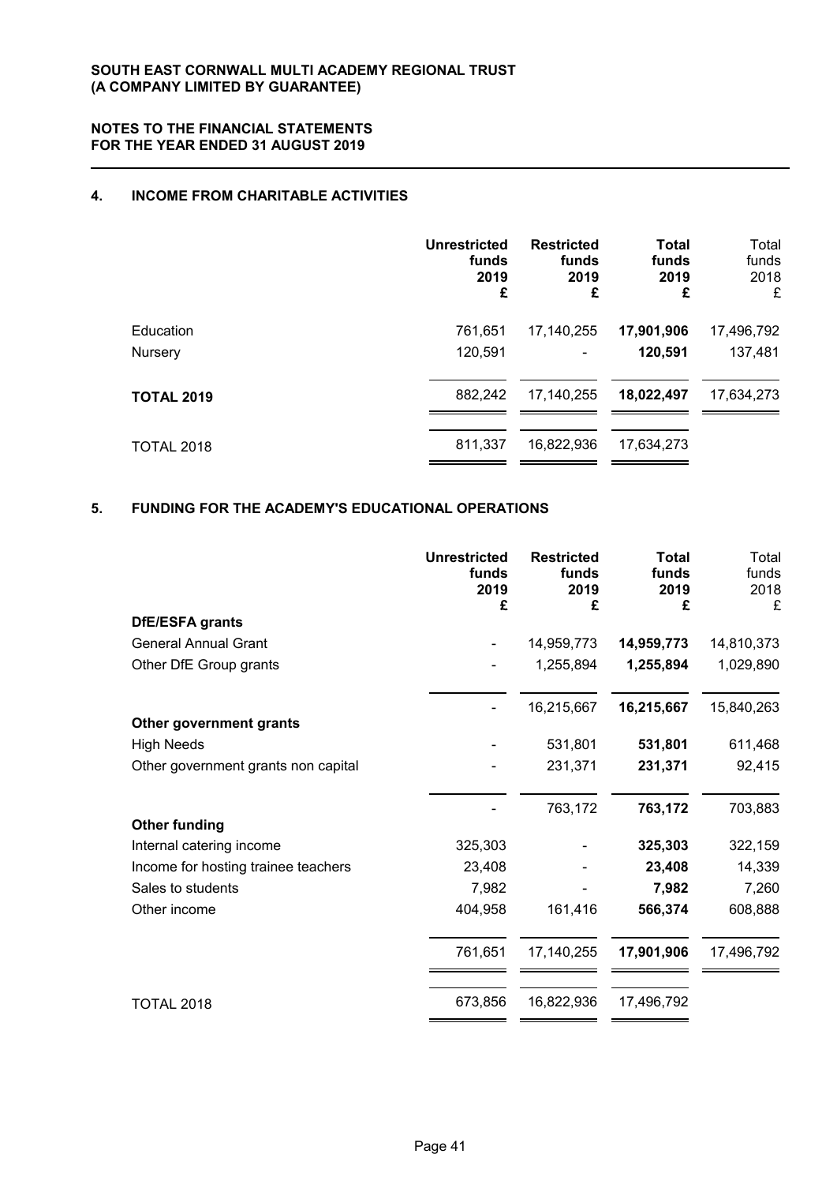**SOUTH EAST CORNWALL MULTI ACADEMY REGIONAL TRUST**
**(A COMPANY LIMITED BY GUARANTEE)**

**NOTES TO THE FINANCIAL STATEMENTS**
**FOR THE YEAR ENDED 31 AUGUST 2019**

## 4. INCOME FROM CHARITABLE ACTIVITIES

| | **Unrestricted funds 2019 £** | **Restricted funds 2019 £** | **Total funds 2019 £** | Total funds 2018 £ |
|---|---|---|---|---|
| Education | 761,651 | 17,140,255 | **17,901,906** | 17,496,792 |
| Nursery | 120,591 | - | **120,591** | 137,481 |
| **TOTAL 2019** | 882,242 | 17,140,255 | **18,022,497** | 17,634,273 |
| TOTAL 2018 | 811,337 | 16,822,936 | 17,634,273 | |

## 5. FUNDING FOR THE ACADEMY'S EDUCATIONAL OPERATIONS

| | **Unrestricted funds 2019 £** | **Restricted funds 2019 £** | **Total funds 2019 £** | Total funds 2018 £ |
|---|---|---|---|---|
| **DfE/ESFA grants** | | | | |
| General Annual Grant | - | 14,959,773 | **14,959,773** | 14,810,373 |
| Other DfE Group grants | - | 1,255,894 | **1,255,894** | 1,029,890 |
| | - | 16,215,667 | **16,215,667** | 15,840,263 |
| **Other government grants** | | | | |
| High Needs | - | 531,801 | **531,801** | 611,468 |
| Other government grants non capital | - | 231,371 | **231,371** | 92,415 |
| | - | 763,172 | **763,172** | 703,883 |
| **Other funding** | | | | |
| Internal catering income | 325,303 | - | **325,303** | 322,159 |
| Income for hosting trainee teachers | 23,408 | - | **23,408** | 14,339 |
| Sales to students | 7,982 | - | **7,982** | 7,260 |
| Other income | 404,958 | 161,416 | **566,374** | 608,888 |
| | 761,651 | 17,140,255 | **17,901,906** | 17,496,792 |
| TOTAL 2018 | 673,856 | 16,822,936 | 17,496,792 | |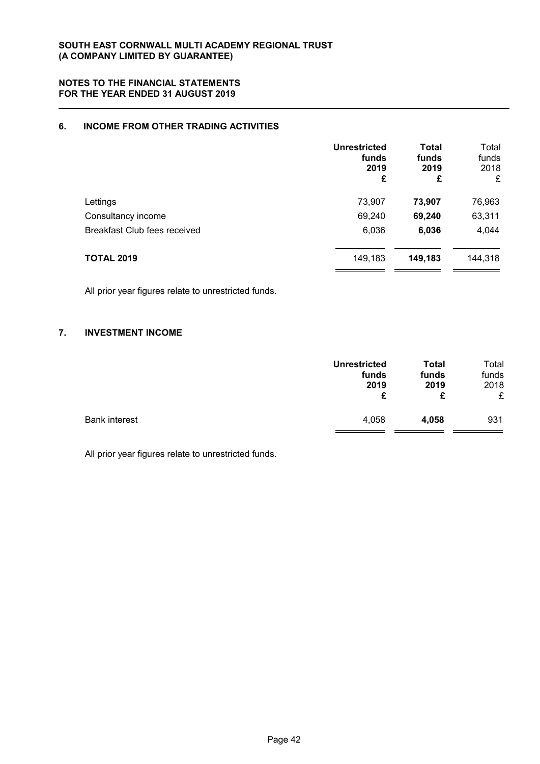## 6. INCOME FROM OTHER TRADING ACTIVITIES

| | Unrestricted funds 2019 £ | Total funds 2019 £ | Total funds 2018 £ |
|---|---|---|---|
| Lettings | 73,907 | **73,907** | 76,963 |
| Consultancy income | 69,240 | **69,240** | 63,311 |
| Breakfast Club fees received | 6,036 | **6,036** | 4,044 |
| **TOTAL 2019** | 149,183 | **149,183** | 144,318 |

All prior year figures relate to unrestricted funds.

## 7. INVESTMENT INCOME

| | Unrestricted funds 2019 £ | Total funds 2019 £ | Total funds 2018 £ |
|---|---|---|---|
| Bank interest | 4,058 | **4,058** | 931 |

All prior year figures relate to unrestricted funds.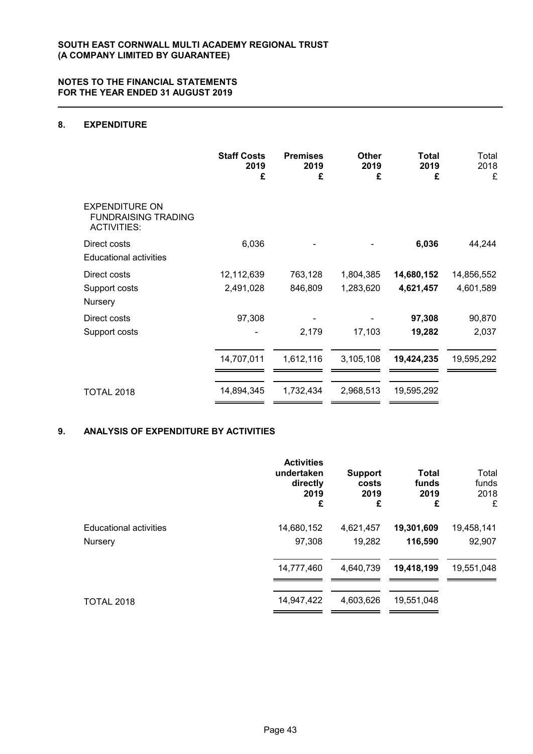## 8. EXPENDITURE

| | Staff Costs 2019 £ | Premises 2019 £ | Other 2019 £ | Total 2019 £ | Total 2018 £ |
|---|---|---|---|---|---|
| EXPENDITURE ON FUNDRAISING TRADING ACTIVITIES: | | | | | |
| Direct costs | 6,036 | - | - | **6,036** | 44,244 |
| Educational activities | | | | | |
| Direct costs | 12,112,639 | 763,128 | 1,804,385 | **14,680,152** | 14,856,552 |
| Support costs | 2,491,028 | 846,809 | 1,283,620 | **4,621,457** | 4,601,589 |
| Nursery | | | | | |
| Direct costs | 97,308 | - | - | **97,308** | 90,870 |
| Support costs | - | 2,179 | 17,103 | **19,282** | 2,037 |
| | 14,707,011 | 1,612,116 | 3,105,108 | **19,424,235** | 19,595,292 |
| TOTAL 2018 | 14,894,345 | 1,732,434 | 2,968,513 | 19,595,292 | |

## 9. ANALYSIS OF EXPENDITURE BY ACTIVITIES

| | Activities undertaken directly 2019 £ | Support costs 2019 £ | Total funds 2019 £ | Total funds 2018 £ |
|---|---|---|---|---|
| Educational activities | 14,680,152 | 4,621,457 | **19,301,609** | 19,458,141 |
| Nursery | 97,308 | 19,282 | **116,590** | 92,907 |
| | 14,777,460 | 4,640,739 | **19,418,199** | 19,551,048 |
| TOTAL 2018 | 14,947,422 | 4,603,626 | 19,551,048 | |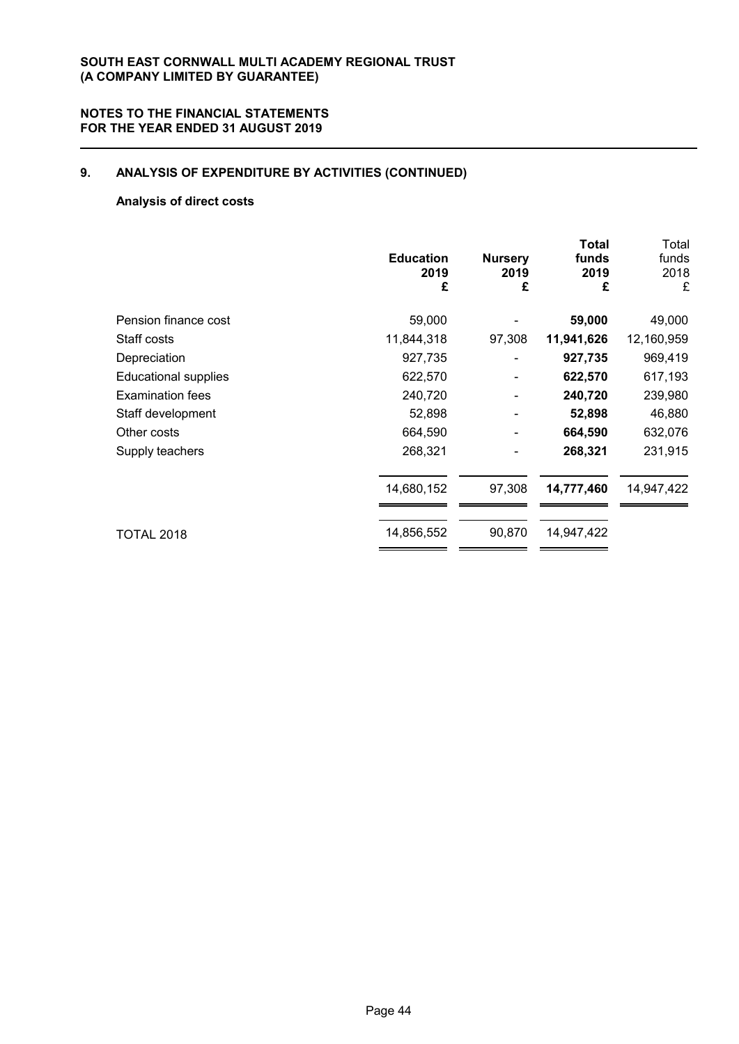**SOUTH EAST CORNWALL MULTI ACADEMY REGIONAL TRUST**
**(A COMPANY LIMITED BY GUARANTEE)**

**NOTES TO THE FINANCIAL STATEMENTS**
**FOR THE YEAR ENDED 31 AUGUST 2019**

## 9. ANALYSIS OF EXPENDITURE BY ACTIVITIES (CONTINUED)

### Analysis of direct costs

| | Education 2019 £ | Nursery 2019 £ | Total funds 2019 £ | Total funds 2018 £ |
|---|---|---|---|---|
| Pension finance cost | 59,000 | - | 59,000 | 49,000 |
| Staff costs | 11,844,318 | 97,308 | 11,941,626 | 12,160,959 |
| Depreciation | 927,735 | - | 927,735 | 969,419 |
| Educational supplies | 622,570 | - | 622,570 | 617,193 |
| Examination fees | 240,720 | - | 240,720 | 239,980 |
| Staff development | 52,898 | - | 52,898 | 46,880 |
| Other costs | 664,590 | - | 664,590 | 632,076 |
| Supply teachers | 268,321 | - | 268,321 | 231,915 |
| | 14,680,152 | 97,308 | 14,777,460 | 14,947,422 |
| TOTAL 2018 | 14,856,552 | 90,870 | 14,947,422 | |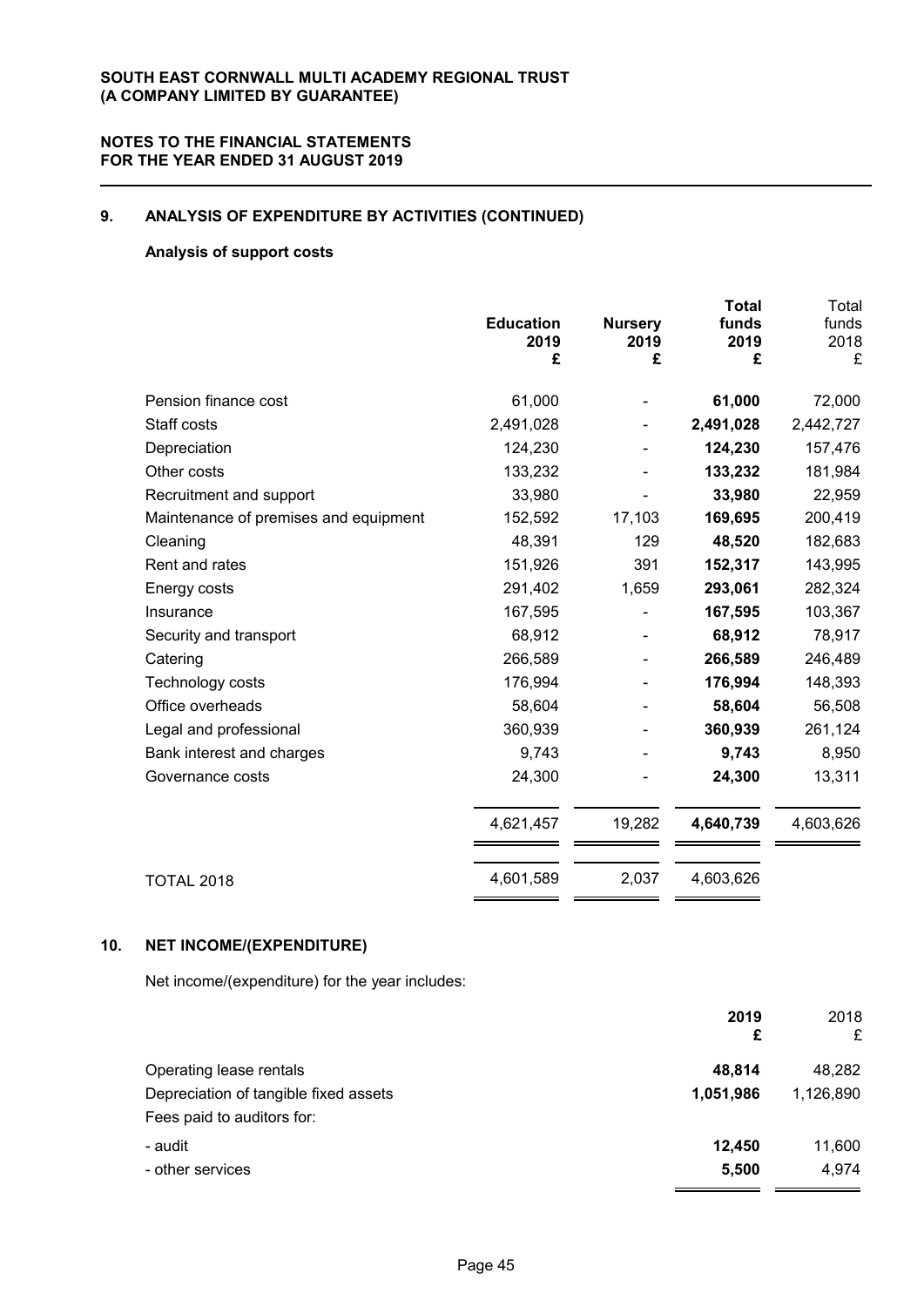## 9. ANALYSIS OF EXPENDITURE BY ACTIVITIES (CONTINUED)

### Analysis of support costs

| | Education 2019 £ | Nursery 2019 £ | Total funds 2019 £ | Total funds 2018 £ |
|---|---|---|---|---|
| Pension finance cost | 61,000 | - | **61,000** | 72,000 |
| Staff costs | 2,491,028 | - | **2,491,028** | 2,442,727 |
| Depreciation | 124,230 | - | **124,230** | 157,476 |
| Other costs | 133,232 | - | **133,232** | 181,984 |
| Recruitment and support | 33,980 | - | **33,980** | 22,959 |
| Maintenance of premises and equipment | 152,592 | 17,103 | **169,695** | 200,419 |
| Cleaning | 48,391 | 129 | **48,520** | 182,683 |
| Rent and rates | 151,926 | 391 | **152,317** | 143,995 |
| Energy costs | 291,402 | 1,659 | **293,061** | 282,324 |
| Insurance | 167,595 | - | **167,595** | 103,367 |
| Security and transport | 68,912 | - | **68,912** | 78,917 |
| Catering | 266,589 | - | **266,589** | 246,489 |
| Technology costs | 176,994 | - | **176,994** | 148,393 |
| Office overheads | 58,604 | - | **58,604** | 56,508 |
| Legal and professional | 360,939 | - | **360,939** | 261,124 |
| Bank interest and charges | 9,743 | - | **9,743** | 8,950 |
| Governance costs | 24,300 | - | **24,300** | 13,311 |
| | 4,621,457 | 19,282 | **4,640,739** | 4,603,626 |
| TOTAL 2018 | 4,601,589 | 2,037 | 4,603,626 | |

## 10. NET INCOME/(EXPENDITURE)

Net income/(expenditure) for the year includes:

| | 2019 £ | 2018 £ |
|---|---|---|
| Operating lease rentals | **48,814** | 48,282 |
| Depreciation of tangible fixed assets | **1,051,986** | 1,126,890 |
| Fees paid to auditors for: | | |
| - audit | **12,450** | 11,600 |
| - other services | **5,500** | 4,974 |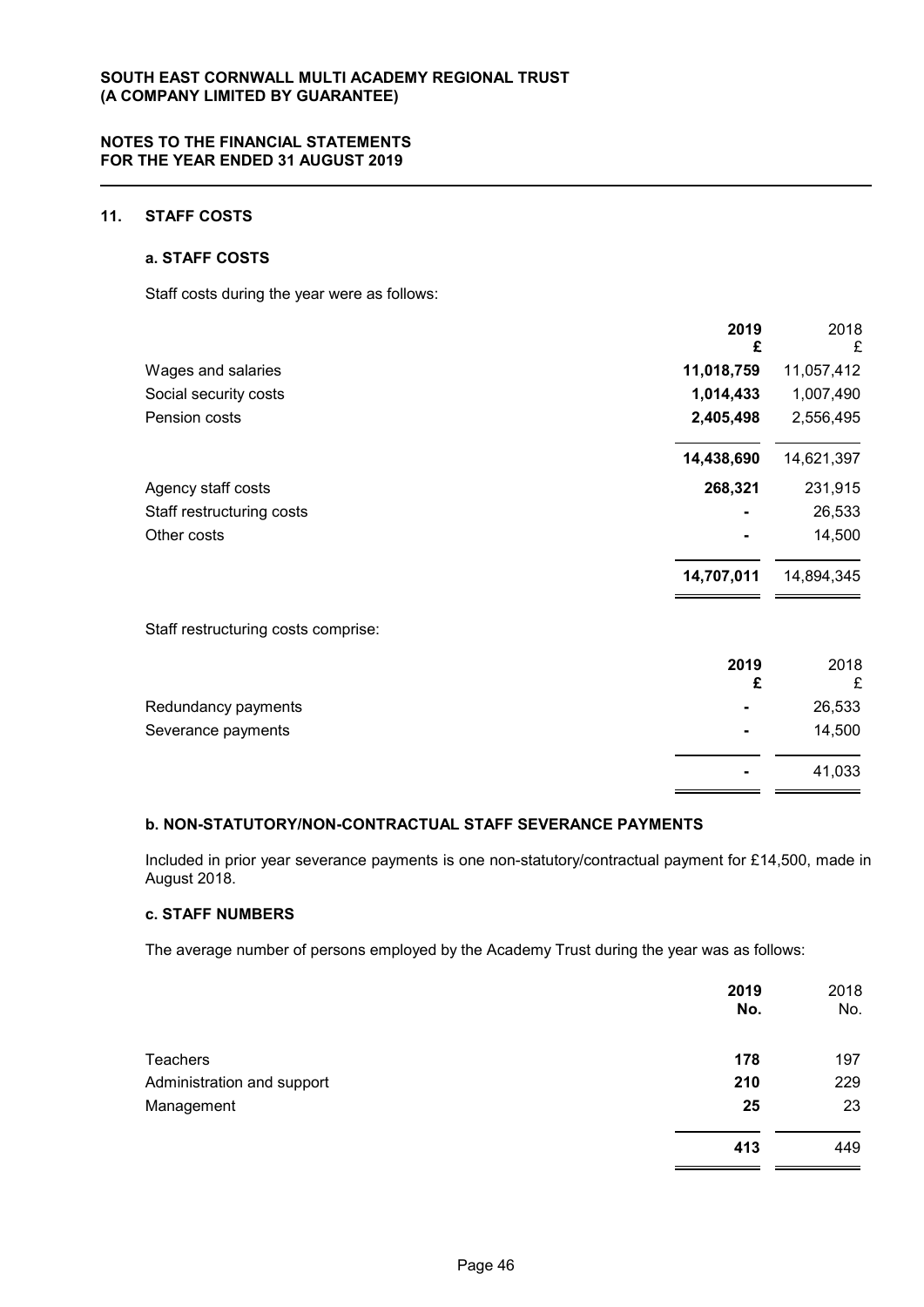## 11. STAFF COSTS

### a. STAFF COSTS

Staff costs during the year were as follows:

| | 2019 £ | 2018 £ |
|---|---|---|
| Wages and salaries | **11,018,759** | 11,057,412 |
| Social security costs | **1,014,433** | 1,007,490 |
| Pension costs | **2,405,498** | 2,556,495 |
| | **14,438,690** | 14,621,397 |
| Agency staff costs | **268,321** | 231,915 |
| Staff restructuring costs | **-** | 26,533 |
| Other costs | **-** | 14,500 |
| | **14,707,011** | 14,894,345 |

Staff restructuring costs comprise:

| | 2019 £ | 2018 £ |
|---|---|---|
| Redundancy payments | **-** | 26,533 |
| Severance payments | **-** | 14,500 |
| | **-** | 41,033 |

### b. NON-STATUTORY/NON-CONTRACTUAL STAFF SEVERANCE PAYMENTS

Included in prior year severance payments is one non-statutory/contractual payment for £14,500, made in August 2018.

### c. STAFF NUMBERS

The average number of persons employed by the Academy Trust during the year was as follows:

| | 2019 No. | 2018 No. |
|---|---|---|
| Teachers | **178** | 197 |
| Administration and support | **210** | 229 |
| Management | **25** | 23 |
| | **413** | 449 |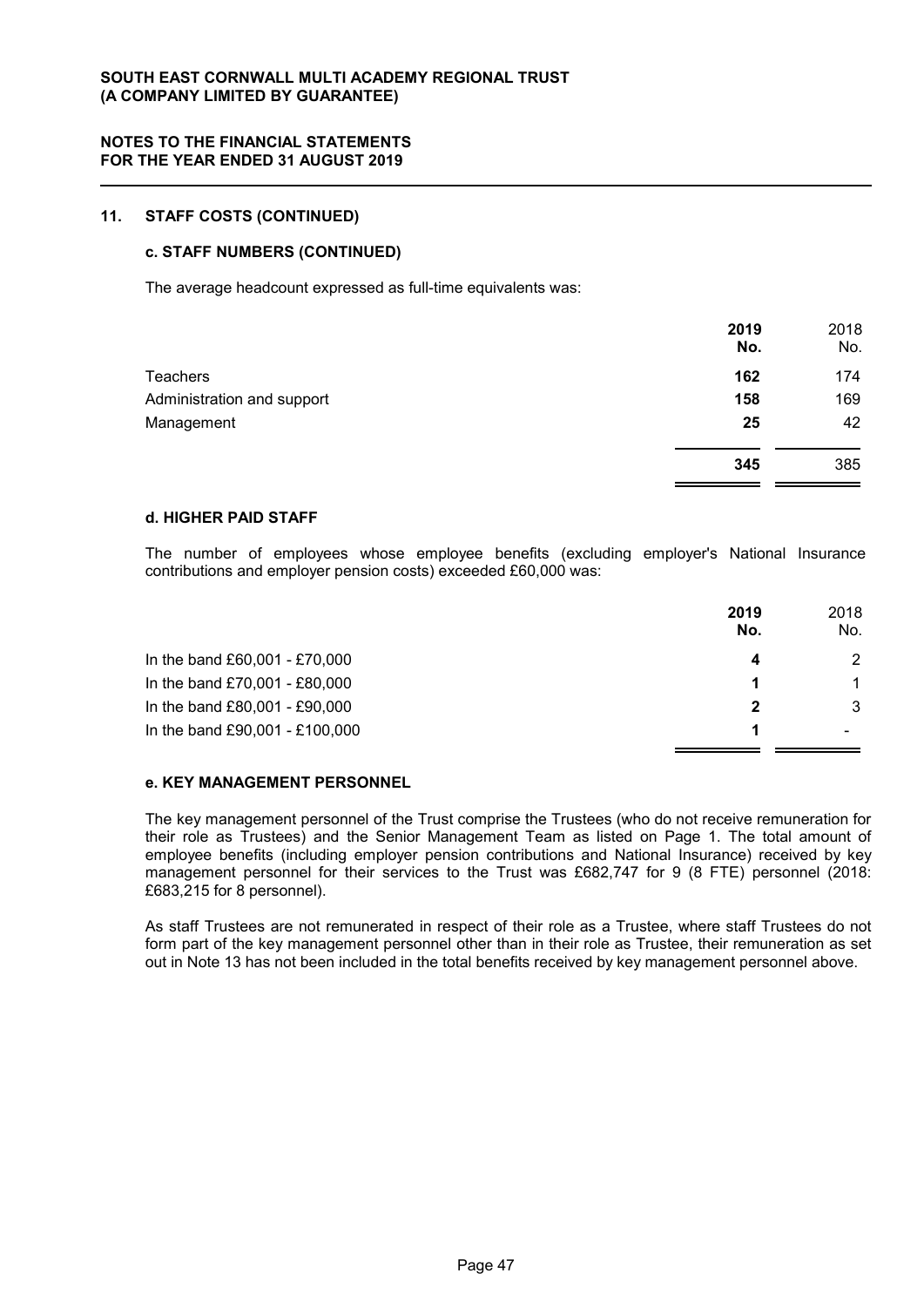## 11. STAFF COSTS (CONTINUED)

### c. STAFF NUMBERS (CONTINUED)

The average headcount expressed as full-time equivalents was:

| | **2019 No.** | 2018 No. |
|---|---|---|
| Teachers | **162** | 174 |
| Administration and support | **158** | 169 |
| Management | **25** | 42 |
| | **345** | 385 |

### d. HIGHER PAID STAFF

The number of employees whose employee benefits (excluding employer's National Insurance contributions and employer pension costs) exceeded £60,000 was:

| | **2019 No.** | 2018 No. |
|---|---|---|
| In the band £60,001 - £70,000 | **4** | 2 |
| In the band £70,001 - £80,000 | **1** | 1 |
| In the band £80,001 - £90,000 | **2** | 3 |
| In the band £90,001 - £100,000 | **1** | - |

### e. KEY MANAGEMENT PERSONNEL

The key management personnel of the Trust comprise the Trustees (who do not receive remuneration for their role as Trustees) and the Senior Management Team as listed on Page 1. The total amount of employee benefits (including employer pension contributions and National Insurance) received by key management personnel for their services to the Trust was £682,747 for 9 (8 FTE) personnel (2018: £683,215 for 8 personnel).

As staff Trustees are not remunerated in respect of their role as a Trustee, where staff Trustees do not form part of the key management personnel other than in their role as Trustee, their remuneration as set out in Note 13 has not been included in the total benefits received by key management personnel above.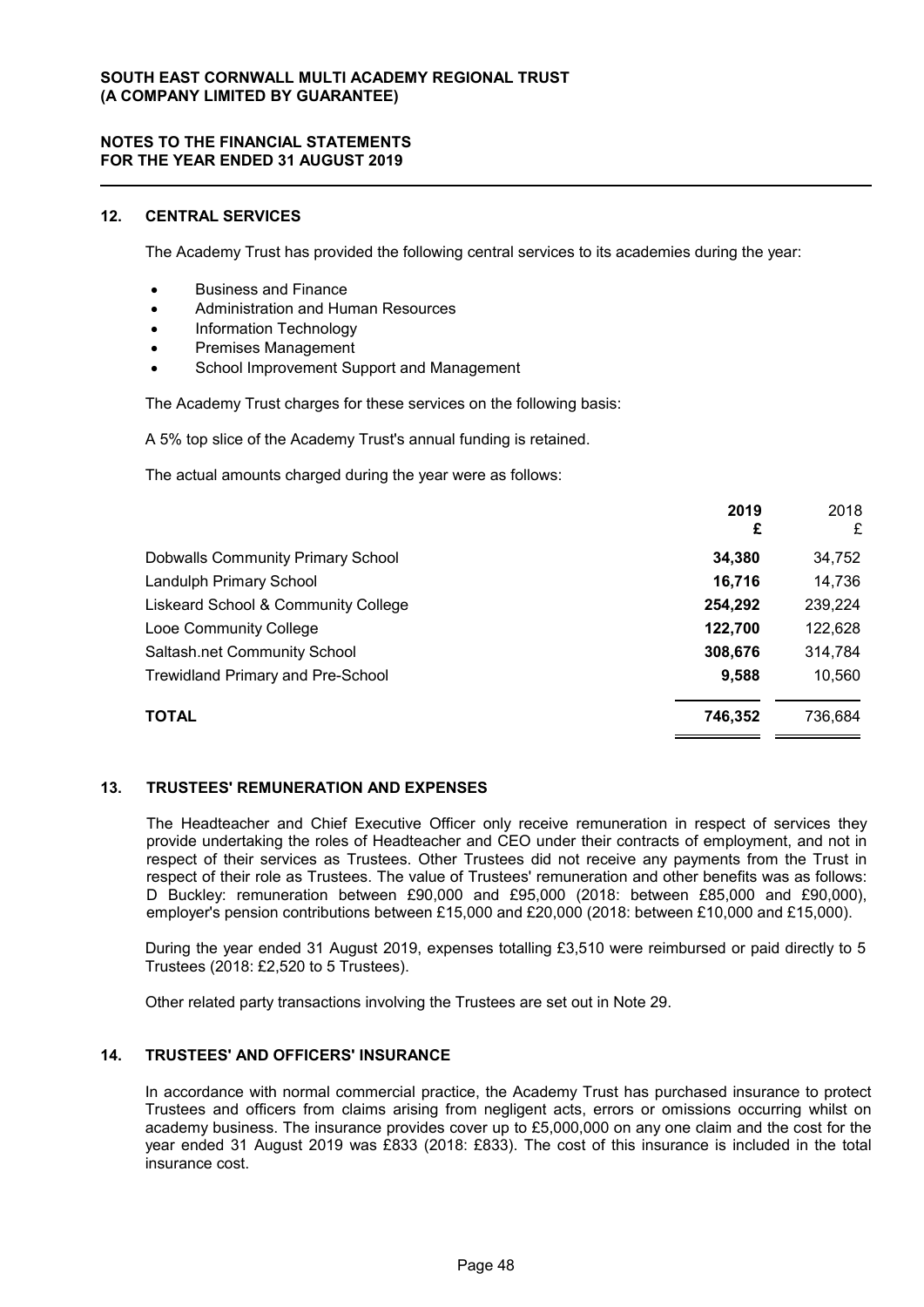## 12. CENTRAL SERVICES

The Academy Trust has provided the following central services to its academies during the year:

- Business and Finance
- Administration and Human Resources
- Information Technology
- Premises Management
- School Improvement Support and Management

The Academy Trust charges for these services on the following basis:

A 5% top slice of the Academy Trust's annual funding is retained.

The actual amounts charged during the year were as follows:

| | 2019 £ | 2018 £ |
|---|---|---|
| Dobwalls Community Primary School | **34,380** | 34,752 |
| Landulph Primary School | **16,716** | 14,736 |
| Liskeard School & Community College | **254,292** | 239,224 |
| Looe Community College | **122,700** | 122,628 |
| Saltash.net Community School | **308,676** | 314,784 |
| Trewidland Primary and Pre-School | **9,588** | 10,560 |
| **TOTAL** | **746,352** | 736,684 |

## 13. TRUSTEES' REMUNERATION AND EXPENSES

The Headteacher and Chief Executive Officer only receive remuneration in respect of services they provide undertaking the roles of Headteacher and CEO under their contracts of employment, and not in respect of their services as Trustees. Other Trustees did not receive any payments from the Trust in respect of their role as Trustees. The value of Trustees' remuneration and other benefits was as follows: D Buckley: remuneration between £90,000 and £95,000 (2018: between £85,000 and £90,000), employer's pension contributions between £15,000 and £20,000 (2018: between £10,000 and £15,000).

During the year ended 31 August 2019, expenses totalling £3,510 were reimbursed or paid directly to 5 Trustees (2018: £2,520 to 5 Trustees).

Other related party transactions involving the Trustees are set out in Note 29.

## 14. TRUSTEES' AND OFFICERS' INSURANCE

In accordance with normal commercial practice, the Academy Trust has purchased insurance to protect Trustees and officers from claims arising from negligent acts, errors or omissions occurring whilst on academy business. The insurance provides cover up to £5,000,000 on any one claim and the cost for the year ended 31 August 2019 was £833 (2018: £833). The cost of this insurance is included in the total insurance cost.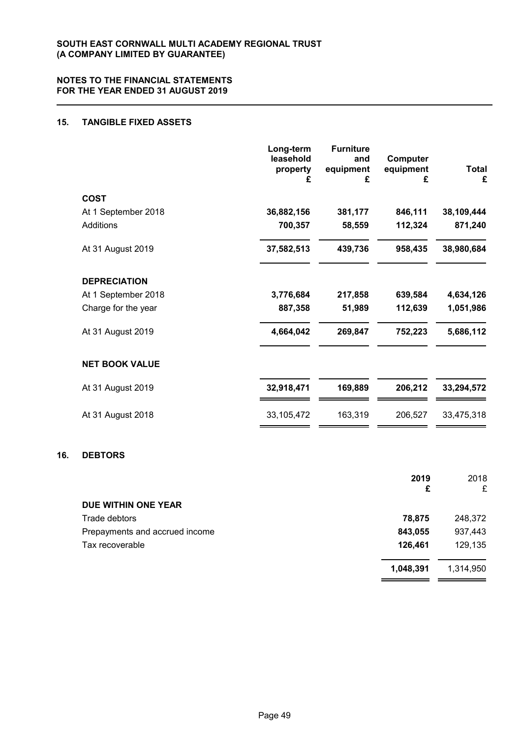**SOUTH EAST CORNWALL MULTI ACADEMY REGIONAL TRUST**
**(A COMPANY LIMITED BY GUARANTEE)**

**NOTES TO THE FINANCIAL STATEMENTS**
**FOR THE YEAR ENDED 31 AUGUST 2019**

## 15. TANGIBLE FIXED ASSETS

| | Long-term leasehold property £ | Furniture and equipment £ | Computer equipment £ | Total £ |
|---|---|---|---|---|
| **COST** | | | | |
| At 1 September 2018 | **36,882,156** | **381,177** | **846,111** | **38,109,444** |
| Additions | **700,357** | **58,559** | **112,324** | **871,240** |
| At 31 August 2019 | **37,582,513** | **439,736** | **958,435** | **38,980,684** |
| **DEPRECIATION** | | | | |
| At 1 September 2018 | **3,776,684** | **217,858** | **639,584** | **4,634,126** |
| Charge for the year | **887,358** | **51,989** | **112,639** | **1,051,986** |
| At 31 August 2019 | **4,664,042** | **269,847** | **752,223** | **5,686,112** |
| **NET BOOK VALUE** | | | | |
| At 31 August 2019 | **32,918,471** | **169,889** | **206,212** | **33,294,572** |
| At 31 August 2018 | 33,105,472 | 163,319 | 206,527 | 33,475,318 |

## 16. DEBTORS

| | 2019 £ | 2018 £ |
|---|---|---|
| **DUE WITHIN ONE YEAR** | | |
| Trade debtors | **78,875** | 248,372 |
| Prepayments and accrued income | **843,055** | 937,443 |
| Tax recoverable | **126,461** | 129,135 |
| | **1,048,391** | 1,314,950 |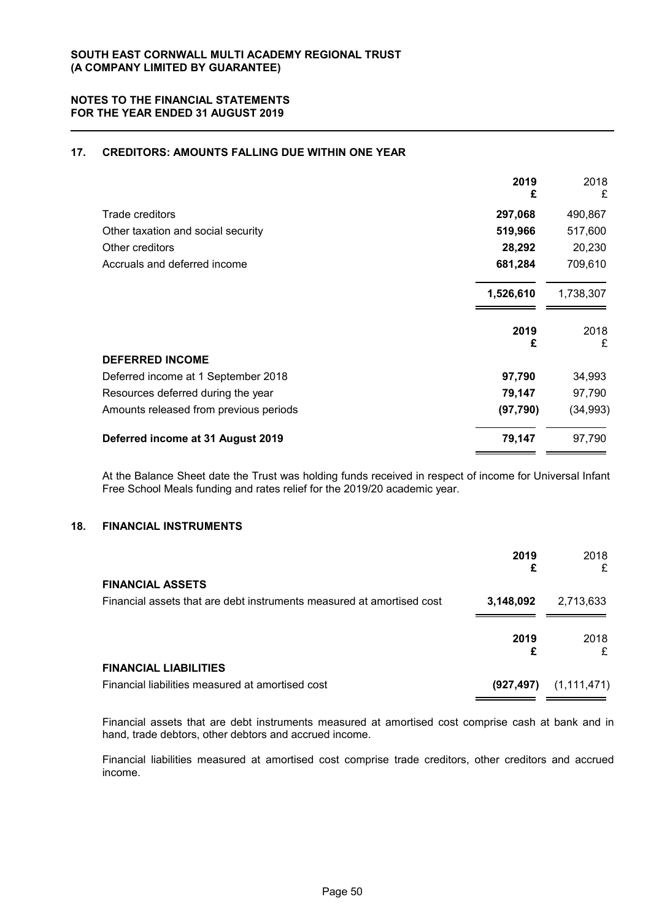## 17. CREDITORS: AMOUNTS FALLING DUE WITHIN ONE YEAR

| | **2019** **£** | 2018 £ |
|---|---|---|
| Trade creditors | **297,068** | 490,867 |
| Other taxation and social security | **519,966** | 517,600 |
| Other creditors | **28,292** | 20,230 |
| Accruals and deferred income | **681,284** | 709,610 |
| | **1,526,610** | 1,738,307 |

| | **2019** **£** | 2018 £ |
|---|---|---|
| **DEFERRED INCOME** | | |
| Deferred income at 1 September 2018 | **97,790** | 34,993 |
| Resources deferred during the year | **79,147** | 97,790 |
| Amounts released from previous periods | **(97,790)** | (34,993) |
| **Deferred income at 31 August 2019** | **79,147** | 97,790 |

At the Balance Sheet date the Trust was holding funds received in respect of income for Universal Infant Free School Meals funding and rates relief for the 2019/20 academic year.

## 18. FINANCIAL INSTRUMENTS

| | **2019** **£** | 2018 £ |
|---|---|---|
| **FINANCIAL ASSETS** | | |
| Financial assets that are debt instruments measured at amortised cost | **3,148,092** | 2,713,633 |

| | **2019** **£** | 2018 £ |
|---|---|---|
| **FINANCIAL LIABILITIES** | | |
| Financial liabilities measured at amortised cost | **(927,497)** | (1,111,471) |

Financial assets that are debt instruments measured at amortised cost comprise cash at bank and in hand, trade debtors, other debtors and accrued income.

Financial liabilities measured at amortised cost comprise trade creditors, other creditors and accrued income.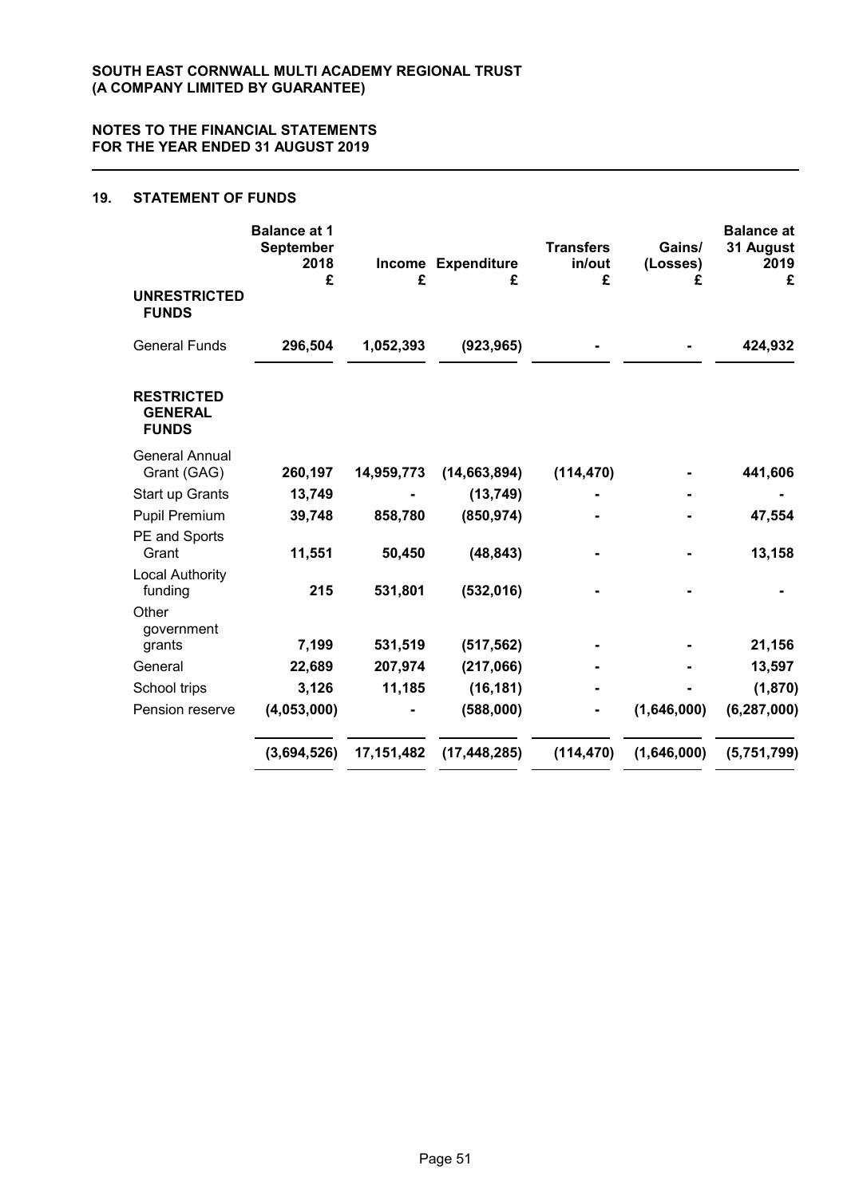**SOUTH EAST CORNWALL MULTI ACADEMY REGIONAL TRUST**
**(A COMPANY LIMITED BY GUARANTEE)**

**NOTES TO THE FINANCIAL STATEMENTS**
**FOR THE YEAR ENDED 31 AUGUST 2019**

## 19. STATEMENT OF FUNDS

| | Balance at 1 September 2018 £ | Income £ | Expenditure £ | Transfers in/out £ | Gains/ (Losses) £ | Balance at 31 August 2019 £ |
|---|---|---|---|---|---|---|
| **UNRESTRICTED FUNDS** | | | | | | |
| General Funds | **296,504** | **1,052,393** | **(923,965)** | **-** | **-** | **424,932** |
| **RESTRICTED GENERAL FUNDS** | | | | | | |
| General Annual Grant (GAG) | **260,197** | **14,959,773** | **(14,663,894)** | **(114,470)** | **-** | **441,606** |
| Start up Grants | **13,749** | **-** | **(13,749)** | **-** | **-** | **-** |
| Pupil Premium | **39,748** | **858,780** | **(850,974)** | **-** | **-** | **47,554** |
| PE and Sports Grant | **11,551** | **50,450** | **(48,843)** | **-** | **-** | **13,158** |
| Local Authority funding | **215** | **531,801** | **(532,016)** | **-** | **-** | **-** |
| Other government grants | **7,199** | **531,519** | **(517,562)** | **-** | **-** | **21,156** |
| General | **22,689** | **207,974** | **(217,066)** | **-** | **-** | **13,597** |
| School trips | **3,126** | **11,185** | **(16,181)** | **-** | **-** | **(1,870)** |
| Pension reserve | **(4,053,000)** | **-** | **(588,000)** | **-** | **(1,646,000)** | **(6,287,000)** |
| | **(3,694,526)** | **17,151,482** | **(17,448,285)** | **(114,470)** | **(1,646,000)** | **(5,751,799)** |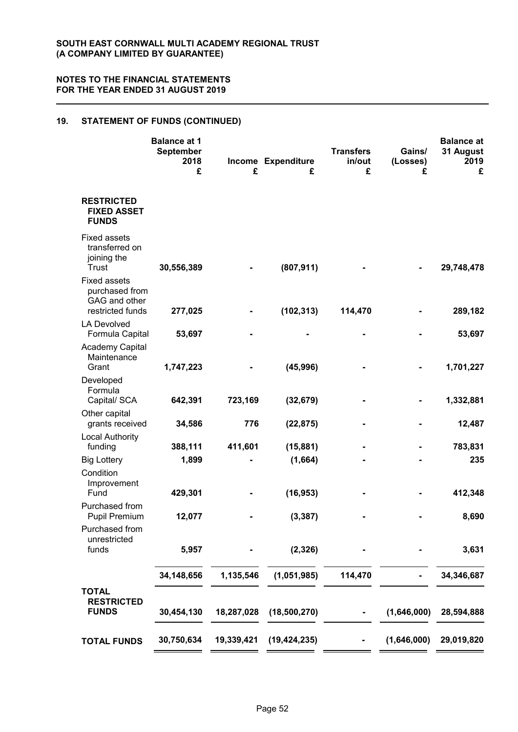## 19. STATEMENT OF FUNDS (CONTINUED)

| | Balance at 1 September 2018 £ | Income £ | Expenditure £ | Transfers in/out £ | Gains/ (Losses) £ | Balance at 31 August 2019 £ |
|---|---|---|---|---|---|---|
| **RESTRICTED FIXED ASSET FUNDS** | | | | | | |
| Fixed assets transferred on joining the Trust | **30,556,389** | **-** | **(807,911)** | **-** | **-** | **29,748,478** |
| Fixed assets purchased from GAG and other restricted funds | **277,025** | **-** | **(102,313)** | **114,470** | **-** | **289,182** |
| LA Devolved Formula Capital | **53,697** | **-** | **-** | **-** | **-** | **53,697** |
| Academy Capital Maintenance Grant | **1,747,223** | **-** | **(45,996)** | **-** | **-** | **1,701,227** |
| Developed Formula Capital/ SCA | **642,391** | **723,169** | **(32,679)** | **-** | **-** | **1,332,881** |
| Other capital grants received | **34,586** | **776** | **(22,875)** | **-** | **-** | **12,487** |
| Local Authority funding | **388,111** | **411,601** | **(15,881)** | **-** | **-** | **783,831** |
| Big Lottery | **1,899** | **-** | **(1,664)** | **-** | **-** | **235** |
| Condition Improvement Fund | **429,301** | **-** | **(16,953)** | **-** | **-** | **412,348** |
| Purchased from Pupil Premium | **12,077** | **-** | **(3,387)** | **-** | **-** | **8,690** |
| Purchased from unrestricted funds | **5,957** | **-** | **(2,326)** | **-** | **-** | **3,631** |
| | **34,148,656** | **1,135,546** | **(1,051,985)** | **114,470** | **-** | **34,346,687** |
| **TOTAL RESTRICTED FUNDS** | **30,454,130** | **18,287,028** | **(18,500,270)** | **-** | **(1,646,000)** | **28,594,888** |
| **TOTAL FUNDS** | **30,750,634** | **19,339,421** | **(19,424,235)** | **-** | **(1,646,000)** | **29,019,820** |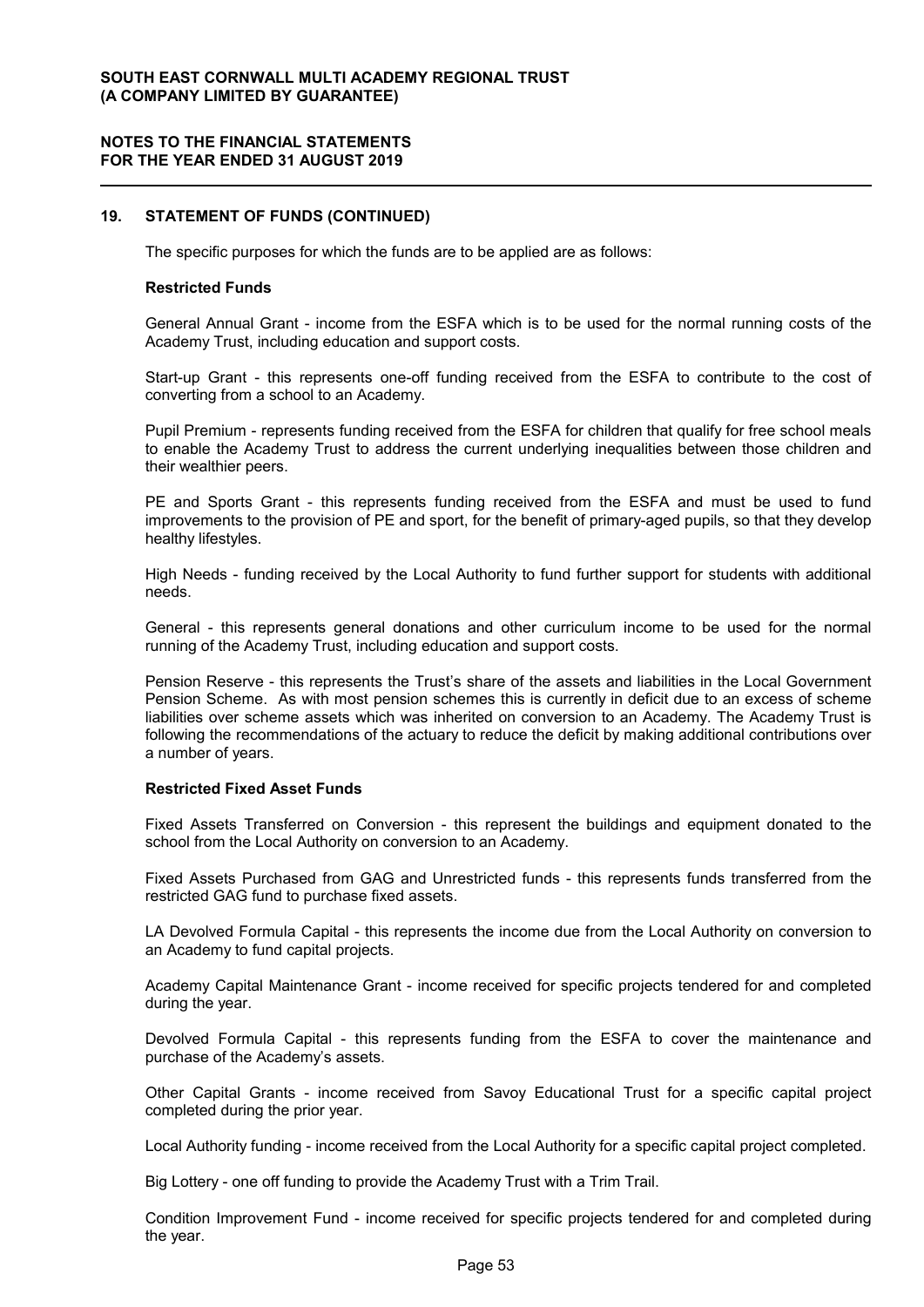## 19. STATEMENT OF FUNDS (CONTINUED)

The specific purposes for which the funds are to be applied are as follows:

### Restricted Funds

General Annual Grant - income from the ESFA which is to be used for the normal running costs of the Academy Trust, including education and support costs.

Start-up Grant - this represents one-off funding received from the ESFA to contribute to the cost of converting from a school to an Academy.

Pupil Premium - represents funding received from the ESFA for children that qualify for free school meals to enable the Academy Trust to address the current underlying inequalities between those children and their wealthier peers.

PE and Sports Grant - this represents funding received from the ESFA and must be used to fund improvements to the provision of PE and sport, for the benefit of primary-aged pupils, so that they develop healthy lifestyles.

High Needs - funding received by the Local Authority to fund further support for students with additional needs.

General - this represents general donations and other curriculum income to be used for the normal running of the Academy Trust, including education and support costs.

Pension Reserve - this represents the Trust's share of the assets and liabilities in the Local Government Pension Scheme. As with most pension schemes this is currently in deficit due to an excess of scheme liabilities over scheme assets which was inherited on conversion to an Academy. The Academy Trust is following the recommendations of the actuary to reduce the deficit by making additional contributions over a number of years.

### Restricted Fixed Asset Funds

Fixed Assets Transferred on Conversion - this represent the buildings and equipment donated to the school from the Local Authority on conversion to an Academy.

Fixed Assets Purchased from GAG and Unrestricted funds - this represents funds transferred from the restricted GAG fund to purchase fixed assets.

LA Devolved Formula Capital - this represents the income due from the Local Authority on conversion to an Academy to fund capital projects.

Academy Capital Maintenance Grant - income received for specific projects tendered for and completed during the year.

Devolved Formula Capital - this represents funding from the ESFA to cover the maintenance and purchase of the Academy's assets.

Other Capital Grants - income received from Savoy Educational Trust for a specific capital project completed during the prior year.

Local Authority funding - income received from the Local Authority for a specific capital project completed.

Big Lottery - one off funding to provide the Academy Trust with a Trim Trail.

Condition Improvement Fund - income received for specific projects tendered for and completed during the year.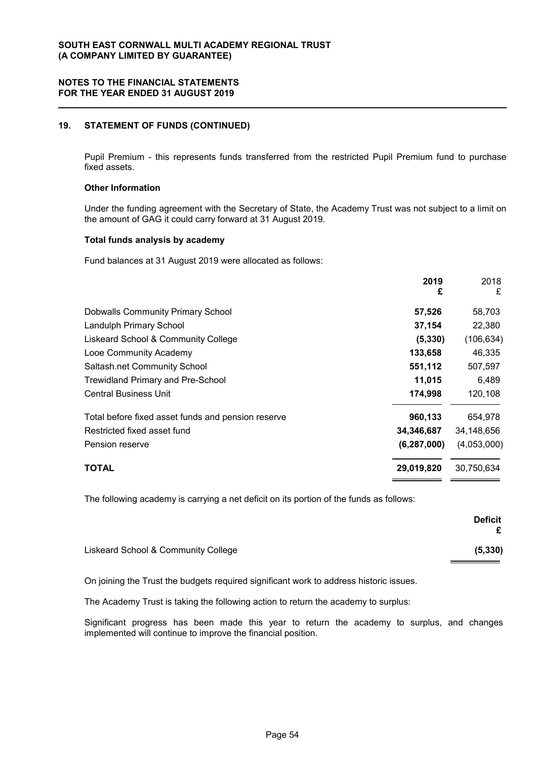## 19. STATEMENT OF FUNDS (CONTINUED)

Pupil Premium - this represents funds transferred from the restricted Pupil Premium fund to purchase fixed assets.

**Other Information**

Under the funding agreement with the Secretary of State, the Academy Trust was not subject to a limit on the amount of GAG it could carry forward at 31 August 2019.

**Total funds analysis by academy**

Fund balances at 31 August 2019 were allocated as follows:

| | **2019 £** | 2018 £ |
|---|---|---|
| Dobwalls Community Primary School | **57,526** | 58,703 |
| Landulph Primary School | **37,154** | 22,380 |
| Liskeard School & Community College | **(5,330)** | (106,634) |
| Looe Community Academy | **133,658** | 46,335 |
| Saltash.net Community School | **551,112** | 507,597 |
| Trewidland Primary and Pre-School | **11,015** | 6,489 |
| Central Business Unit | **174,998** | 120,108 |
| Total before fixed asset funds and pension reserve | **960,133** | 654,978 |
| Restricted fixed asset fund | **34,346,687** | 34,148,656 |
| Pension reserve | **(6,287,000)** | (4,053,000) |
| **TOTAL** | **29,019,820** | 30,750,634 |

The following academy is carrying a net deficit on its portion of the funds as follows:

| | **Deficit £** |
|---|---|
| Liskeard School & Community College | **(5,330)** |

On joining the Trust the budgets required significant work to address historic issues.

The Academy Trust is taking the following action to return the academy to surplus:

Significant progress has been made this year to return the academy to surplus, and changes implemented will continue to improve the financial position.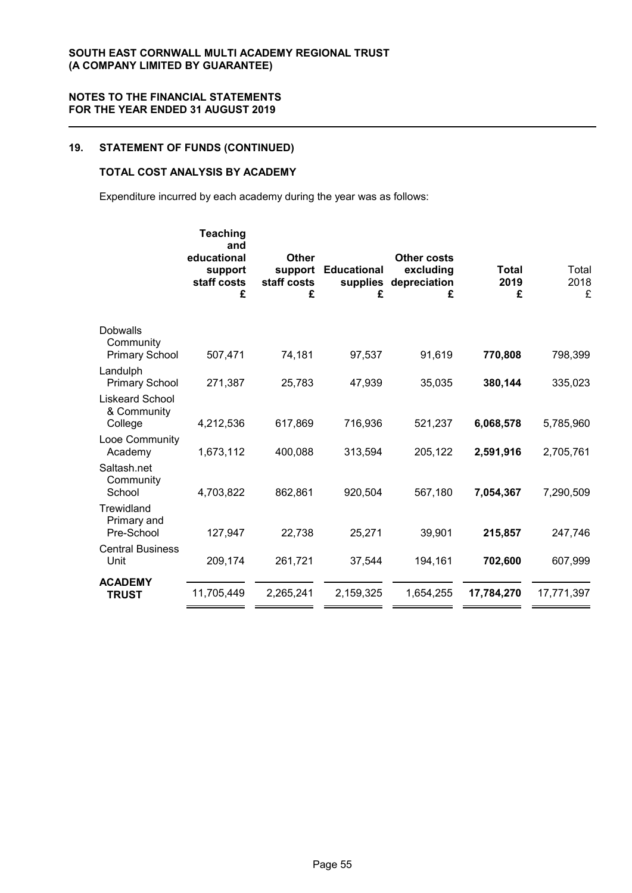## 19. STATEMENT OF FUNDS (CONTINUED)

### TOTAL COST ANALYSIS BY ACADEMY

Expenditure incurred by each academy during the year was as follows:

| | Teaching and educational support staff costs £ | Other support staff costs £ | Educational supplies £ | Other costs excluding depreciation £ | Total 2019 £ | Total 2018 £ |
|---|---|---|---|---|---|---|
| Dobwalls Community Primary School | 507,471 | 74,181 | 97,537 | 91,619 | **770,808** | 798,399 |
| Landulph Primary School | 271,387 | 25,783 | 47,939 | 35,035 | **380,144** | 335,023 |
| Liskeard School & Community College | 4,212,536 | 617,869 | 716,936 | 521,237 | **6,068,578** | 5,785,960 |
| Looe Community Academy | 1,673,112 | 400,088 | 313,594 | 205,122 | **2,591,916** | 2,705,761 |
| Saltash.net Community School | 4,703,822 | 862,861 | 920,504 | 567,180 | **7,054,367** | 7,290,509 |
| Trewidland Primary and Pre-School | 127,947 | 22,738 | 25,271 | 39,901 | **215,857** | 247,746 |
| Central Business Unit | 209,174 | 261,721 | 37,544 | 194,161 | **702,600** | 607,999 |
| **ACADEMY TRUST** | 11,705,449 | 2,265,241 | 2,159,325 | 1,654,255 | **17,784,270** | 17,771,397 |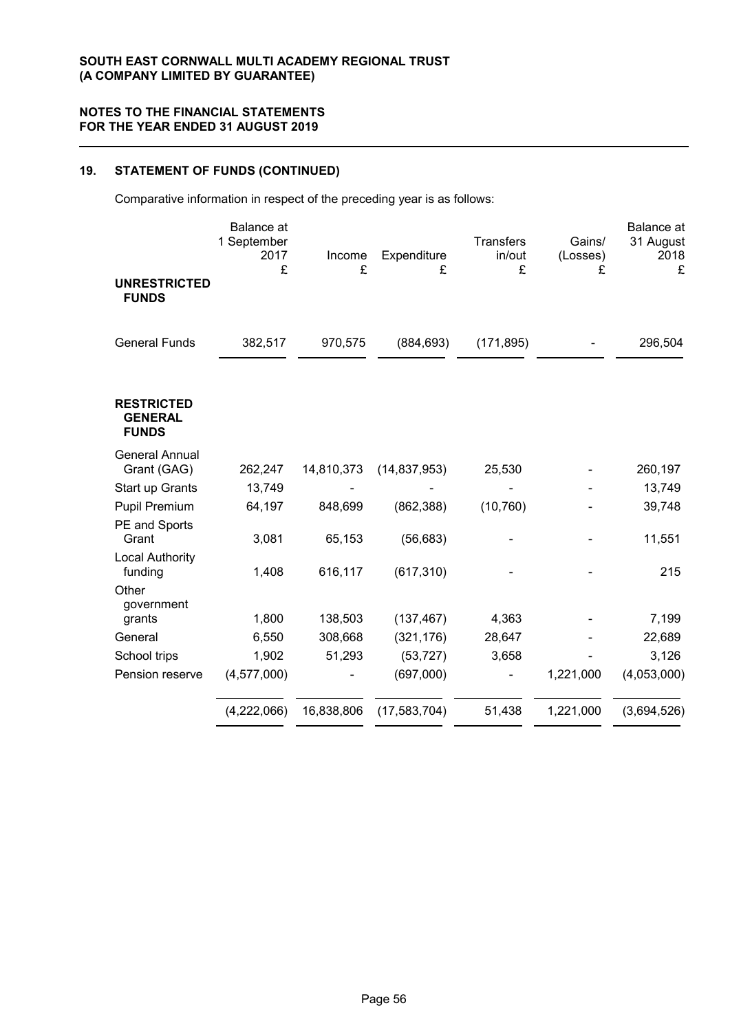**SOUTH EAST CORNWALL MULTI ACADEMY REGIONAL TRUST**
**(A COMPANY LIMITED BY GUARANTEE)**

**NOTES TO THE FINANCIAL STATEMENTS**
**FOR THE YEAR ENDED 31 AUGUST 2019**

## 19. STATEMENT OF FUNDS (CONTINUED)

Comparative information in respect of the preceding year is as follows:

| | Balance at 1 September 2017 £ | Income £ | Expenditure £ | Transfers in/out £ | Gains/ (Losses) £ | Balance at 31 August 2018 £ |
|---|---|---|---|---|---|---|
| **UNRESTRICTED FUNDS** | | | | | | |
| General Funds | 382,517 | 970,575 | (884,693) | (171,895) | - | 296,504 |
| **RESTRICTED GENERAL FUNDS** | | | | | | |
| General Annual Grant (GAG) | 262,247 | 14,810,373 | (14,837,953) | 25,530 | - | 260,197 |
| Start up Grants | 13,749 | - | - | - | - | 13,749 |
| Pupil Premium | 64,197 | 848,699 | (862,388) | (10,760) | - | 39,748 |
| PE and Sports Grant | 3,081 | 65,153 | (56,683) | - | - | 11,551 |
| Local Authority funding | 1,408 | 616,117 | (617,310) | - | - | 215 |
| Other government grants | 1,800 | 138,503 | (137,467) | 4,363 | - | 7,199 |
| General | 6,550 | 308,668 | (321,176) | 28,647 | - | 22,689 |
| School trips | 1,902 | 51,293 | (53,727) | 3,658 | - | 3,126 |
| Pension reserve | (4,577,000) | - | (697,000) | - | 1,221,000 | (4,053,000) |
| | (4,222,066) | 16,838,806 | (17,583,704) | 51,438 | 1,221,000 | (3,694,526) |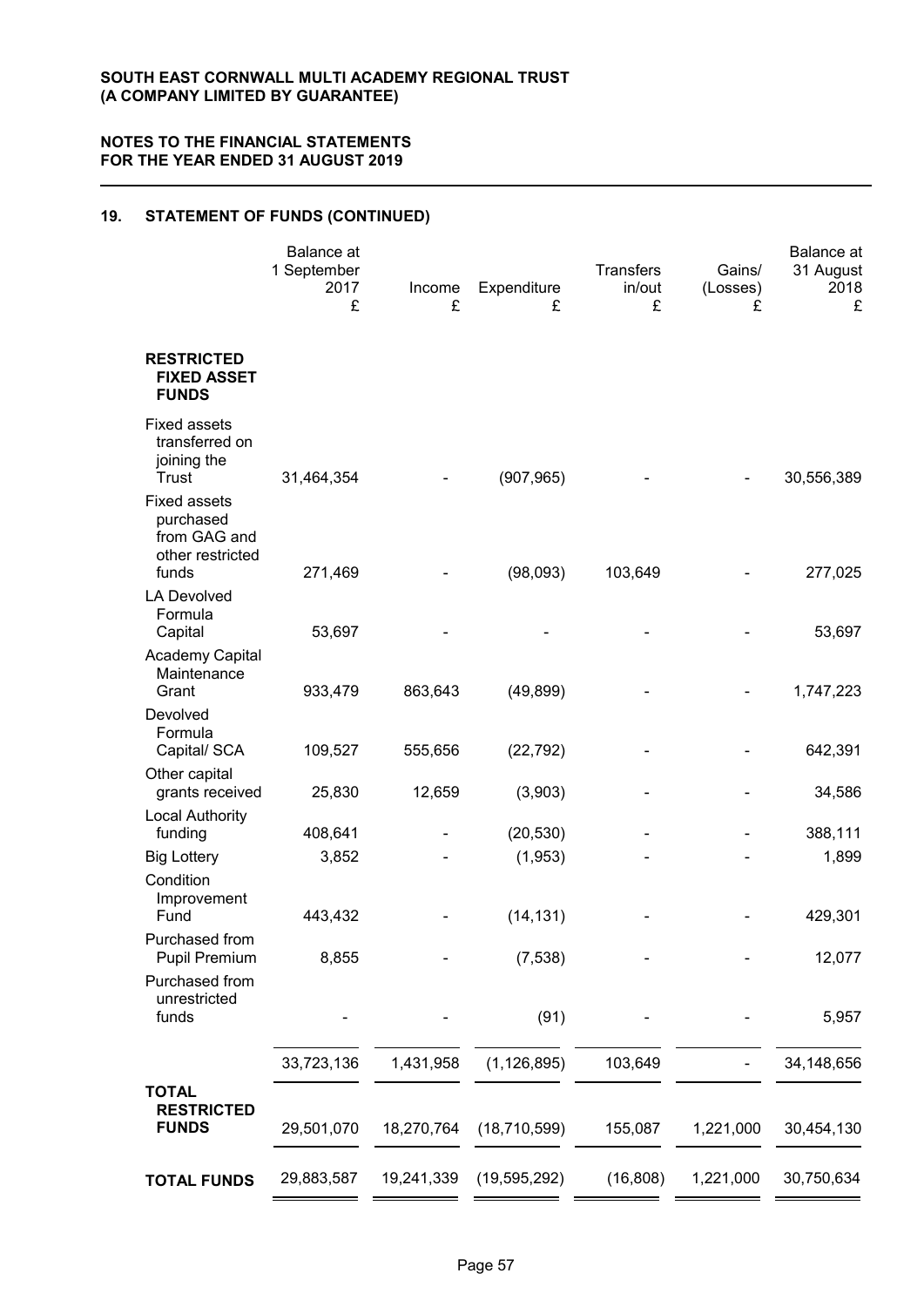## 19. STATEMENT OF FUNDS (CONTINUED)

| | Balance at 1 September 2017 £ | Income £ | Expenditure £ | Transfers in/out £ | Gains/ (Losses) £ | Balance at 31 August 2018 £ |
|---|---|---|---|---|---|---|
| **RESTRICTED FIXED ASSET FUNDS** | | | | | | |
| Fixed assets transferred on joining the Trust | 31,464,354 | - | (907,965) | - | - | 30,556,389 |
| Fixed assets purchased from GAG and other restricted funds | 271,469 | - | (98,093) | 103,649 | - | 277,025 |
| LA Devolved Formula Capital | 53,697 | - | - | - | - | 53,697 |
| Academy Capital Maintenance Grant | 933,479 | 863,643 | (49,899) | - | - | 1,747,223 |
| Devolved Formula Capital/ SCA | 109,527 | 555,656 | (22,792) | - | - | 642,391 |
| Other capital grants received | 25,830 | 12,659 | (3,903) | - | - | 34,586 |
| Local Authority funding | 408,641 | - | (20,530) | - | - | 388,111 |
| Big Lottery | 3,852 | - | (1,953) | - | - | 1,899 |
| Condition Improvement Fund | 443,432 | - | (14,131) | - | - | 429,301 |
| Purchased from Pupil Premium | 8,855 | - | (7,538) | - | - | 12,077 |
| Purchased from unrestricted funds | - | - | (91) | - | - | 5,957 |
| | 33,723,136 | 1,431,958 | (1,126,895) | 103,649 | - | 34,148,656 |
| **TOTAL RESTRICTED FUNDS** | 29,501,070 | 18,270,764 | (18,710,599) | 155,087 | 1,221,000 | 30,454,130 |
| **TOTAL FUNDS** | 29,883,587 | 19,241,339 | (19,595,292) | (16,808) | 1,221,000 | 30,750,634 |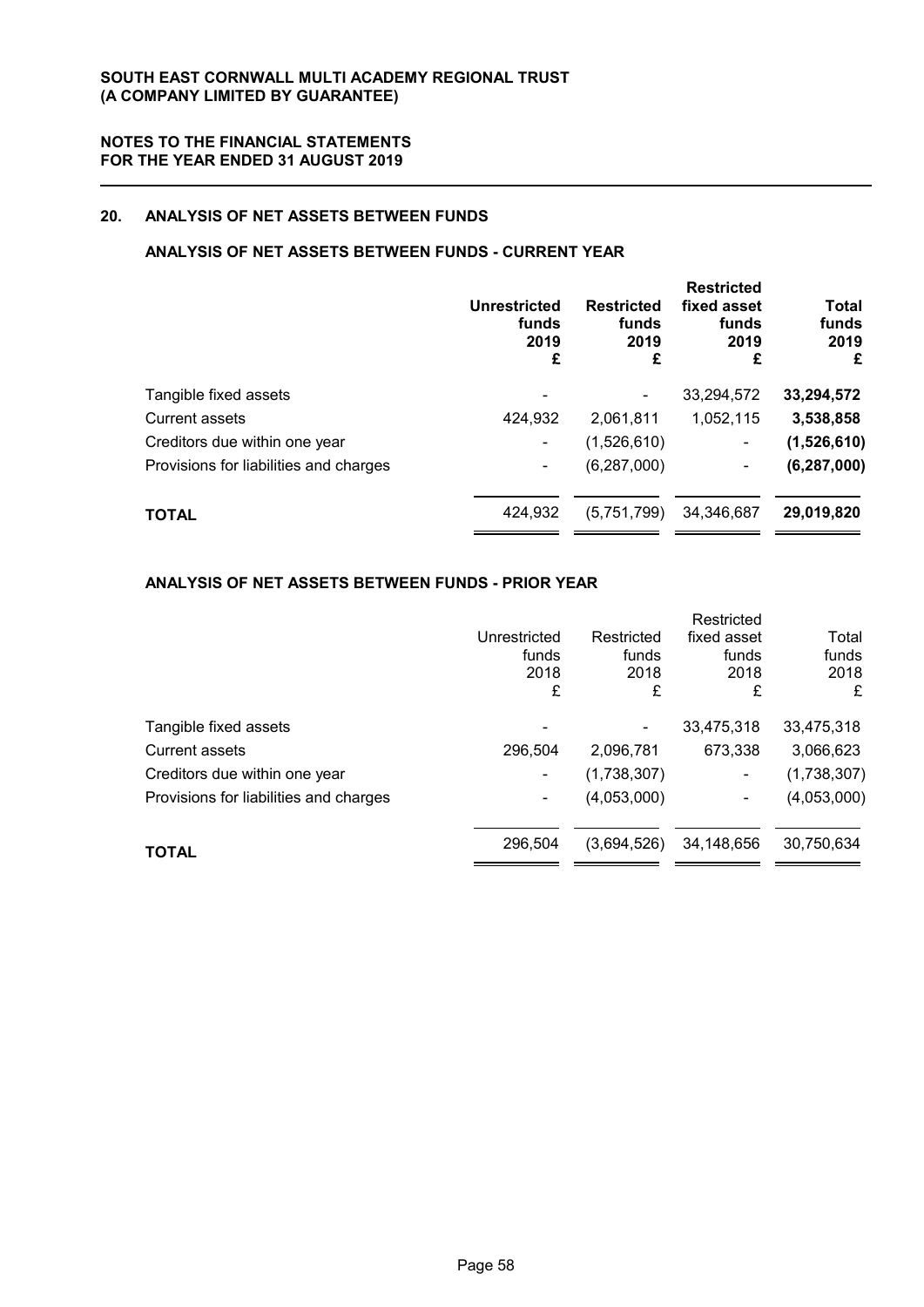## 20. ANALYSIS OF NET ASSETS BETWEEN FUNDS

### ANALYSIS OF NET ASSETS BETWEEN FUNDS - CURRENT YEAR

| | Unrestricted funds 2019 £ | Restricted funds 2019 £ | Restricted fixed asset funds 2019 £ | Total funds 2019 £ |
|---|---|---|---|---|
| Tangible fixed assets | - | - | 33,294,572 | **33,294,572** |
| Current assets | 424,932 | 2,061,811 | 1,052,115 | **3,538,858** |
| Creditors due within one year | - | (1,526,610) | - | **(1,526,610)** |
| Provisions for liabilities and charges | - | (6,287,000) | - | **(6,287,000)** |
| **TOTAL** | 424,932 | (5,751,799) | 34,346,687 | **29,019,820** |

### ANALYSIS OF NET ASSETS BETWEEN FUNDS - PRIOR YEAR

| | Unrestricted funds 2018 £ | Restricted funds 2018 £ | Restricted fixed asset funds 2018 £ | Total funds 2018 £ |
|---|---|---|---|---|
| Tangible fixed assets | - | - | 33,475,318 | 33,475,318 |
| Current assets | 296,504 | 2,096,781 | 673,338 | 3,066,623 |
| Creditors due within one year | - | (1,738,307) | - | (1,738,307) |
| Provisions for liabilities and charges | - | (4,053,000) | - | (4,053,000) |
| **TOTAL** | 296,504 | (3,694,526) | 34,148,656 | 30,750,634 |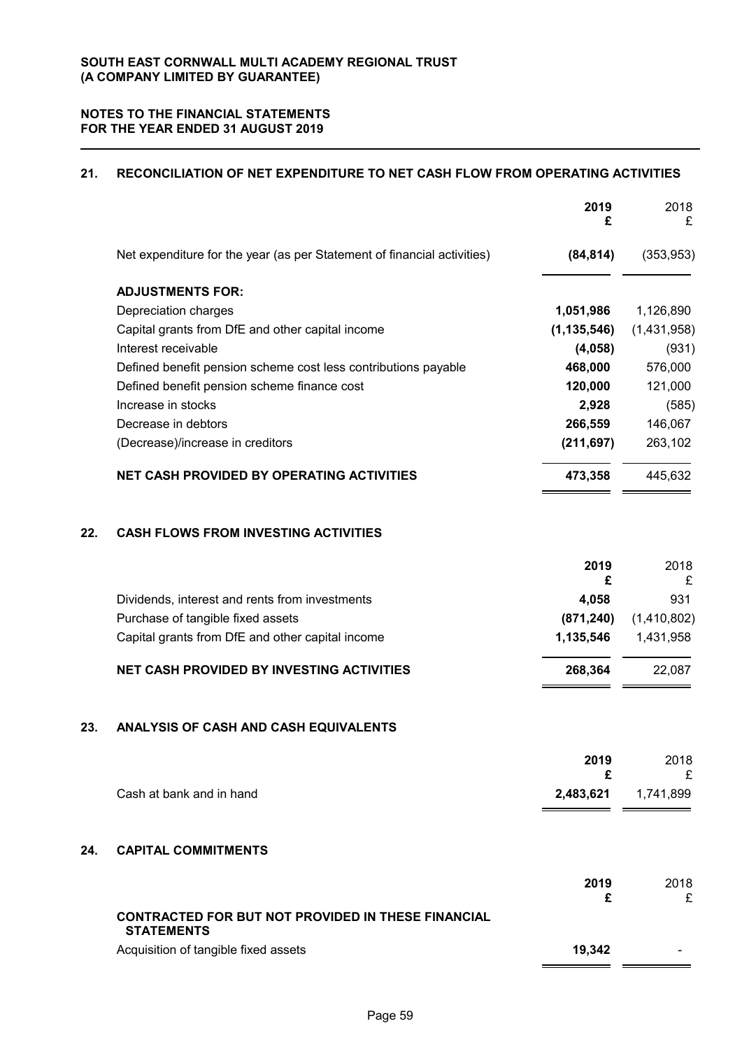## 21. RECONCILIATION OF NET EXPENDITURE TO NET CASH FLOW FROM OPERATING ACTIVITIES

| | 2019 £ | 2018 £ |
|---|---|---|
| Net expenditure for the year (as per Statement of financial activities) | **(84,814)** | (353,953) |
| **ADJUSTMENTS FOR:** | | |
| Depreciation charges | **1,051,986** | 1,126,890 |
| Capital grants from DfE and other capital income | **(1,135,546)** | (1,431,958) |
| Interest receivable | **(4,058)** | (931) |
| Defined benefit pension scheme cost less contributions payable | **468,000** | 576,000 |
| Defined benefit pension scheme finance cost | **120,000** | 121,000 |
| Increase in stocks | **2,928** | (585) |
| Decrease in debtors | **266,559** | 146,067 |
| (Decrease)/increase in creditors | **(211,697)** | 263,102 |
| **NET CASH PROVIDED BY OPERATING ACTIVITIES** | **473,358** | 445,632 |

## 22. CASH FLOWS FROM INVESTING ACTIVITIES

| | 2019 £ | 2018 £ |
|---|---|---|
| Dividends, interest and rents from investments | **4,058** | 931 |
| Purchase of tangible fixed assets | **(871,240)** | (1,410,802) |
| Capital grants from DfE and other capital income | **1,135,546** | 1,431,958 |
| **NET CASH PROVIDED BY INVESTING ACTIVITIES** | **268,364** | 22,087 |

## 23. ANALYSIS OF CASH AND CASH EQUIVALENTS

| | 2019 £ | 2018 £ |
|---|---|---|
| Cash at bank and in hand | **2,483,621** | 1,741,899 |

## 24. CAPITAL COMMITMENTS

| | 2019 £ | 2018 £ |
|---|---|---|
| **CONTRACTED FOR BUT NOT PROVIDED IN THESE FINANCIAL STATEMENTS** | | |
| Acquisition of tangible fixed assets | **19,342** | - |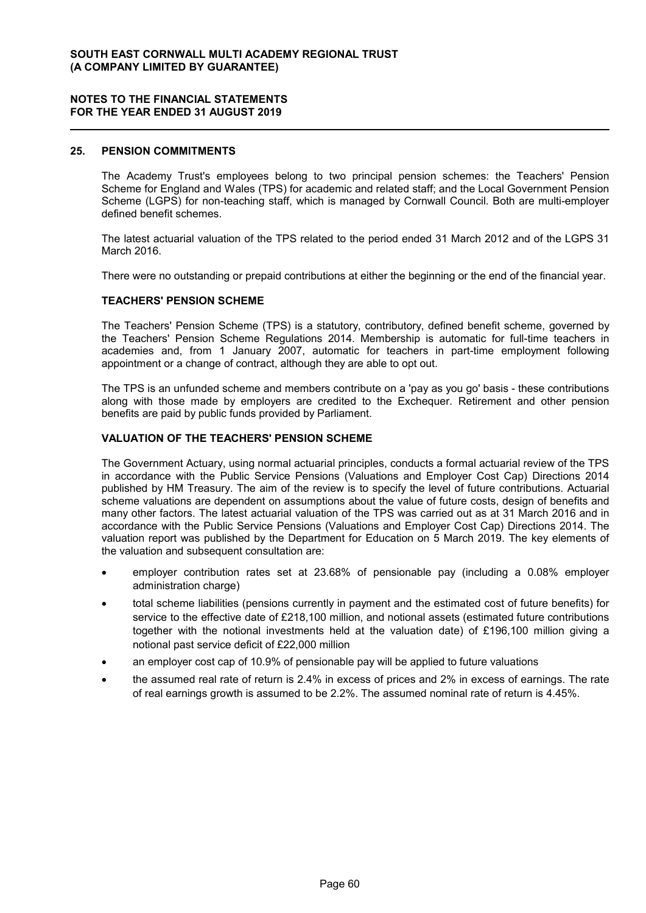## 25. PENSION COMMITMENTS

The Academy Trust's employees belong to two principal pension schemes: the Teachers' Pension Scheme for England and Wales (TPS) for academic and related staff; and the Local Government Pension Scheme (LGPS) for non-teaching staff, which is managed by Cornwall Council. Both are multi-employer defined benefit schemes.

The latest actuarial valuation of the TPS related to the period ended 31 March 2012 and of the LGPS 31 March 2016.

There were no outstanding or prepaid contributions at either the beginning or the end of the financial year.

### TEACHERS' PENSION SCHEME

The Teachers' Pension Scheme (TPS) is a statutory, contributory, defined benefit scheme, governed by the Teachers' Pension Scheme Regulations 2014. Membership is automatic for full-time teachers in academies and, from 1 January 2007, automatic for teachers in part-time employment following appointment or a change of contract, although they are able to opt out.

The TPS is an unfunded scheme and members contribute on a 'pay as you go' basis - these contributions along with those made by employers are credited to the Exchequer. Retirement and other pension benefits are paid by public funds provided by Parliament.

### VALUATION OF THE TEACHERS' PENSION SCHEME

The Government Actuary, using normal actuarial principles, conducts a formal actuarial review of the TPS in accordance with the Public Service Pensions (Valuations and Employer Cost Cap) Directions 2014 published by HM Treasury. The aim of the review is to specify the level of future contributions. Actuarial scheme valuations are dependent on assumptions about the value of future costs, design of benefits and many other factors. The latest actuarial valuation of the TPS was carried out as at 31 March 2016 and in accordance with the Public Service Pensions (Valuations and Employer Cost Cap) Directions 2014. The valuation report was published by the Department for Education on 5 March 2019. The key elements of the valuation and subsequent consultation are:

- employer contribution rates set at 23.68% of pensionable pay (including a 0.08% employer administration charge)
- total scheme liabilities (pensions currently in payment and the estimated cost of future benefits) for service to the effective date of £218,100 million, and notional assets (estimated future contributions together with the notional investments held at the valuation date) of £196,100 million giving a notional past service deficit of £22,000 million
- an employer cost cap of 10.9% of pensionable pay will be applied to future valuations
- the assumed real rate of return is 2.4% in excess of prices and 2% in excess of earnings. The rate of real earnings growth is assumed to be 2.2%. The assumed nominal rate of return is 4.45%.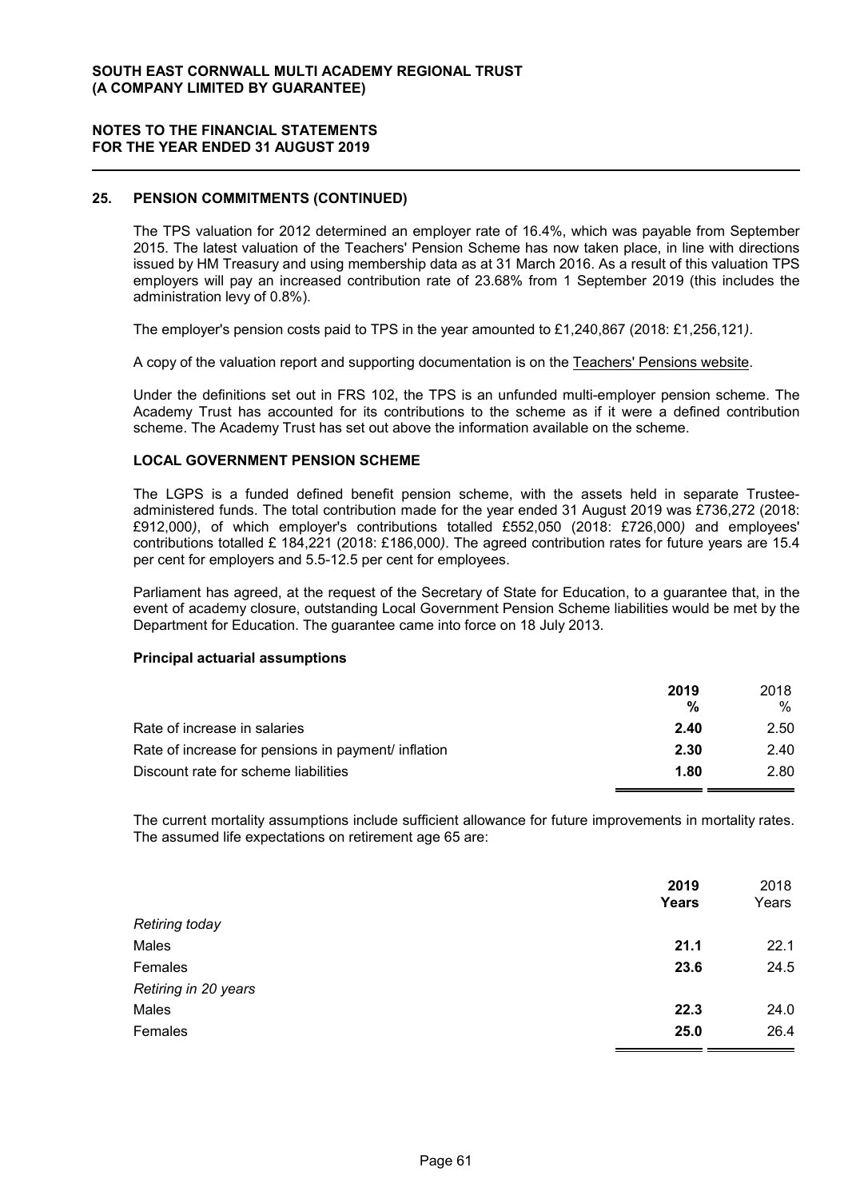## 25. PENSION COMMITMENTS (CONTINUED)

The TPS valuation for 2012 determined an employer rate of 16.4%, which was payable from September 2015. The latest valuation of the Teachers' Pension Scheme has now taken place, in line with directions issued by HM Treasury and using membership data as at 31 March 2016. As a result of this valuation TPS employers will pay an increased contribution rate of 23.68% from 1 September 2019 (this includes the administration levy of 0.8%).

The employer's pension costs paid to TPS in the year amounted to £1,240,867 (2018: £1,256,121*)*.

A copy of the valuation report and supporting documentation is on the Teachers' Pensions website.

Under the definitions set out in FRS 102, the TPS is an unfunded multi-employer pension scheme. The Academy Trust has accounted for its contributions to the scheme as if it were a defined contribution scheme. The Academy Trust has set out above the information available on the scheme.

### LOCAL GOVERNMENT PENSION SCHEME

The LGPS is a funded defined benefit pension scheme, with the assets held in separate Trustee-administered funds. The total contribution made for the year ended 31 August 2019 was £736,272 (2018: £912,000*)*, of which employer's contributions totalled £552,050 (2018: £726,000*)* and employees' contributions totalled £ 184,221 (2018: £186,000*)*. The agreed contribution rates for future years are 15.4 per cent for employers and 5.5-12.5 per cent for employees.

Parliament has agreed, at the request of the Secretary of State for Education, to a guarantee that, in the event of academy closure, outstanding Local Government Pension Scheme liabilities would be met by the Department for Education. The guarantee came into force on 18 July 2013.

### Principal actuarial assumptions

| | **2019** | 2018 |
|---|---|---|
| | **%** | % |
| Rate of increase in salaries | **2.40** | 2.50 |
| Rate of increase for pensions in payment/ inflation | **2.30** | 2.40 |
| Discount rate for scheme liabilities | **1.80** | 2.80 |

The current mortality assumptions include sufficient allowance for future improvements in mortality rates. The assumed life expectations on retirement age 65 are:

| | **2019** | 2018 |
|---|---|---|
| | **Years** | Years |
| *Retiring today* | | |
| Males | **21.1** | 22.1 |
| Females | **23.6** | 24.5 |
| *Retiring in 20 years* | | |
| Males | **22.3** | 24.0 |
| Females | **25.0** | 26.4 |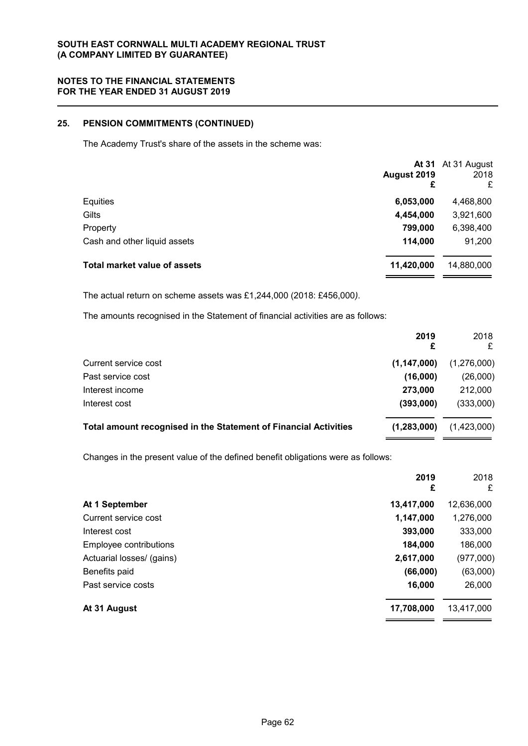## 25. PENSION COMMITMENTS (CONTINUED)

The Academy Trust's share of the assets in the scheme was:

| | At 31 August 2019 £ | At 31 August 2018 £ |
|---|---|---|
| Equities | **6,053,000** | 4,468,800 |
| Gilts | **4,454,000** | 3,921,600 |
| Property | **799,000** | 6,398,400 |
| Cash and other liquid assets | **114,000** | 91,200 |
| **Total market value of assets** | **11,420,000** | 14,880,000 |

The actual return on scheme assets was £1,244,000 (2018: £456,000).

The amounts recognised in the Statement of financial activities are as follows:

| | 2019 £ | 2018 £ |
|---|---|---|
| Current service cost | **(1,147,000)** | (1,276,000) |
| Past service cost | **(16,000)** | (26,000) |
| Interest income | **273,000** | 212,000 |
| Interest cost | **(393,000)** | (333,000) |
| **Total amount recognised in the Statement of Financial Activities** | **(1,283,000)** | (1,423,000) |

Changes in the present value of the defined benefit obligations were as follows:

| | 2019 £ | 2018 £ |
|---|---|---|
| **At 1 September** | **13,417,000** | 12,636,000 |
| Current service cost | **1,147,000** | 1,276,000 |
| Interest cost | **393,000** | 333,000 |
| Employee contributions | **184,000** | 186,000 |
| Actuarial losses/ (gains) | **2,617,000** | (977,000) |
| Benefits paid | **(66,000)** | (63,000) |
| Past service costs | **16,000** | 26,000 |
| **At 31 August** | **17,708,000** | 13,417,000 |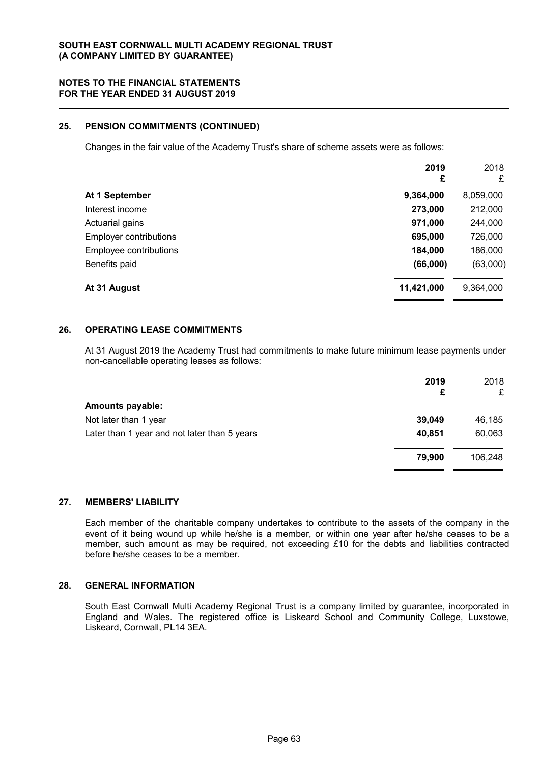## 25. PENSION COMMITMENTS (CONTINUED)

Changes in the fair value of the Academy Trust's share of scheme assets were as follows:

| | 2019 £ | 2018 £ |
|---|---|---|
| **At 1 September** | **9,364,000** | 8,059,000 |
| Interest income | **273,000** | 212,000 |
| Actuarial gains | **971,000** | 244,000 |
| Employer contributions | **695,000** | 726,000 |
| Employee contributions | **184,000** | 186,000 |
| Benefits paid | **(66,000)** | (63,000) |
| **At 31 August** | **11,421,000** | 9,364,000 |

## 26. OPERATING LEASE COMMITMENTS

At 31 August 2019 the Academy Trust had commitments to make future minimum lease payments under non-cancellable operating leases as follows:

| | 2019 £ | 2018 £ |
|---|---|---|
| **Amounts payable:** | | |
| Not later than 1 year | **39,049** | 46,185 |
| Later than 1 year and not later than 5 years | **40,851** | 60,063 |
| | **79,900** | 106,248 |

## 27. MEMBERS' LIABILITY

Each member of the charitable company undertakes to contribute to the assets of the company in the event of it being wound up while he/she is a member, or within one year after he/she ceases to be a member, such amount as may be required, not exceeding £10 for the debts and liabilities contracted before he/she ceases to be a member.

## 28. GENERAL INFORMATION

South East Cornwall Multi Academy Regional Trust is a company limited by guarantee, incorporated in England and Wales. The registered office is Liskeard School and Community College, Luxstowe, Liskeard, Cornwall, PL14 3EA.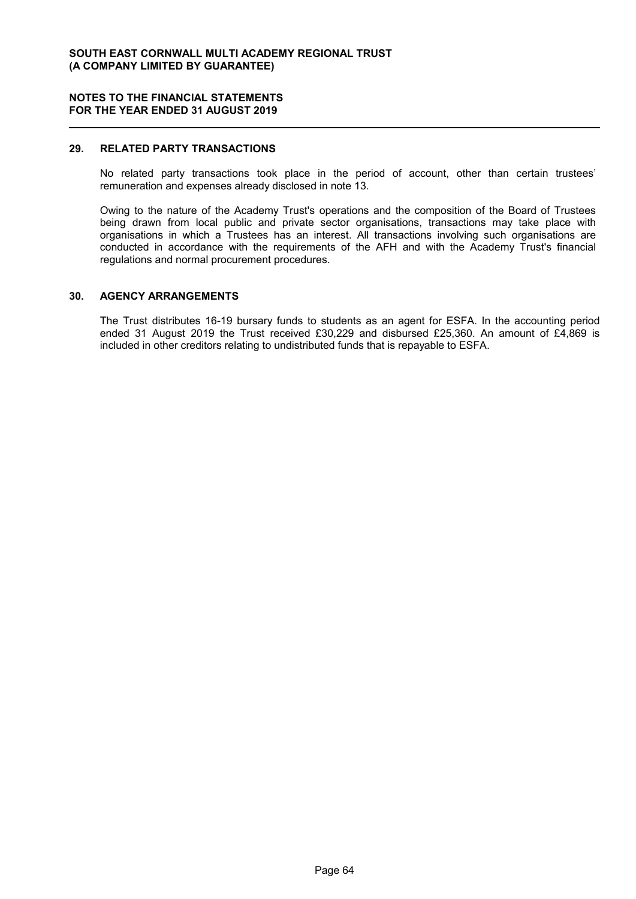## 29. RELATED PARTY TRANSACTIONS

No related party transactions took place in the period of account, other than certain trustees' remuneration and expenses already disclosed in note 13.

Owing to the nature of the Academy Trust's operations and the composition of the Board of Trustees being drawn from local public and private sector organisations, transactions may take place with organisations in which a Trustees has an interest. All transactions involving such organisations are conducted in accordance with the requirements of the AFH and with the Academy Trust's financial regulations and normal procurement procedures.

## 30. AGENCY ARRANGEMENTS

The Trust distributes 16-19 bursary funds to students as an agent for ESFA. In the accounting period ended 31 August 2019 the Trust received £30,229 and disbursed £25,360. An amount of £4,869 is included in other creditors relating to undistributed funds that is repayable to ESFA.